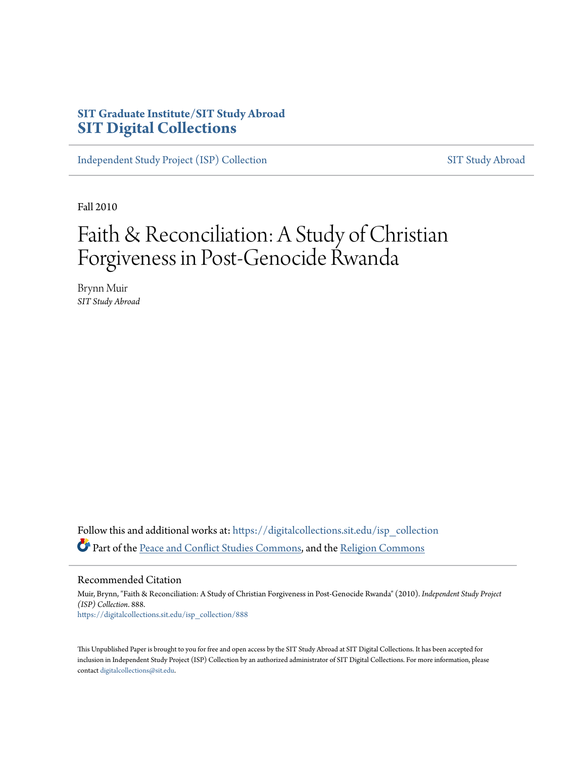SIT Graduate Institute/SIT Study Abroad
**SIT Digital Collections**

Independent Study Project (ISP) Collection | SIT Study Abroad

Fall 2010

# Faith & Reconciliation: A Study of Christian Forgiveness in Post-Genocide Rwanda

Brynn Muir
*SIT Study Abroad*

Follow this and additional works at: https://digitalcollections.sit.edu/isp_collection

Part of the Peace and Conflict Studies Commons, and the Religion Commons

## Recommended Citation

Muir, Brynn, "Faith & Reconciliation: A Study of Christian Forgiveness in Post-Genocide Rwanda" (2010). *Independent Study Project (ISP) Collection*. 888.
https://digitalcollections.sit.edu/isp_collection/888

This Unpublished Paper is brought to you for free and open access by the SIT Study Abroad at SIT Digital Collections. It has been accepted for inclusion in Independent Study Project (ISP) Collection by an authorized administrator of SIT Digital Collections. For more information, please contact digitalcollections@sit.edu.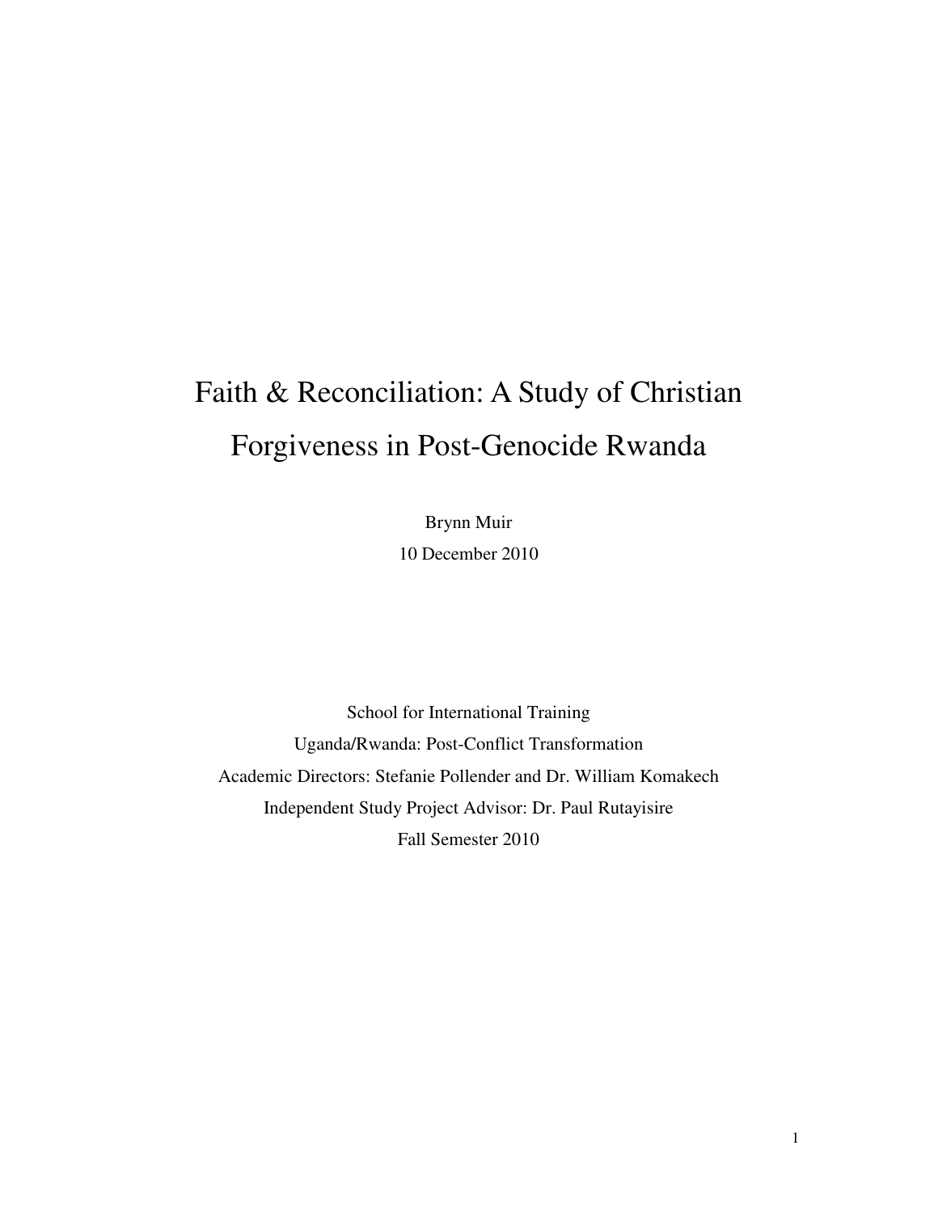# Faith & Reconciliation: A Study of Christian Forgiveness in Post-Genocide Rwanda

Brynn Muir

10 December 2010

School for International Training

Uganda/Rwanda: Post-Conflict Transformation

Academic Directors: Stefanie Pollender and Dr. William Komakech

Independent Study Project Advisor: Dr. Paul Rutayisire

Fall Semester 2010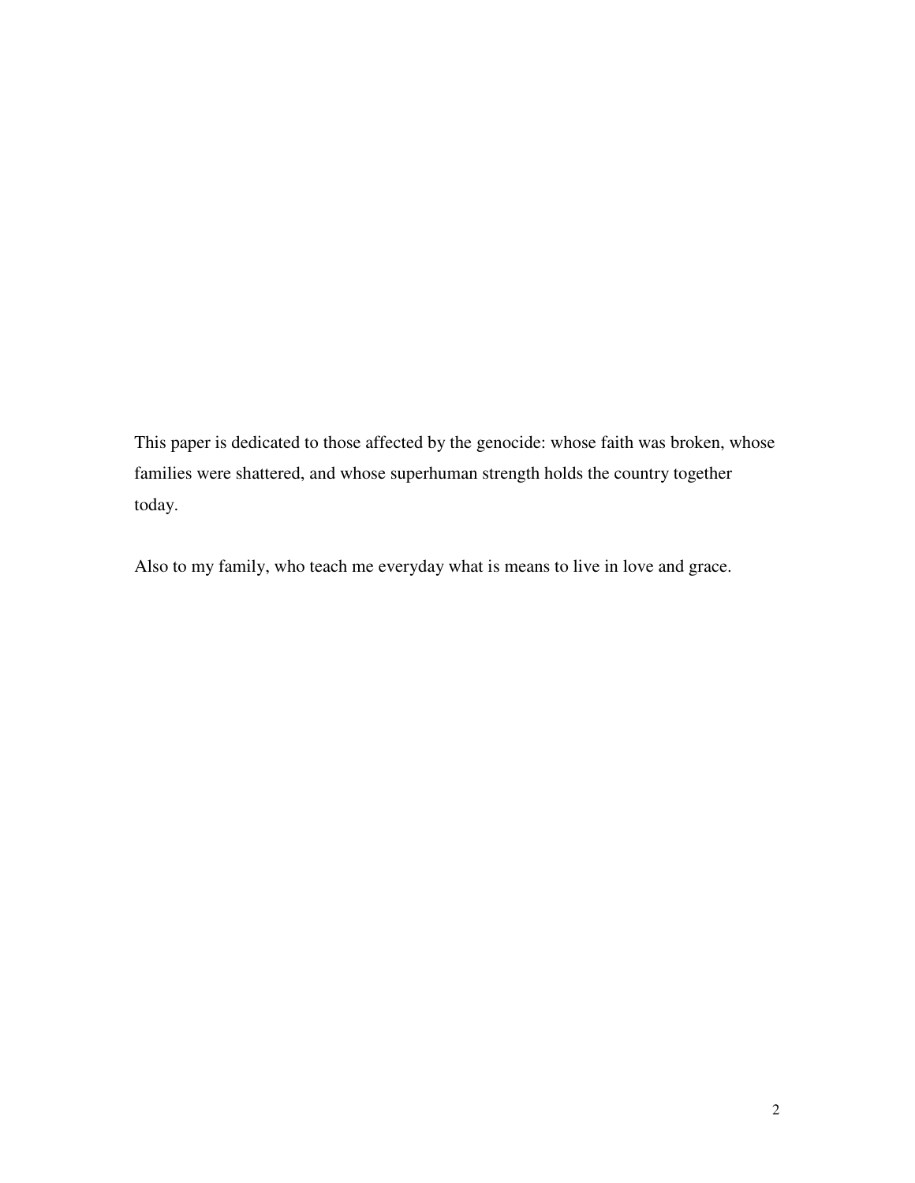This paper is dedicated to those affected by the genocide: whose faith was broken, whose families were shattered, and whose superhuman strength holds the country together today.

Also to my family, who teach me everyday what is means to live in love and grace.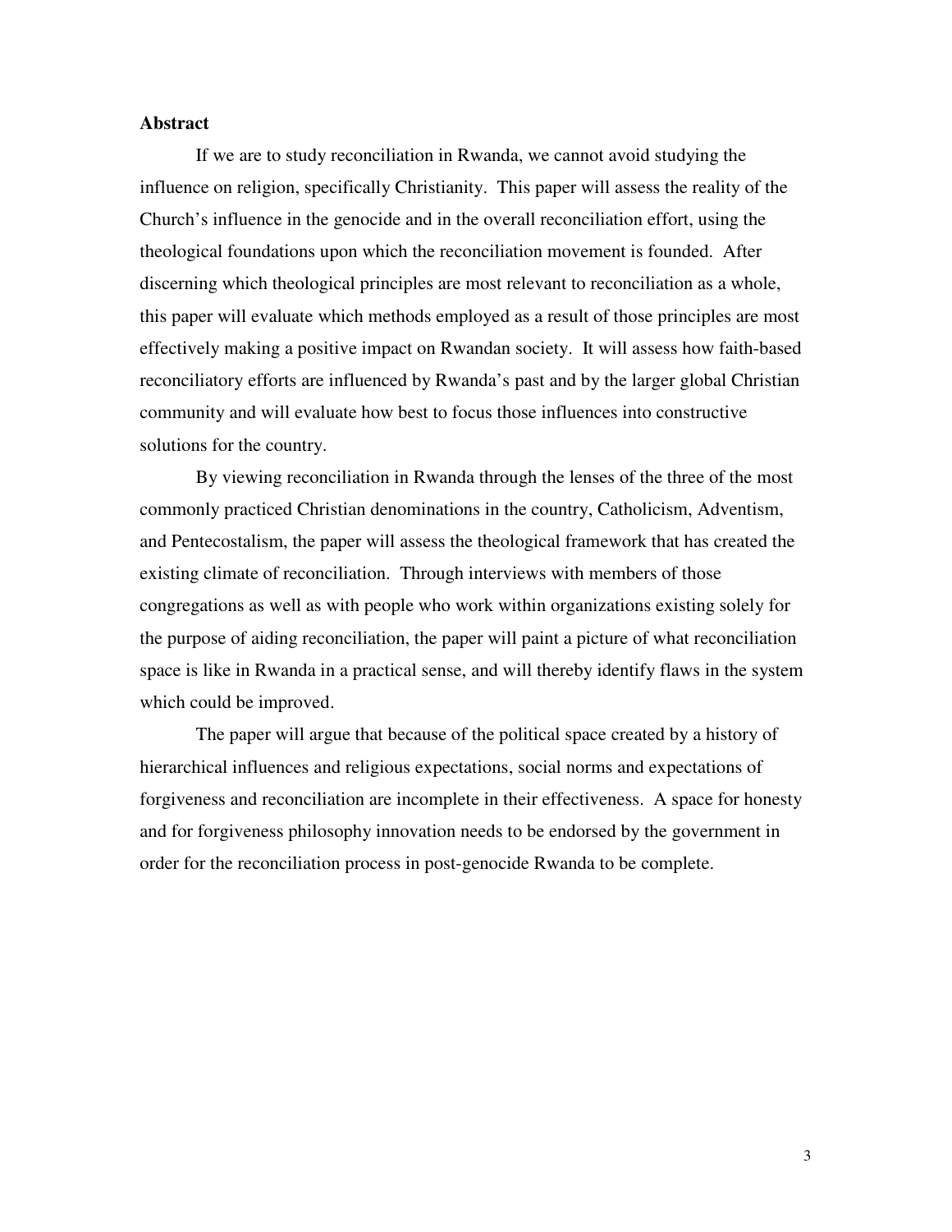## Abstract

If we are to study reconciliation in Rwanda, we cannot avoid studying the influence on religion, specifically Christianity. This paper will assess the reality of the Church's influence in the genocide and in the overall reconciliation effort, using the theological foundations upon which the reconciliation movement is founded. After discerning which theological principles are most relevant to reconciliation as a whole, this paper will evaluate which methods employed as a result of those principles are most effectively making a positive impact on Rwandan society. It will assess how faith-based reconciliatory efforts are influenced by Rwanda's past and by the larger global Christian community and will evaluate how best to focus those influences into constructive solutions for the country.

By viewing reconciliation in Rwanda through the lenses of the three of the most commonly practiced Christian denominations in the country, Catholicism, Adventism, and Pentecostalism, the paper will assess the theological framework that has created the existing climate of reconciliation. Through interviews with members of those congregations as well as with people who work within organizations existing solely for the purpose of aiding reconciliation, the paper will paint a picture of what reconciliation space is like in Rwanda in a practical sense, and will thereby identify flaws in the system which could be improved.

The paper will argue that because of the political space created by a history of hierarchical influences and religious expectations, social norms and expectations of forgiveness and reconciliation are incomplete in their effectiveness. A space for honesty and for forgiveness philosophy innovation needs to be endorsed by the government in order for the reconciliation process in post-genocide Rwanda to be complete.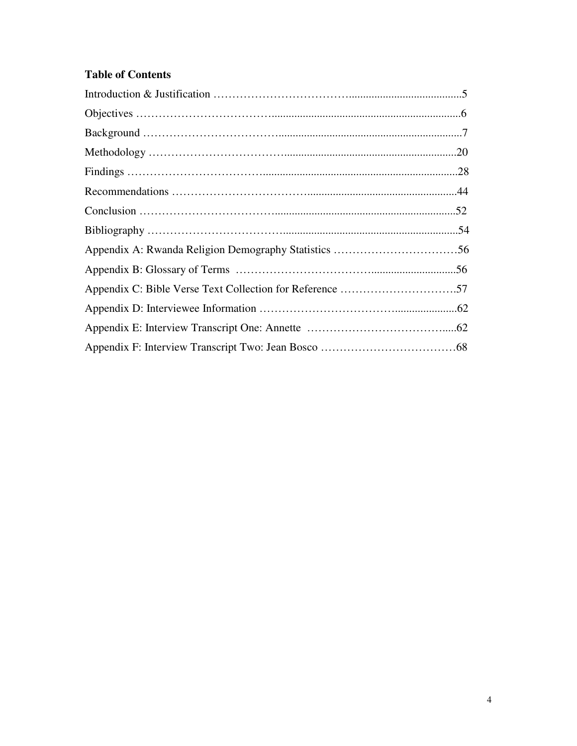**Table of Contents**

Introduction & Justification ............................................................5

Objectives ............................................................6

Background ............................................................7

Methodology ............................................................20

Findings ............................................................28

Recommendations ............................................................44

Conclusion ............................................................52

Bibliography ............................................................54

Appendix A: Rwanda Religion Demography Statistics ............................................................56

Appendix B: Glossary of Terms ............................................................56

Appendix C: Bible Verse Text Collection for Reference ............................................................57

Appendix D: Interviewee Information ............................................................62

Appendix E: Interview Transcript One: Annette ............................................................62

Appendix F: Interview Transcript Two: Jean Bosco ............................................................68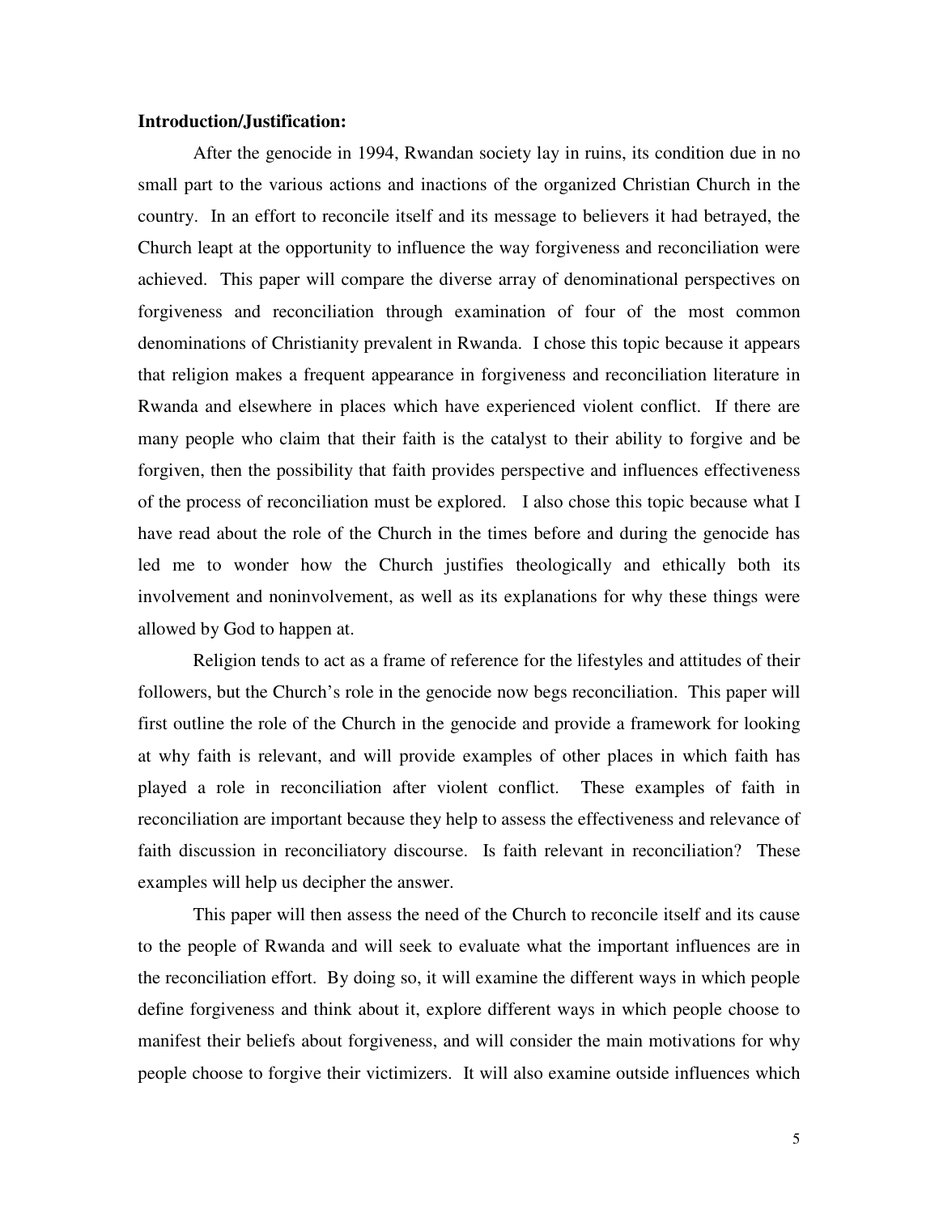**Introduction/Justification:**

After the genocide in 1994, Rwandan society lay in ruins, its condition due in no small part to the various actions and inactions of the organized Christian Church in the country. In an effort to reconcile itself and its message to believers it had betrayed, the Church leapt at the opportunity to influence the way forgiveness and reconciliation were achieved. This paper will compare the diverse array of denominational perspectives on forgiveness and reconciliation through examination of four of the most common denominations of Christianity prevalent in Rwanda. I chose this topic because it appears that religion makes a frequent appearance in forgiveness and reconciliation literature in Rwanda and elsewhere in places which have experienced violent conflict. If there are many people who claim that their faith is the catalyst to their ability to forgive and be forgiven, then the possibility that faith provides perspective and influences effectiveness of the process of reconciliation must be explored. I also chose this topic because what I have read about the role of the Church in the times before and during the genocide has led me to wonder how the Church justifies theologically and ethically both its involvement and noninvolvement, as well as its explanations for why these things were allowed by God to happen at.

Religion tends to act as a frame of reference for the lifestyles and attitudes of their followers, but the Church's role in the genocide now begs reconciliation. This paper will first outline the role of the Church in the genocide and provide a framework for looking at why faith is relevant, and will provide examples of other places in which faith has played a role in reconciliation after violent conflict. These examples of faith in reconciliation are important because they help to assess the effectiveness and relevance of faith discussion in reconciliatory discourse. Is faith relevant in reconciliation? These examples will help us decipher the answer.

This paper will then assess the need of the Church to reconcile itself and its cause to the people of Rwanda and will seek to evaluate what the important influences are in the reconciliation effort. By doing so, it will examine the different ways in which people define forgiveness and think about it, explore different ways in which people choose to manifest their beliefs about forgiveness, and will consider the main motivations for why people choose to forgive their victimizers. It will also examine outside influences which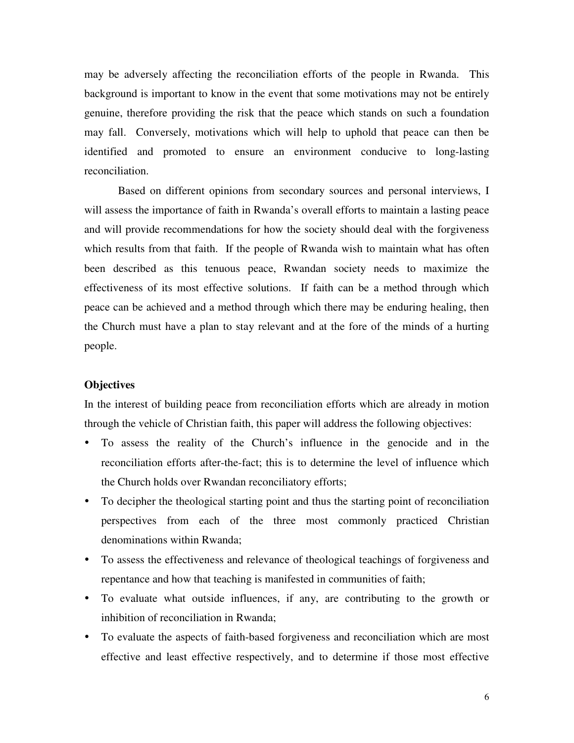may be adversely affecting the reconciliation efforts of the people in Rwanda. This background is important to know in the event that some motivations may not be entirely genuine, therefore providing the risk that the peace which stands on such a foundation may fall. Conversely, motivations which will help to uphold that peace can then be identified and promoted to ensure an environment conducive to long-lasting reconciliation.

Based on different opinions from secondary sources and personal interviews, I will assess the importance of faith in Rwanda's overall efforts to maintain a lasting peace and will provide recommendations for how the society should deal with the forgiveness which results from that faith. If the people of Rwanda wish to maintain what has often been described as this tenuous peace, Rwandan society needs to maximize the effectiveness of its most effective solutions. If faith can be a method through which peace can be achieved and a method through which there may be enduring healing, then the Church must have a plan to stay relevant and at the fore of the minds of a hurting people.

**Objectives**

In the interest of building peace from reconciliation efforts which are already in motion through the vehicle of Christian faith, this paper will address the following objectives:

- To assess the reality of the Church's influence in the genocide and in the reconciliation efforts after-the-fact; this is to determine the level of influence which the Church holds over Rwandan reconciliatory efforts;
- To decipher the theological starting point and thus the starting point of reconciliation perspectives from each of the three most commonly practiced Christian denominations within Rwanda;
- To assess the effectiveness and relevance of theological teachings of forgiveness and repentance and how that teaching is manifested in communities of faith;
- To evaluate what outside influences, if any, are contributing to the growth or inhibition of reconciliation in Rwanda;
- To evaluate the aspects of faith-based forgiveness and reconciliation which are most effective and least effective respectively, and to determine if those most effective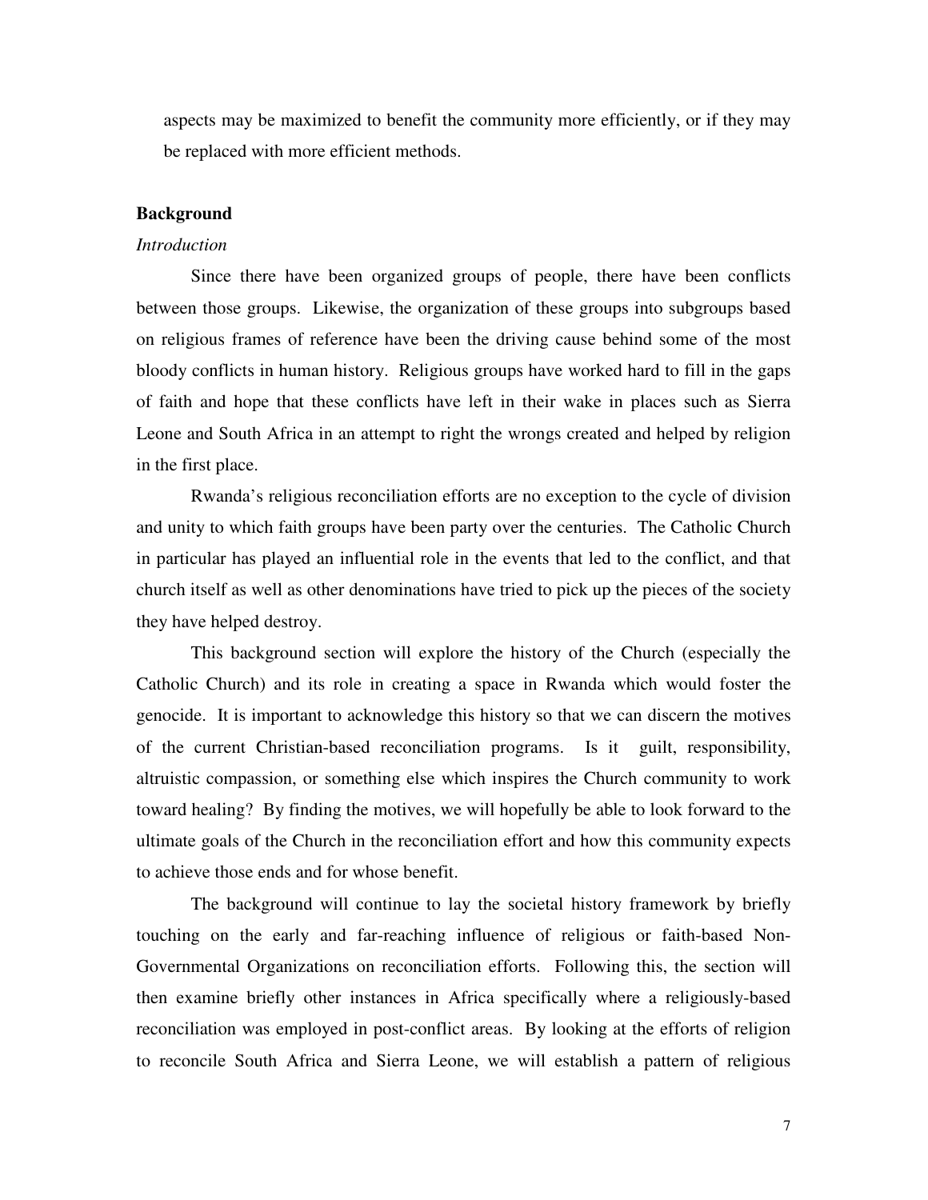aspects may be maximized to benefit the community more efficiently, or if they may be replaced with more efficient methods.

## Background

### *Introduction*

Since there have been organized groups of people, there have been conflicts between those groups. Likewise, the organization of these groups into subgroups based on religious frames of reference have been the driving cause behind some of the most bloody conflicts in human history. Religious groups have worked hard to fill in the gaps of faith and hope that these conflicts have left in their wake in places such as Sierra Leone and South Africa in an attempt to right the wrongs created and helped by religion in the first place.

Rwanda's religious reconciliation efforts are no exception to the cycle of division and unity to which faith groups have been party over the centuries. The Catholic Church in particular has played an influential role in the events that led to the conflict, and that church itself as well as other denominations have tried to pick up the pieces of the society they have helped destroy.

This background section will explore the history of the Church (especially the Catholic Church) and its role in creating a space in Rwanda which would foster the genocide. It is important to acknowledge this history so that we can discern the motives of the current Christian-based reconciliation programs. Is it guilt, responsibility, altruistic compassion, or something else which inspires the Church community to work toward healing? By finding the motives, we will hopefully be able to look forward to the ultimate goals of the Church in the reconciliation effort and how this community expects to achieve those ends and for whose benefit.

The background will continue to lay the societal history framework by briefly touching on the early and far-reaching influence of religious or faith-based Non-Governmental Organizations on reconciliation efforts. Following this, the section will then examine briefly other instances in Africa specifically where a religiously-based reconciliation was employed in post-conflict areas. By looking at the efforts of religion to reconcile South Africa and Sierra Leone, we will establish a pattern of religious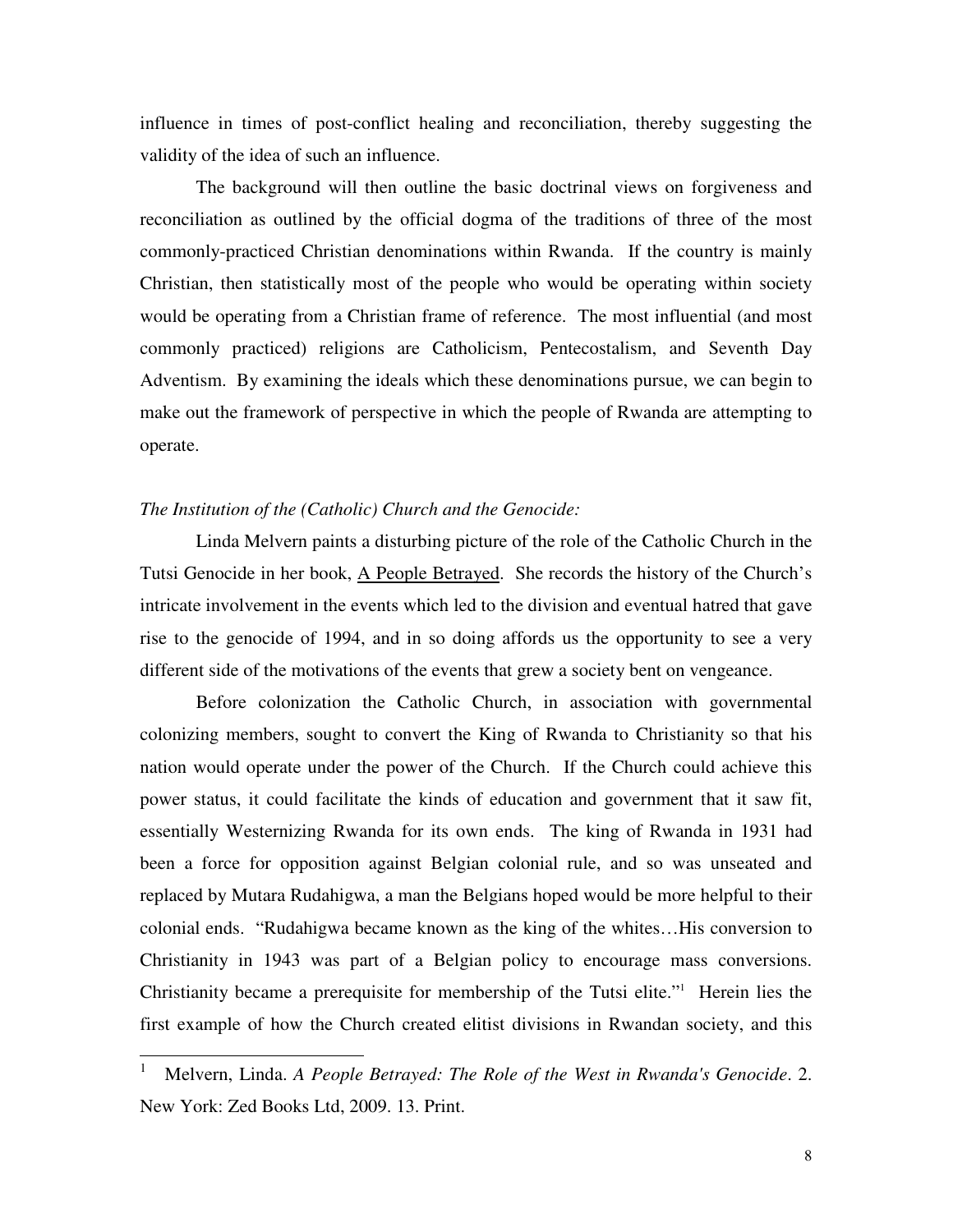influence in times of post-conflict healing and reconciliation, thereby suggesting the validity of the idea of such an influence.

The background will then outline the basic doctrinal views on forgiveness and reconciliation as outlined by the official dogma of the traditions of three of the most commonly-practiced Christian denominations within Rwanda. If the country is mainly Christian, then statistically most of the people who would be operating within society would be operating from a Christian frame of reference. The most influential (and most commonly practiced) religions are Catholicism, Pentecostalism, and Seventh Day Adventism. By examining the ideals which these denominations pursue, we can begin to make out the framework of perspective in which the people of Rwanda are attempting to operate.

*The Institution of the (Catholic) Church and the Genocide:*

Linda Melvern paints a disturbing picture of the role of the Catholic Church in the Tutsi Genocide in her book, A People Betrayed. She records the history of the Church's intricate involvement in the events which led to the division and eventual hatred that gave rise to the genocide of 1994, and in so doing affords us the opportunity to see a very different side of the motivations of the events that grew a society bent on vengeance.

Before colonization the Catholic Church, in association with governmental colonizing members, sought to convert the King of Rwanda to Christianity so that his nation would operate under the power of the Church. If the Church could achieve this power status, it could facilitate the kinds of education and government that it saw fit, essentially Westernizing Rwanda for its own ends. The king of Rwanda in 1931 had been a force for opposition against Belgian colonial rule, and so was unseated and replaced by Mutara Rudahigwa, a man the Belgians hoped would be more helpful to their colonial ends. "Rudahigwa became known as the king of the whites…His conversion to Christianity in 1943 was part of a Belgian policy to encourage mass conversions. Christianity became a prerequisite for membership of the Tutsi elite."[1] Herein lies the first example of how the Church created elitist divisions in Rwandan society, and this

---

[1] Melvern, Linda. *A People Betrayed: The Role of the West in Rwanda's Genocide*. 2. New York: Zed Books Ltd, 2009. 13. Print.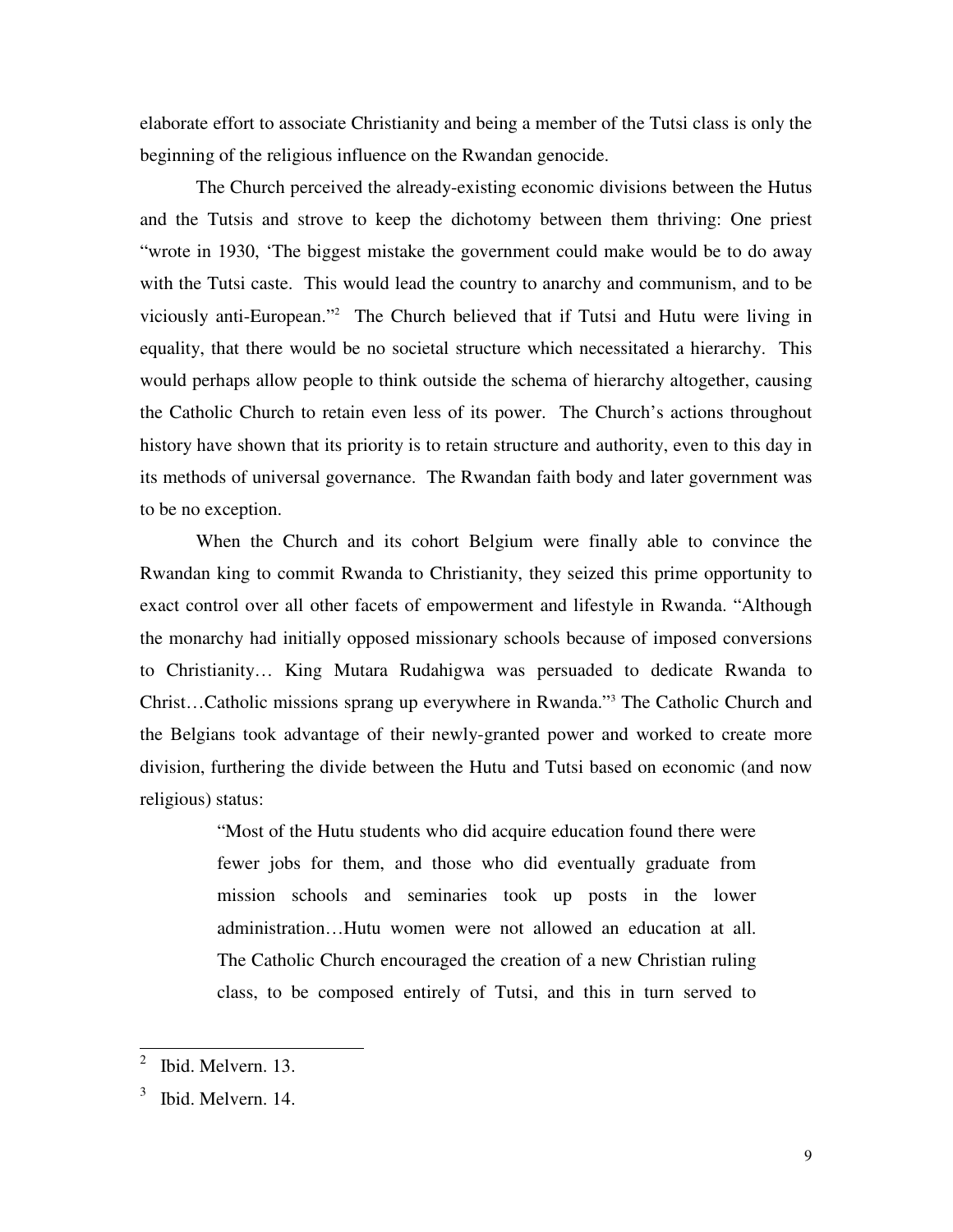elaborate effort to associate Christianity and being a member of the Tutsi class is only the beginning of the religious influence on the Rwandan genocide.

The Church perceived the already-existing economic divisions between the Hutus and the Tutsis and strove to keep the dichotomy between them thriving: One priest "wrote in 1930, 'The biggest mistake the government could make would be to do away with the Tutsi caste. This would lead the country to anarchy and communism, and to be viciously anti-European."[2] The Church believed that if Tutsi and Hutu were living in equality, that there would be no societal structure which necessitated a hierarchy. This would perhaps allow people to think outside the schema of hierarchy altogether, causing the Catholic Church to retain even less of its power. The Church's actions throughout history have shown that its priority is to retain structure and authority, even to this day in its methods of universal governance. The Rwandan faith body and later government was to be no exception.

When the Church and its cohort Belgium were finally able to convince the Rwandan king to commit Rwanda to Christianity, they seized this prime opportunity to exact control over all other facets of empowerment and lifestyle in Rwanda. "Although the monarchy had initially opposed missionary schools because of imposed conversions to Christianity… King Mutara Rudahigwa was persuaded to dedicate Rwanda to Christ…Catholic missions sprang up everywhere in Rwanda."[3] The Catholic Church and the Belgians took advantage of their newly-granted power and worked to create more division, furthering the divide between the Hutu and Tutsi based on economic (and now religious) status:

> "Most of the Hutu students who did acquire education found there were fewer jobs for them, and those who did eventually graduate from mission schools and seminaries took up posts in the lower administration…Hutu women were not allowed an education at all. The Catholic Church encouraged the creation of a new Christian ruling class, to be composed entirely of Tutsi, and this in turn served to

---

[2] Ibid. Melvern. 13.

[3] Ibid. Melvern. 14.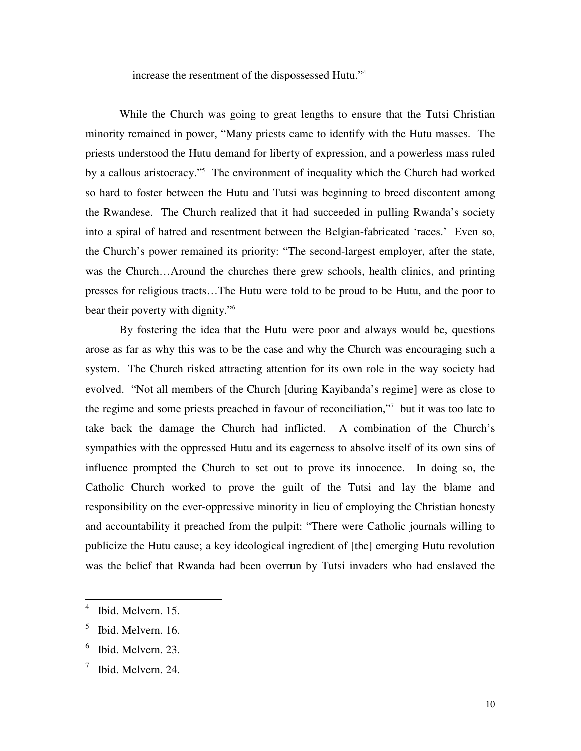increase the resentment of the dispossessed Hutu."[4]

While the Church was going to great lengths to ensure that the Tutsi Christian minority remained in power, "Many priests came to identify with the Hutu masses. The priests understood the Hutu demand for liberty of expression, and a powerless mass ruled by a callous aristocracy."[5] The environment of inequality which the Church had worked so hard to foster between the Hutu and Tutsi was beginning to breed discontent among the Rwandese. The Church realized that it had succeeded in pulling Rwanda's society into a spiral of hatred and resentment between the Belgian-fabricated 'races.' Even so, the Church's power remained its priority: "The second-largest employer, after the state, was the Church…Around the churches there grew schools, health clinics, and printing presses for religious tracts…The Hutu were told to be proud to be Hutu, and the poor to bear their poverty with dignity."[6]

By fostering the idea that the Hutu were poor and always would be, questions arose as far as why this was to be the case and why the Church was encouraging such a system. The Church risked attracting attention for its own role in the way society had evolved. "Not all members of the Church [during Kayibanda's regime] were as close to the regime and some priests preached in favour of reconciliation,"[7] but it was too late to take back the damage the Church had inflicted. A combination of the Church's sympathies with the oppressed Hutu and its eagerness to absolve itself of its own sins of influence prompted the Church to set out to prove its innocence. In doing so, the Catholic Church worked to prove the guilt of the Tutsi and lay the blame and responsibility on the ever-oppressive minority in lieu of employing the Christian honesty and accountability it preached from the pulpit: "There were Catholic journals willing to publicize the Hutu cause; a key ideological ingredient of [the] emerging Hutu revolution was the belief that Rwanda had been overrun by Tutsi invaders who had enslaved the

---

[4] Ibid. Melvern. 15.

[5] Ibid. Melvern. 16.

[6] Ibid. Melvern. 23.

[7] Ibid. Melvern. 24.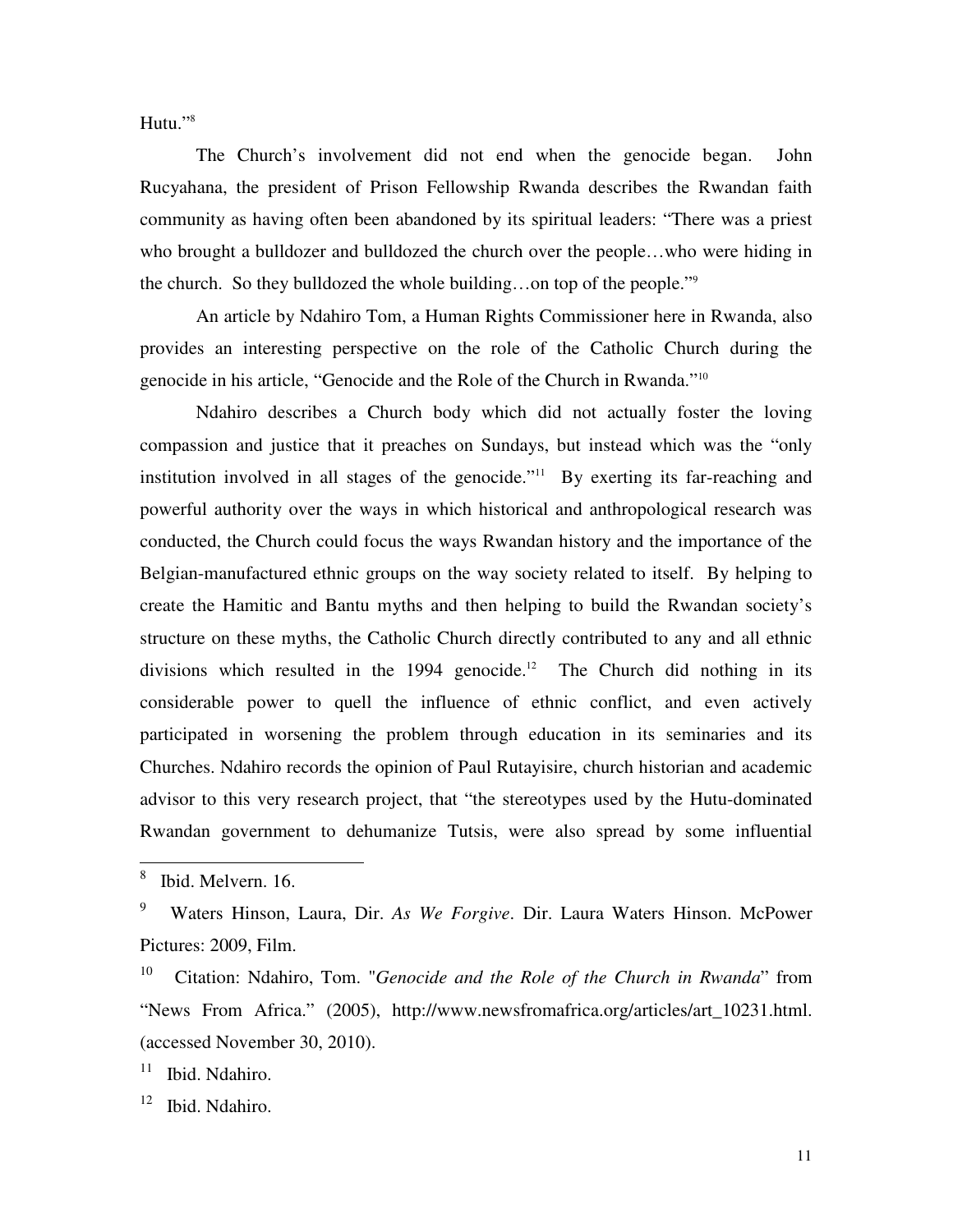Hutu."[8]

The Church's involvement did not end when the genocide began. John Rucyahana, the president of Prison Fellowship Rwanda describes the Rwandan faith community as having often been abandoned by its spiritual leaders: "There was a priest who brought a bulldozer and bulldozed the church over the people…who were hiding in the church. So they bulldozed the whole building…on top of the people."[9]

An article by Ndahiro Tom, a Human Rights Commissioner here in Rwanda, also provides an interesting perspective on the role of the Catholic Church during the genocide in his article, "Genocide and the Role of the Church in Rwanda."[10]

Ndahiro describes a Church body which did not actually foster the loving compassion and justice that it preaches on Sundays, but instead which was the "only institution involved in all stages of the genocide."[11] By exerting its far-reaching and powerful authority over the ways in which historical and anthropological research was conducted, the Church could focus the ways Rwandan history and the importance of the Belgian-manufactured ethnic groups on the way society related to itself. By helping to create the Hamitic and Bantu myths and then helping to build the Rwandan society's structure on these myths, the Catholic Church directly contributed to any and all ethnic divisions which resulted in the 1994 genocide.[12] The Church did nothing in its considerable power to quell the influence of ethnic conflict, and even actively participated in worsening the problem through education in its seminaries and its Churches. Ndahiro records the opinion of Paul Rutayisire, church historian and academic advisor to this very research project, that "the stereotypes used by the Hutu-dominated Rwandan government to dehumanize Tutsis, were also spread by some influential

---

[8] Ibid. Melvern. 16.

[9] Waters Hinson, Laura, Dir. *As We Forgive*. Dir. Laura Waters Hinson. McPower Pictures: 2009, Film.

[10] Citation: Ndahiro, Tom. "*Genocide and the Role of the Church in Rwanda*" from "News From Africa." (2005), http://www.newsfromafrica.org/articles/art_10231.html. (accessed November 30, 2010).

[11] Ibid. Ndahiro.

[12] Ibid. Ndahiro.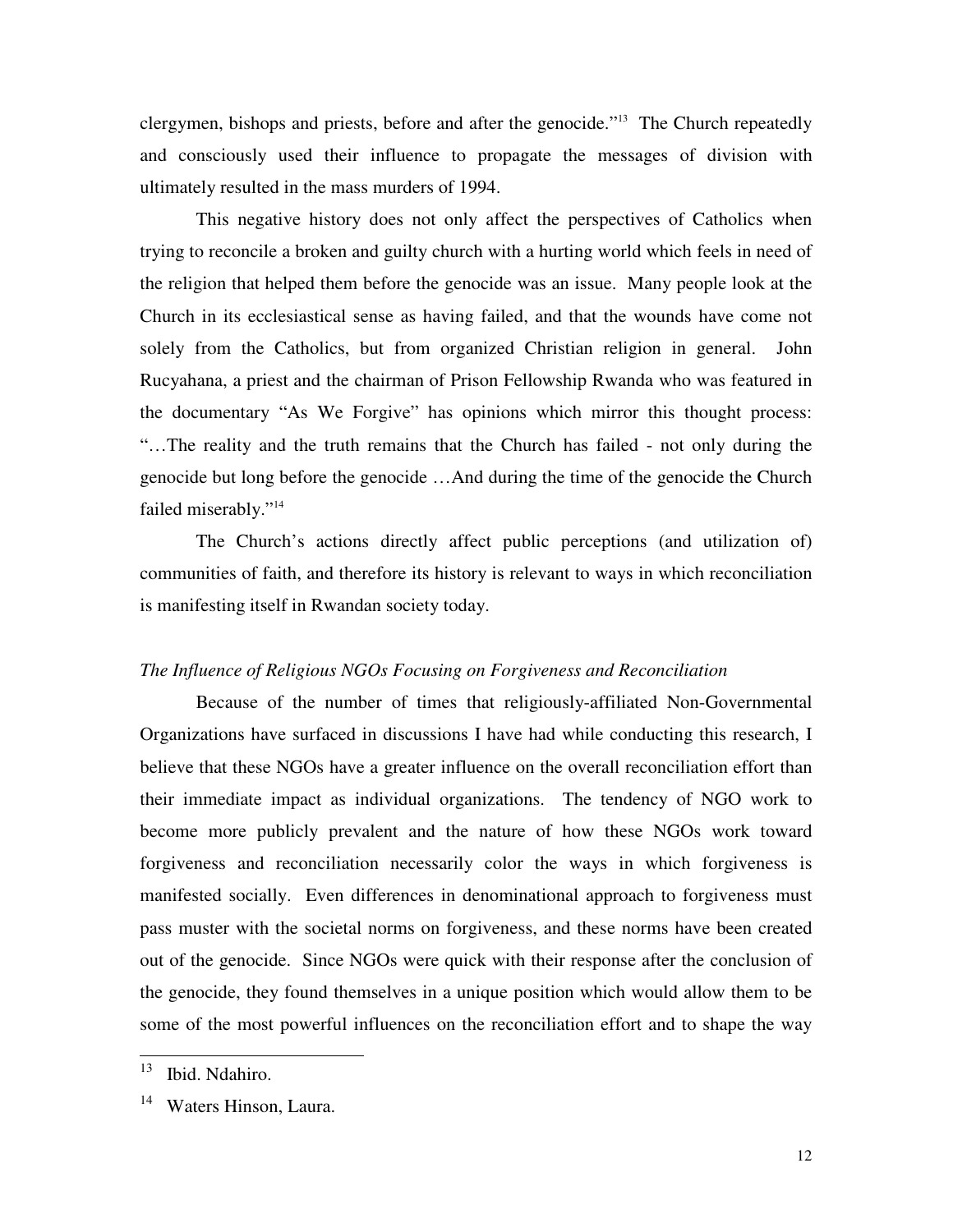clergymen, bishops and priests, before and after the genocide."[13] The Church repeatedly and consciously used their influence to propagate the messages of division with ultimately resulted in the mass murders of 1994.

This negative history does not only affect the perspectives of Catholics when trying to reconcile a broken and guilty church with a hurting world which feels in need of the religion that helped them before the genocide was an issue. Many people look at the Church in its ecclesiastical sense as having failed, and that the wounds have come not solely from the Catholics, but from organized Christian religion in general. John Rucyahana, a priest and the chairman of Prison Fellowship Rwanda who was featured in the documentary "As We Forgive" has opinions which mirror this thought process: "…The reality and the truth remains that the Church has failed - not only during the genocide but long before the genocide …And during the time of the genocide the Church failed miserably."[14]

The Church's actions directly affect public perceptions (and utilization of) communities of faith, and therefore its history is relevant to ways in which reconciliation is manifesting itself in Rwandan society today.

*The Influence of Religious NGOs Focusing on Forgiveness and Reconciliation*

Because of the number of times that religiously-affiliated Non-Governmental Organizations have surfaced in discussions I have had while conducting this research, I believe that these NGOs have a greater influence on the overall reconciliation effort than their immediate impact as individual organizations. The tendency of NGO work to become more publicly prevalent and the nature of how these NGOs work toward forgiveness and reconciliation necessarily color the ways in which forgiveness is manifested socially. Even differences in denominational approach to forgiveness must pass muster with the societal norms on forgiveness, and these norms have been created out of the genocide. Since NGOs were quick with their response after the conclusion of the genocide, they found themselves in a unique position which would allow them to be some of the most powerful influences on the reconciliation effort and to shape the way

---

[13] Ibid. Ndahiro.

[14] Waters Hinson, Laura.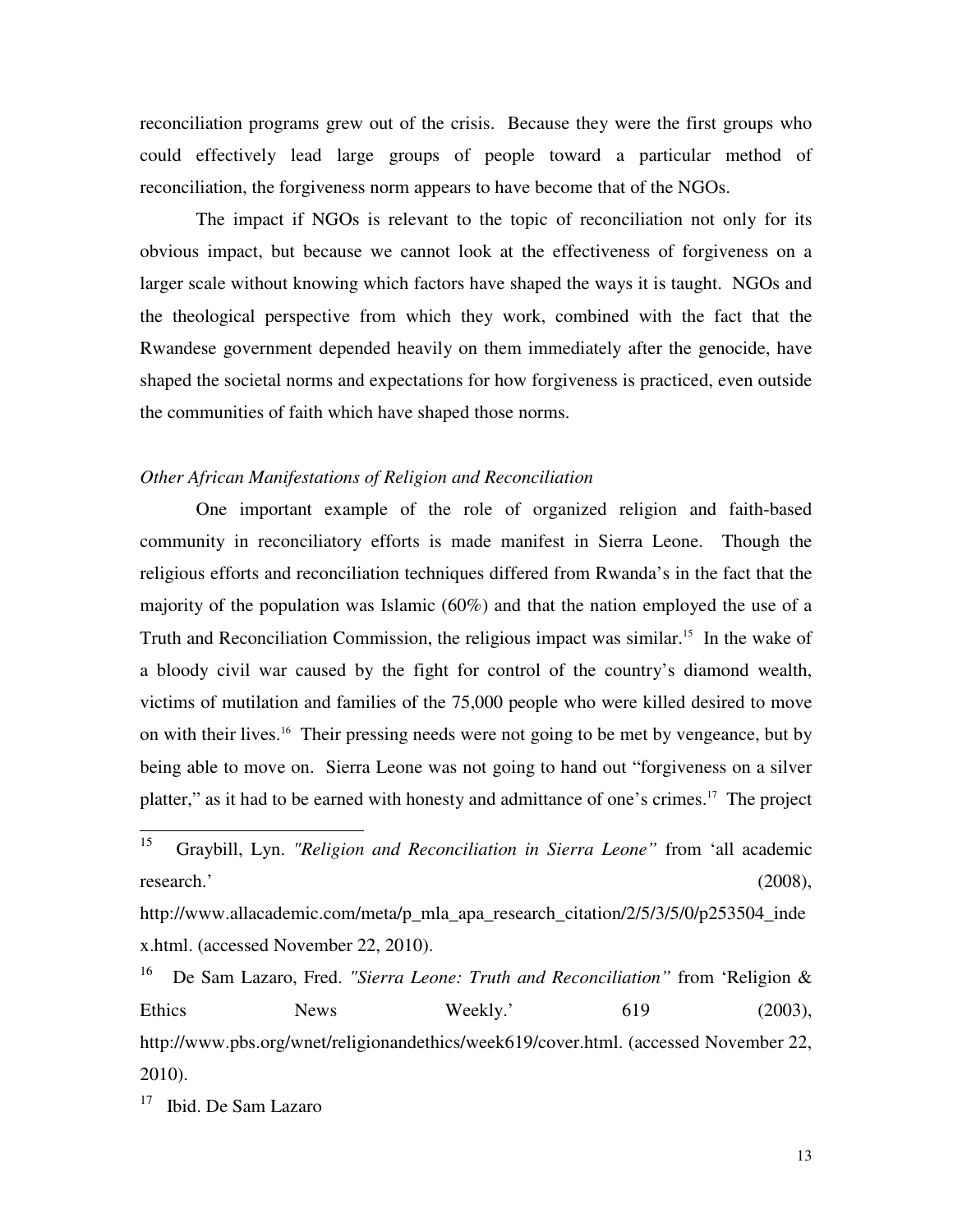reconciliation programs grew out of the crisis. Because they were the first groups who could effectively lead large groups of people toward a particular method of reconciliation, the forgiveness norm appears to have become that of the NGOs.

The impact if NGOs is relevant to the topic of reconciliation not only for its obvious impact, but because we cannot look at the effectiveness of forgiveness on a larger scale without knowing which factors have shaped the ways it is taught. NGOs and the theological perspective from which they work, combined with the fact that the Rwandese government depended heavily on them immediately after the genocide, have shaped the societal norms and expectations for how forgiveness is practiced, even outside the communities of faith which have shaped those norms.

*Other African Manifestations of Religion and Reconciliation*

One important example of the role of organized religion and faith-based community in reconciliatory efforts is made manifest in Sierra Leone. Though the religious efforts and reconciliation techniques differed from Rwanda's in the fact that the majority of the population was Islamic (60%) and that the nation employed the use of a Truth and Reconciliation Commission, the religious impact was similar.[15] In the wake of a bloody civil war caused by the fight for control of the country's diamond wealth, victims of mutilation and families of the 75,000 people who were killed desired to move on with their lives.[16] Their pressing needs were not going to be met by vengeance, but by being able to move on. Sierra Leone was not going to hand out "forgiveness on a silver platter," as it had to be earned with honesty and admittance of one's crimes.[17] The project

---

[15] Graybill, Lyn. *"Religion and Reconciliation in Sierra Leone"* from 'all academic research.' (2008), http://www.allacademic.com/meta/p_mla_apa_research_citation/2/5/3/5/0/p253504_index.html. (accessed November 22, 2010).

[16] De Sam Lazaro, Fred. *"Sierra Leone: Truth and Reconciliation"* from 'Religion & Ethics News Weekly.' 619 (2003), http://www.pbs.org/wnet/religionandethics/week619/cover.html. (accessed November 22, 2010).

[17] Ibid. De Sam Lazaro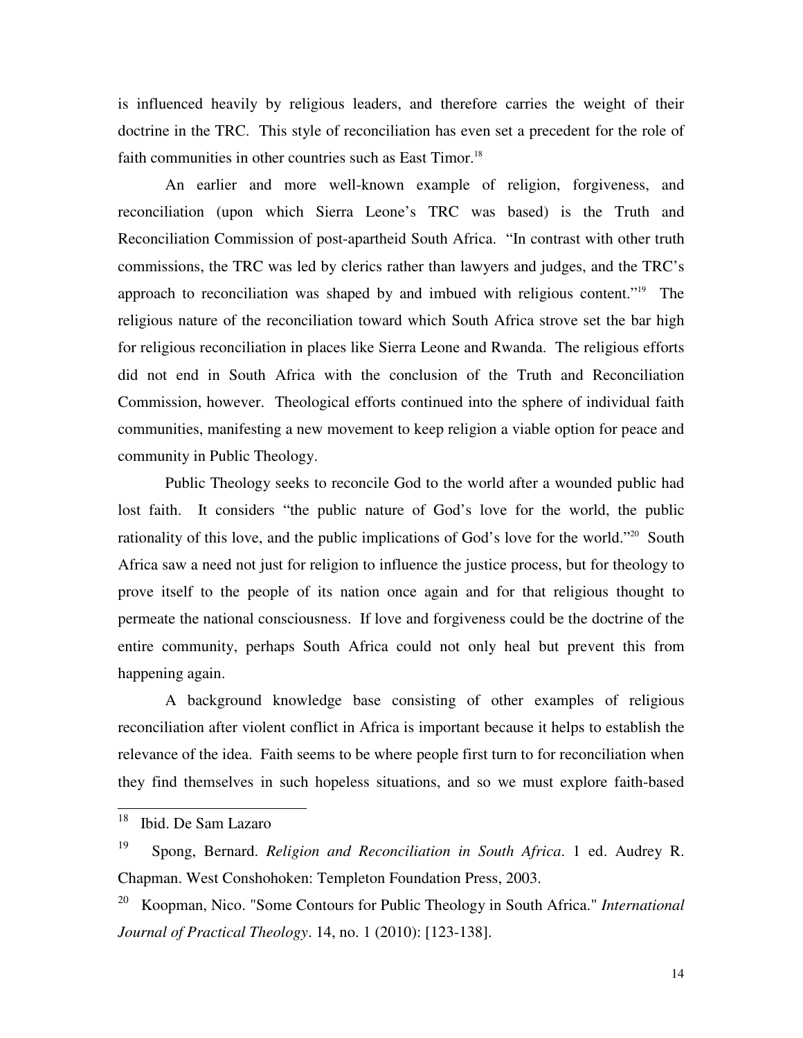is influenced heavily by religious leaders, and therefore carries the weight of their doctrine in the TRC. This style of reconciliation has even set a precedent for the role of faith communities in other countries such as East Timor.[18]

An earlier and more well-known example of religion, forgiveness, and reconciliation (upon which Sierra Leone's TRC was based) is the Truth and Reconciliation Commission of post-apartheid South Africa. "In contrast with other truth commissions, the TRC was led by clerics rather than lawyers and judges, and the TRC's approach to reconciliation was shaped by and imbued with religious content."[19] The religious nature of the reconciliation toward which South Africa strove set the bar high for religious reconciliation in places like Sierra Leone and Rwanda. The religious efforts did not end in South Africa with the conclusion of the Truth and Reconciliation Commission, however. Theological efforts continued into the sphere of individual faith communities, manifesting a new movement to keep religion a viable option for peace and community in Public Theology.

Public Theology seeks to reconcile God to the world after a wounded public had lost faith. It considers "the public nature of God's love for the world, the public rationality of this love, and the public implications of God's love for the world."[20] South Africa saw a need not just for religion to influence the justice process, but for theology to prove itself to the people of its nation once again and for that religious thought to permeate the national consciousness. If love and forgiveness could be the doctrine of the entire community, perhaps South Africa could not only heal but prevent this from happening again.

A background knowledge base consisting of other examples of religious reconciliation after violent conflict in Africa is important because it helps to establish the relevance of the idea. Faith seems to be where people first turn to for reconciliation when they find themselves in such hopeless situations, and so we must explore faith-based

---

[18] Ibid. De Sam Lazaro

[19] Spong, Bernard. *Religion and Reconciliation in South Africa*. 1 ed. Audrey R. Chapman. West Conshohocken: Templeton Foundation Press, 2003.

[20] Koopman, Nico. "Some Contours for Public Theology in South Africa." *International Journal of Practical Theology*. 14, no. 1 (2010): [123-138].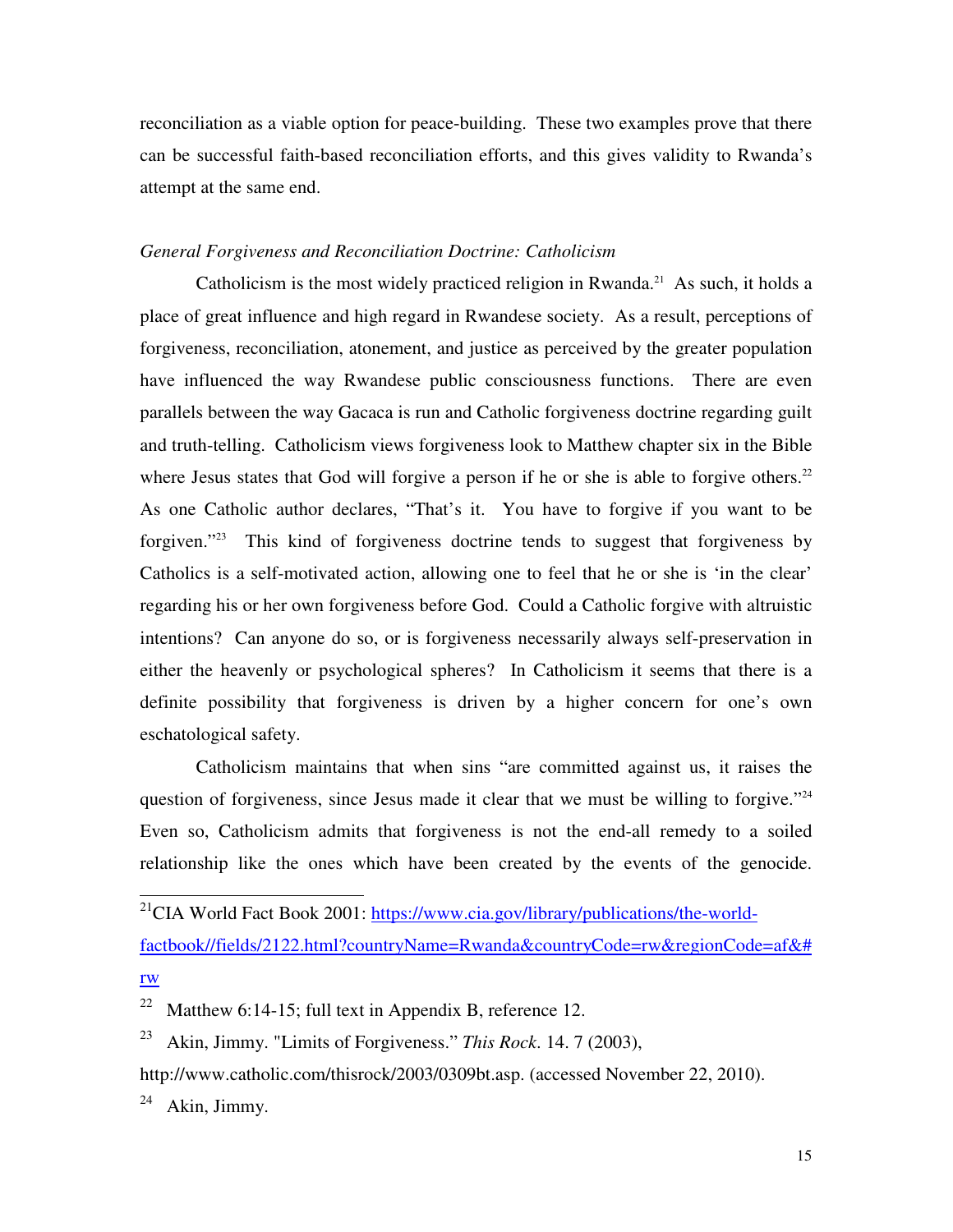reconciliation as a viable option for peace-building. These two examples prove that there can be successful faith-based reconciliation efforts, and this gives validity to Rwanda's attempt at the same end.

*General Forgiveness and Reconciliation Doctrine: Catholicism*

Catholicism is the most widely practiced religion in Rwanda.[21] As such, it holds a place of great influence and high regard in Rwandese society. As a result, perceptions of forgiveness, reconciliation, atonement, and justice as perceived by the greater population have influenced the way Rwandese public consciousness functions. There are even parallels between the way Gacaca is run and Catholic forgiveness doctrine regarding guilt and truth-telling. Catholicism views forgiveness look to Matthew chapter six in the Bible where Jesus states that God will forgive a person if he or she is able to forgive others.[22] As one Catholic author declares, "That's it. You have to forgive if you want to be forgiven."[23] This kind of forgiveness doctrine tends to suggest that forgiveness by Catholics is a self-motivated action, allowing one to feel that he or she is 'in the clear' regarding his or her own forgiveness before God. Could a Catholic forgive with altruistic intentions? Can anyone do so, or is forgiveness necessarily always self-preservation in either the heavenly or psychological spheres? In Catholicism it seems that there is a definite possibility that forgiveness is driven by a higher concern for one's own eschatological safety.

Catholicism maintains that when sins "are committed against us, it raises the question of forgiveness, since Jesus made it clear that we must be willing to forgive."[24] Even so, Catholicism admits that forgiveness is not the end-all remedy to a soiled relationship like the ones which have been created by the events of the genocide.

---

[21] CIA World Fact Book 2001: https://www.cia.gov/library/publications/the-world-factbook//fields/2122.html?countryName=Rwanda&countryCode=rw&regionCode=af&#rw

[22] Matthew 6:14-15; full text in Appendix B, reference 12.

[23] Akin, Jimmy. "Limits of Forgiveness." *This Rock*. 14. 7 (2003), http://www.catholic.com/thisrock/2003/0309bt.asp. (accessed November 22, 2010).

[24] Akin, Jimmy.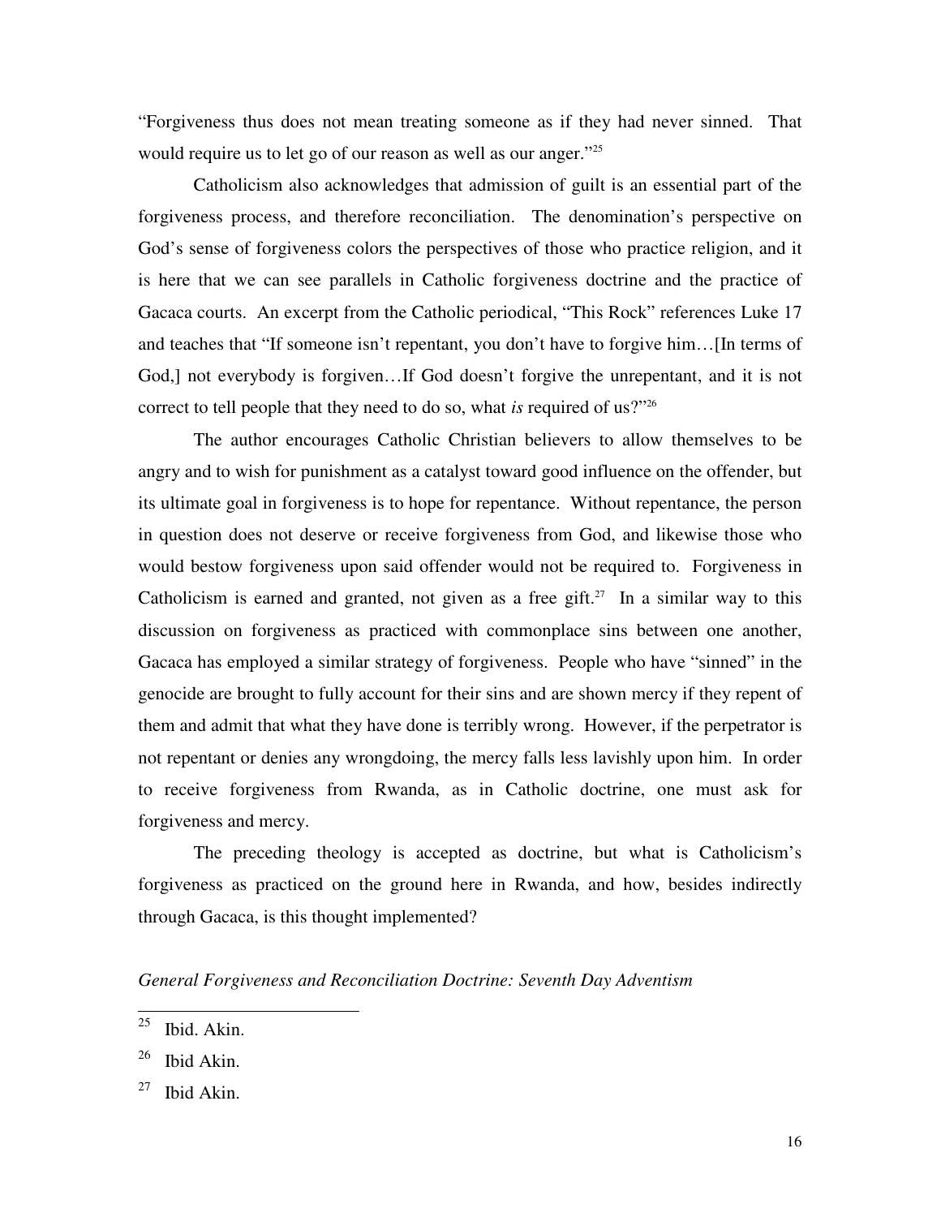"Forgiveness thus does not mean treating someone as if they had never sinned. That would require us to let go of our reason as well as our anger."[25]

Catholicism also acknowledges that admission of guilt is an essential part of the forgiveness process, and therefore reconciliation. The denomination's perspective on God's sense of forgiveness colors the perspectives of those who practice religion, and it is here that we can see parallels in Catholic forgiveness doctrine and the practice of Gacaca courts. An excerpt from the Catholic periodical, "This Rock" references Luke 17 and teaches that "If someone isn't repentant, you don't have to forgive him…[In terms of God,] not everybody is forgiven…If God doesn't forgive the unrepentant, and it is not correct to tell people that they need to do so, what *is* required of us?"[26]

The author encourages Catholic Christian believers to allow themselves to be angry and to wish for punishment as a catalyst toward good influence on the offender, but its ultimate goal in forgiveness is to hope for repentance. Without repentance, the person in question does not deserve or receive forgiveness from God, and likewise those who would bestow forgiveness upon said offender would not be required to. Forgiveness in Catholicism is earned and granted, not given as a free gift.[27] In a similar way to this discussion on forgiveness as practiced with commonplace sins between one another, Gacaca has employed a similar strategy of forgiveness. People who have "sinned" in the genocide are brought to fully account for their sins and are shown mercy if they repent of them and admit that what they have done is terribly wrong. However, if the perpetrator is not repentant or denies any wrongdoing, the mercy falls less lavishly upon him. In order to receive forgiveness from Rwanda, as in Catholic doctrine, one must ask for forgiveness and mercy.

The preceding theology is accepted as doctrine, but what is Catholicism's forgiveness as practiced on the ground here in Rwanda, and how, besides indirectly through Gacaca, is this thought implemented?

*General Forgiveness and Reconciliation Doctrine: Seventh Day Adventism*

---

[25] Ibid. Akin.

[26] Ibid Akin.

[27] Ibid Akin.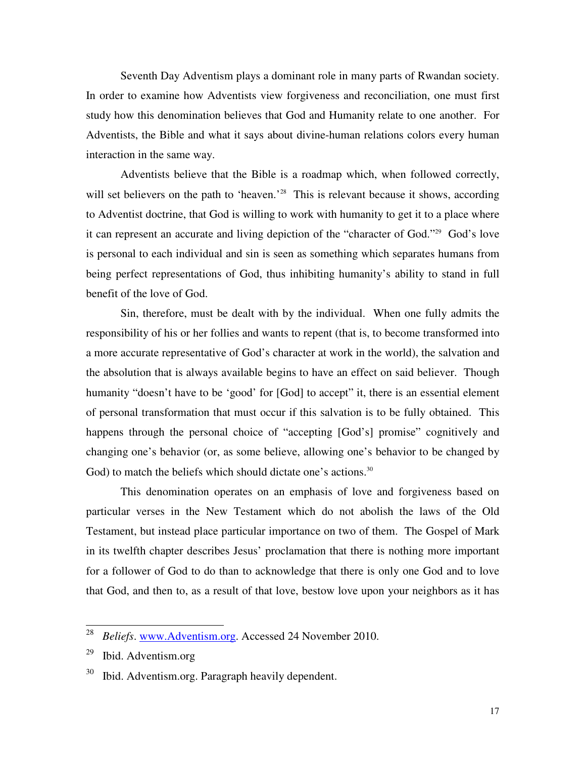Seventh Day Adventism plays a dominant role in many parts of Rwandan society. In order to examine how Adventists view forgiveness and reconciliation, one must first study how this denomination believes that God and Humanity relate to one another. For Adventists, the Bible and what it says about divine-human relations colors every human interaction in the same way.

Adventists believe that the Bible is a roadmap which, when followed correctly, will set believers on the path to 'heaven.'[28] This is relevant because it shows, according to Adventist doctrine, that God is willing to work with humanity to get it to a place where it can represent an accurate and living depiction of the "character of God."[29] God's love is personal to each individual and sin is seen as something which separates humans from being perfect representations of God, thus inhibiting humanity's ability to stand in full benefit of the love of God.

Sin, therefore, must be dealt with by the individual. When one fully admits the responsibility of his or her follies and wants to repent (that is, to become transformed into a more accurate representative of God's character at work in the world), the salvation and the absolution that is always available begins to have an effect on said believer. Though humanity "doesn't have to be 'good' for [God] to accept" it, there is an essential element of personal transformation that must occur if this salvation is to be fully obtained. This happens through the personal choice of "accepting [God's] promise" cognitively and changing one's behavior (or, as some believe, allowing one's behavior to be changed by God) to match the beliefs which should dictate one's actions.[30]

This denomination operates on an emphasis of love and forgiveness based on particular verses in the New Testament which do not abolish the laws of the Old Testament, but instead place particular importance on two of them. The Gospel of Mark in its twelfth chapter describes Jesus' proclamation that there is nothing more important for a follower of God to do than to acknowledge that there is only one God and to love that God, and then to, as a result of that love, bestow love upon your neighbors as it has

---

[28] *Beliefs*. www.Adventism.org. Accessed 24 November 2010.

[29] Ibid. Adventism.org

[30] Ibid. Adventism.org. Paragraph heavily dependent.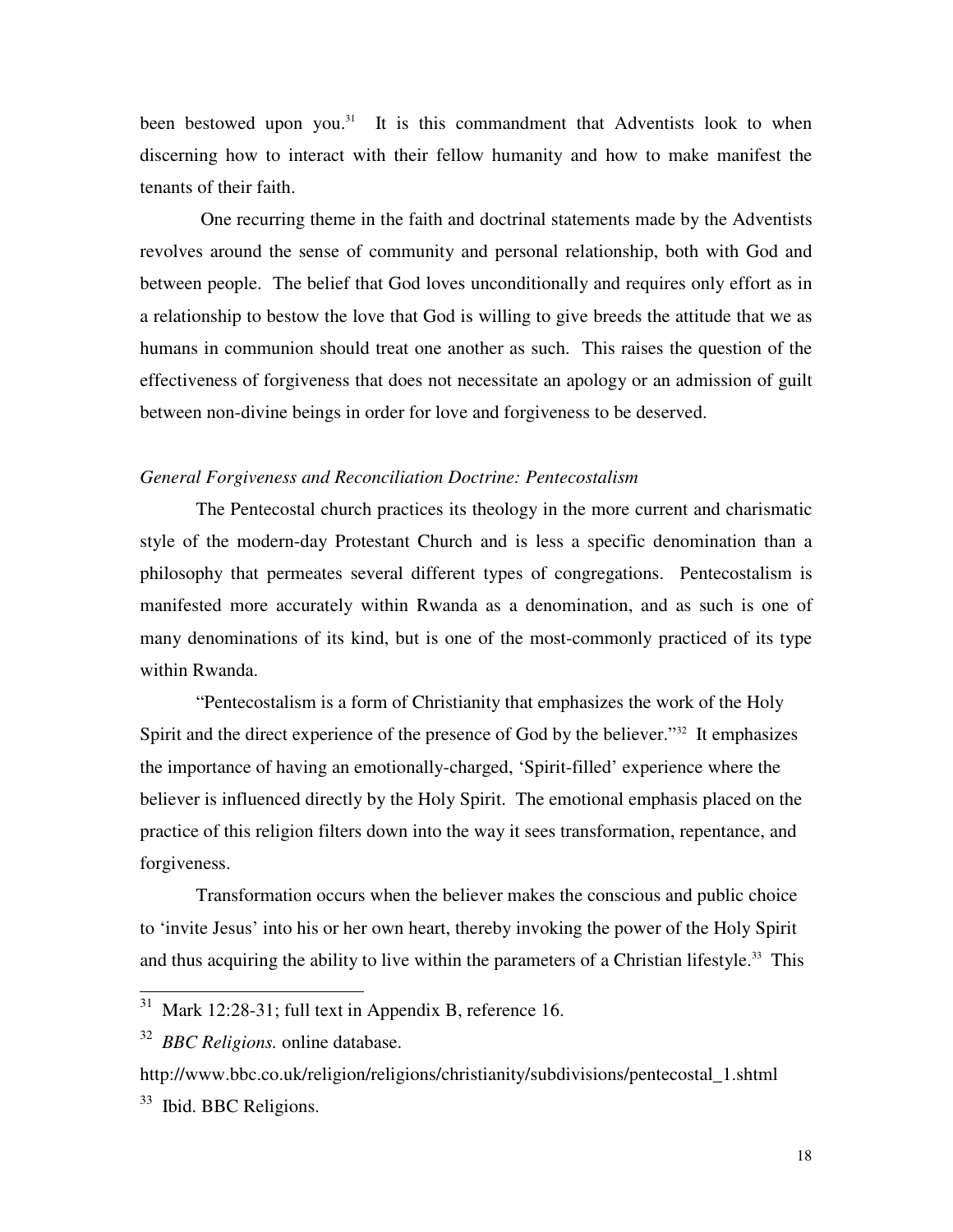been bestowed upon you.[31] It is this commandment that Adventists look to when discerning how to interact with their fellow humanity and how to make manifest the tenants of their faith.

One recurring theme in the faith and doctrinal statements made by the Adventists revolves around the sense of community and personal relationship, both with God and between people. The belief that God loves unconditionally and requires only effort as in a relationship to bestow the love that God is willing to give breeds the attitude that we as humans in communion should treat one another as such. This raises the question of the effectiveness of forgiveness that does not necessitate an apology or an admission of guilt between non-divine beings in order for love and forgiveness to be deserved.

*General Forgiveness and Reconciliation Doctrine: Pentecostalism*

The Pentecostal church practices its theology in the more current and charismatic style of the modern-day Protestant Church and is less a specific denomination than a philosophy that permeates several different types of congregations. Pentecostalism is manifested more accurately within Rwanda as a denomination, and as such is one of many denominations of its kind, but is one of the most-commonly practiced of its type within Rwanda.

"Pentecostalism is a form of Christianity that emphasizes the work of the Holy Spirit and the direct experience of the presence of God by the believer."[32] It emphasizes the importance of having an emotionally-charged, 'Spirit-filled' experience where the believer is influenced directly by the Holy Spirit. The emotional emphasis placed on the practice of this religion filters down into the way it sees transformation, repentance, and forgiveness.

Transformation occurs when the believer makes the conscious and public choice to 'invite Jesus' into his or her own heart, thereby invoking the power of the Holy Spirit and thus acquiring the ability to live within the parameters of a Christian lifestyle.[33] This

---

[31] Mark 12:28-31; full text in Appendix B, reference 16.

[32] *BBC Religions.* online database.
http://www.bbc.co.uk/religion/religions/christianity/subdivisions/pentecostal_1.shtml

[33] Ibid. BBC Religions.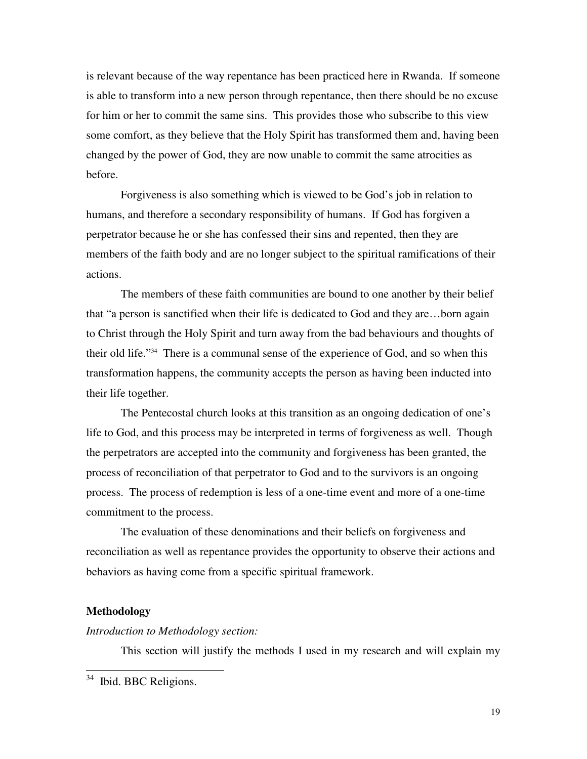is relevant because of the way repentance has been practiced here in Rwanda. If someone is able to transform into a new person through repentance, then there should be no excuse for him or her to commit the same sins. This provides those who subscribe to this view some comfort, as they believe that the Holy Spirit has transformed them and, having been changed by the power of God, they are now unable to commit the same atrocities as before.

Forgiveness is also something which is viewed to be God's job in relation to humans, and therefore a secondary responsibility of humans. If God has forgiven a perpetrator because he or she has confessed their sins and repented, then they are members of the faith body and are no longer subject to the spiritual ramifications of their actions.

The members of these faith communities are bound to one another by their belief that "a person is sanctified when their life is dedicated to God and they are…born again to Christ through the Holy Spirit and turn away from the bad behaviours and thoughts of their old life."[34] There is a communal sense of the experience of God, and so when this transformation happens, the community accepts the person as having been inducted into their life together.

The Pentecostal church looks at this transition as an ongoing dedication of one's life to God, and this process may be interpreted in terms of forgiveness as well. Though the perpetrators are accepted into the community and forgiveness has been granted, the process of reconciliation of that perpetrator to God and to the survivors is an ongoing process. The process of redemption is less of a one-time event and more of a one-time commitment to the process.

The evaluation of these denominations and their beliefs on forgiveness and reconciliation as well as repentance provides the opportunity to observe their actions and behaviors as having come from a specific spiritual framework.

**Methodology**

*Introduction to Methodology section:*

This section will justify the methods I used in my research and will explain my

---

[34] Ibid. BBC Religions.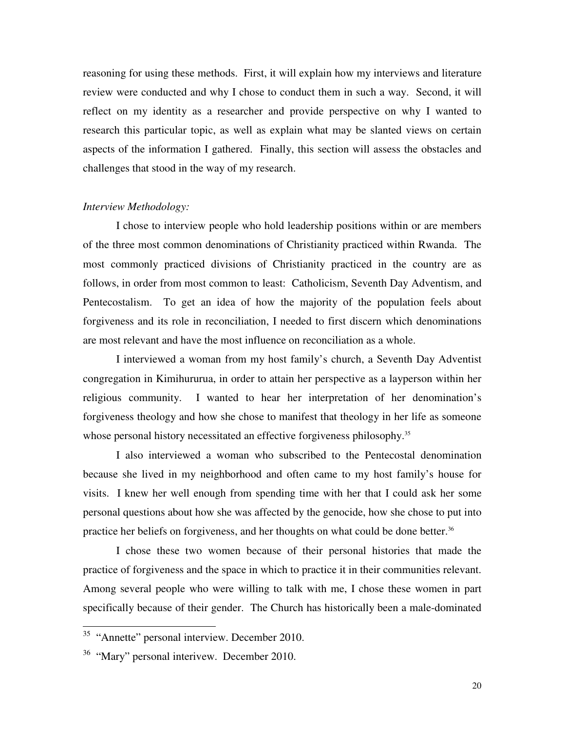reasoning for using these methods. First, it will explain how my interviews and literature review were conducted and why I chose to conduct them in such a way. Second, it will reflect on my identity as a researcher and provide perspective on why I wanted to research this particular topic, as well as explain what may be slanted views on certain aspects of the information I gathered. Finally, this section will assess the obstacles and challenges that stood in the way of my research.

*Interview Methodology:*

I chose to interview people who hold leadership positions within or are members of the three most common denominations of Christianity practiced within Rwanda. The most commonly practiced divisions of Christianity practiced in the country are as follows, in order from most common to least: Catholicism, Seventh Day Adventism, and Pentecostalism. To get an idea of how the majority of the population feels about forgiveness and its role in reconciliation, I needed to first discern which denominations are most relevant and have the most influence on reconciliation as a whole.

I interviewed a woman from my host family's church, a Seventh Day Adventist congregation in Kimihururua, in order to attain her perspective as a layperson within her religious community. I wanted to hear her interpretation of her denomination's forgiveness theology and how she chose to manifest that theology in her life as someone whose personal history necessitated an effective forgiveness philosophy.[35]

I also interviewed a woman who subscribed to the Pentecostal denomination because she lived in my neighborhood and often came to my host family's house for visits. I knew her well enough from spending time with her that I could ask her some personal questions about how she was affected by the genocide, how she chose to put into practice her beliefs on forgiveness, and her thoughts on what could be done better.[36]

I chose these two women because of their personal histories that made the practice of forgiveness and the space in which to practice it in their communities relevant. Among several people who were willing to talk with me, I chose these women in part specifically because of their gender. The Church has historically been a male-dominated

---

[35] "Annette" personal interview. December 2010.

[36] "Mary" personal interivew. December 2010.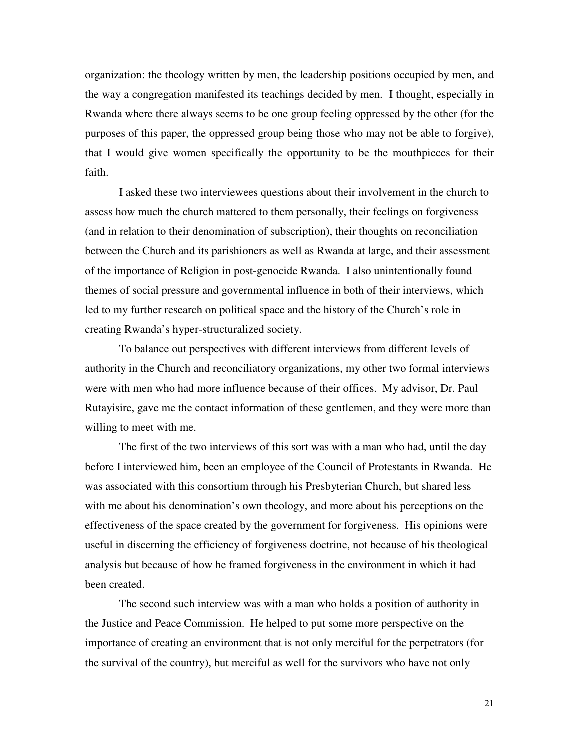organization: the theology written by men, the leadership positions occupied by men, and the way a congregation manifested its teachings decided by men. I thought, especially in Rwanda where there always seems to be one group feeling oppressed by the other (for the purposes of this paper, the oppressed group being those who may not be able to forgive), that I would give women specifically the opportunity to be the mouthpieces for their faith.

I asked these two interviewees questions about their involvement in the church to assess how much the church mattered to them personally, their feelings on forgiveness (and in relation to their denomination of subscription), their thoughts on reconciliation between the Church and its parishioners as well as Rwanda at large, and their assessment of the importance of Religion in post-genocide Rwanda. I also unintentionally found themes of social pressure and governmental influence in both of their interviews, which led to my further research on political space and the history of the Church's role in creating Rwanda's hyper-structuralized society.

To balance out perspectives with different interviews from different levels of authority in the Church and reconciliatory organizations, my other two formal interviews were with men who had more influence because of their offices. My advisor, Dr. Paul Rutayisire, gave me the contact information of these gentlemen, and they were more than willing to meet with me.

The first of the two interviews of this sort was with a man who had, until the day before I interviewed him, been an employee of the Council of Protestants in Rwanda. He was associated with this consortium through his Presbyterian Church, but shared less with me about his denomination's own theology, and more about his perceptions on the effectiveness of the space created by the government for forgiveness. His opinions were useful in discerning the efficiency of forgiveness doctrine, not because of his theological analysis but because of how he framed forgiveness in the environment in which it had been created.

The second such interview was with a man who holds a position of authority in the Justice and Peace Commission. He helped to put some more perspective on the importance of creating an environment that is not only merciful for the perpetrators (for the survival of the country), but merciful as well for the survivors who have not only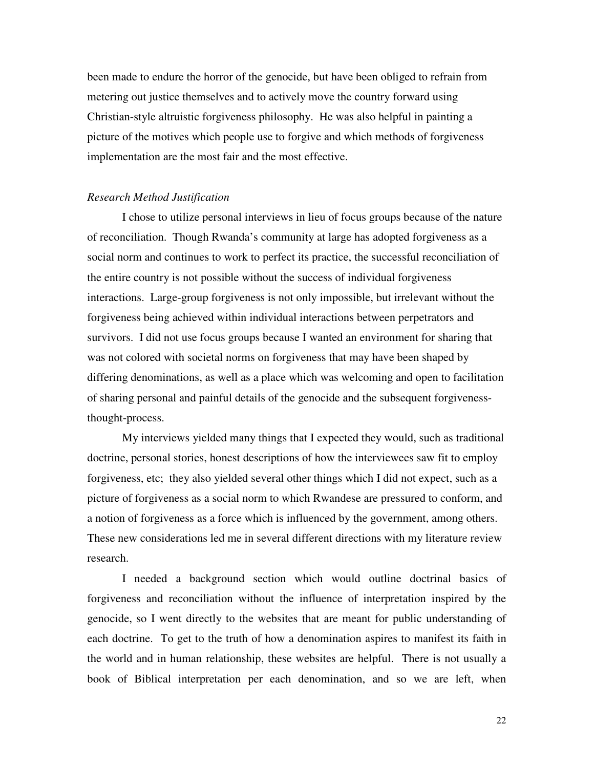been made to endure the horror of the genocide, but have been obliged to refrain from metering out justice themselves and to actively move the country forward using Christian-style altruistic forgiveness philosophy. He was also helpful in painting a picture of the motives which people use to forgive and which methods of forgiveness implementation are the most fair and the most effective.

*Research Method Justification*

I chose to utilize personal interviews in lieu of focus groups because of the nature of reconciliation. Though Rwanda's community at large has adopted forgiveness as a social norm and continues to work to perfect its practice, the successful reconciliation of the entire country is not possible without the success of individual forgiveness interactions. Large-group forgiveness is not only impossible, but irrelevant without the forgiveness being achieved within individual interactions between perpetrators and survivors. I did not use focus groups because I wanted an environment for sharing that was not colored with societal norms on forgiveness that may have been shaped by differing denominations, as well as a place which was welcoming and open to facilitation of sharing personal and painful details of the genocide and the subsequent forgiveness-thought-process.

My interviews yielded many things that I expected they would, such as traditional doctrine, personal stories, honest descriptions of how the interviewees saw fit to employ forgiveness, etc; they also yielded several other things which I did not expect, such as a picture of forgiveness as a social norm to which Rwandese are pressured to conform, and a notion of forgiveness as a force which is influenced by the government, among others. These new considerations led me in several different directions with my literature review research.

I needed a background section which would outline doctrinal basics of forgiveness and reconciliation without the influence of interpretation inspired by the genocide, so I went directly to the websites that are meant for public understanding of each doctrine. To get to the truth of how a denomination aspires to manifest its faith in the world and in human relationship, these websites are helpful. There is not usually a book of Biblical interpretation per each denomination, and so we are left, when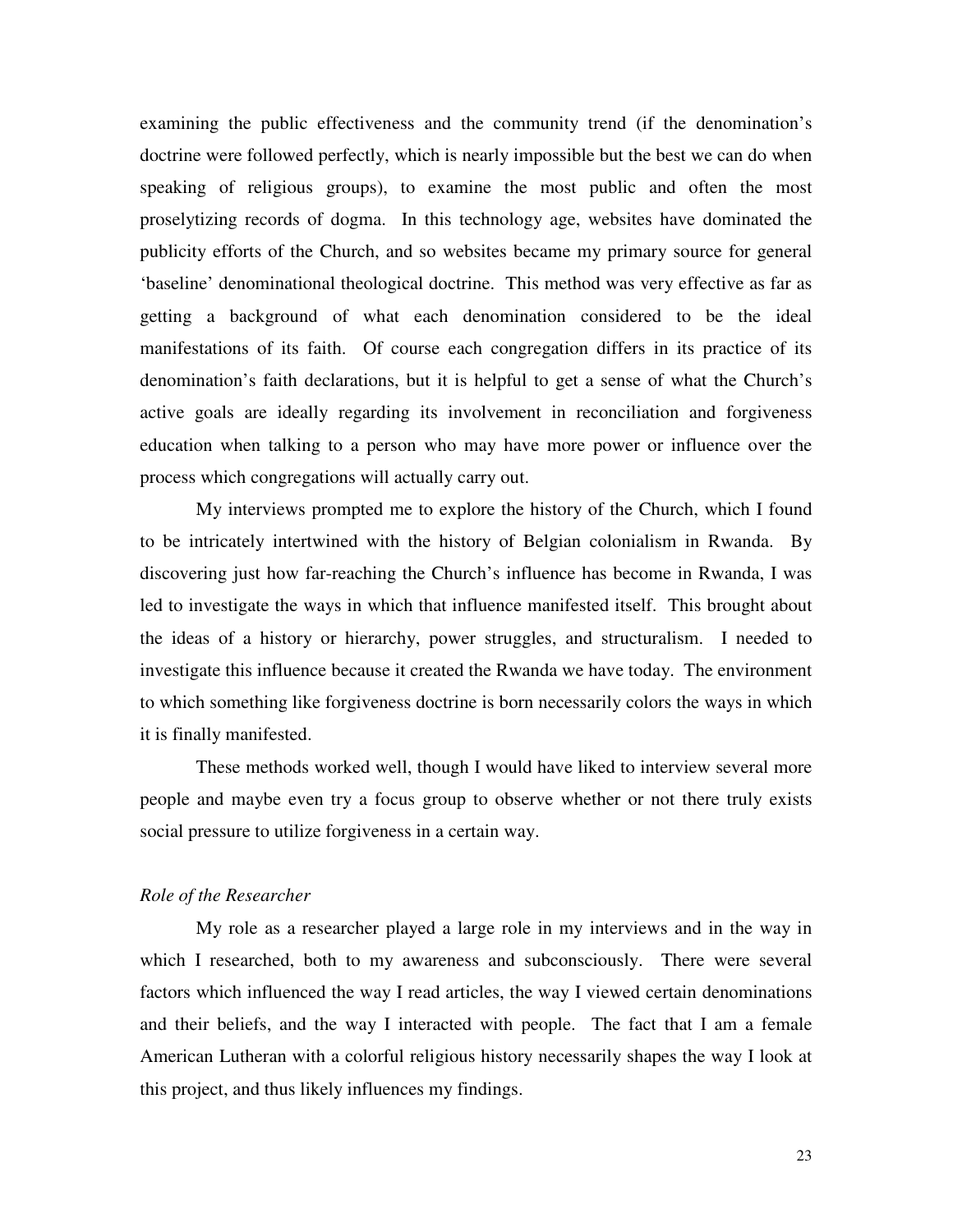examining the public effectiveness and the community trend (if the denomination's doctrine were followed perfectly, which is nearly impossible but the best we can do when speaking of religious groups), to examine the most public and often the most proselytizing records of dogma. In this technology age, websites have dominated the publicity efforts of the Church, and so websites became my primary source for general 'baseline' denominational theological doctrine. This method was very effective as far as getting a background of what each denomination considered to be the ideal manifestations of its faith. Of course each congregation differs in its practice of its denomination's faith declarations, but it is helpful to get a sense of what the Church's active goals are ideally regarding its involvement in reconciliation and forgiveness education when talking to a person who may have more power or influence over the process which congregations will actually carry out.

My interviews prompted me to explore the history of the Church, which I found to be intricately intertwined with the history of Belgian colonialism in Rwanda. By discovering just how far-reaching the Church's influence has become in Rwanda, I was led to investigate the ways in which that influence manifested itself. This brought about the ideas of a history or hierarchy, power struggles, and structuralism. I needed to investigate this influence because it created the Rwanda we have today. The environment to which something like forgiveness doctrine is born necessarily colors the ways in which it is finally manifested.

These methods worked well, though I would have liked to interview several more people and maybe even try a focus group to observe whether or not there truly exists social pressure to utilize forgiveness in a certain way.

*Role of the Researcher*

My role as a researcher played a large role in my interviews and in the way in which I researched, both to my awareness and subconsciously. There were several factors which influenced the way I read articles, the way I viewed certain denominations and their beliefs, and the way I interacted with people. The fact that I am a female American Lutheran with a colorful religious history necessarily shapes the way I look at this project, and thus likely influences my findings.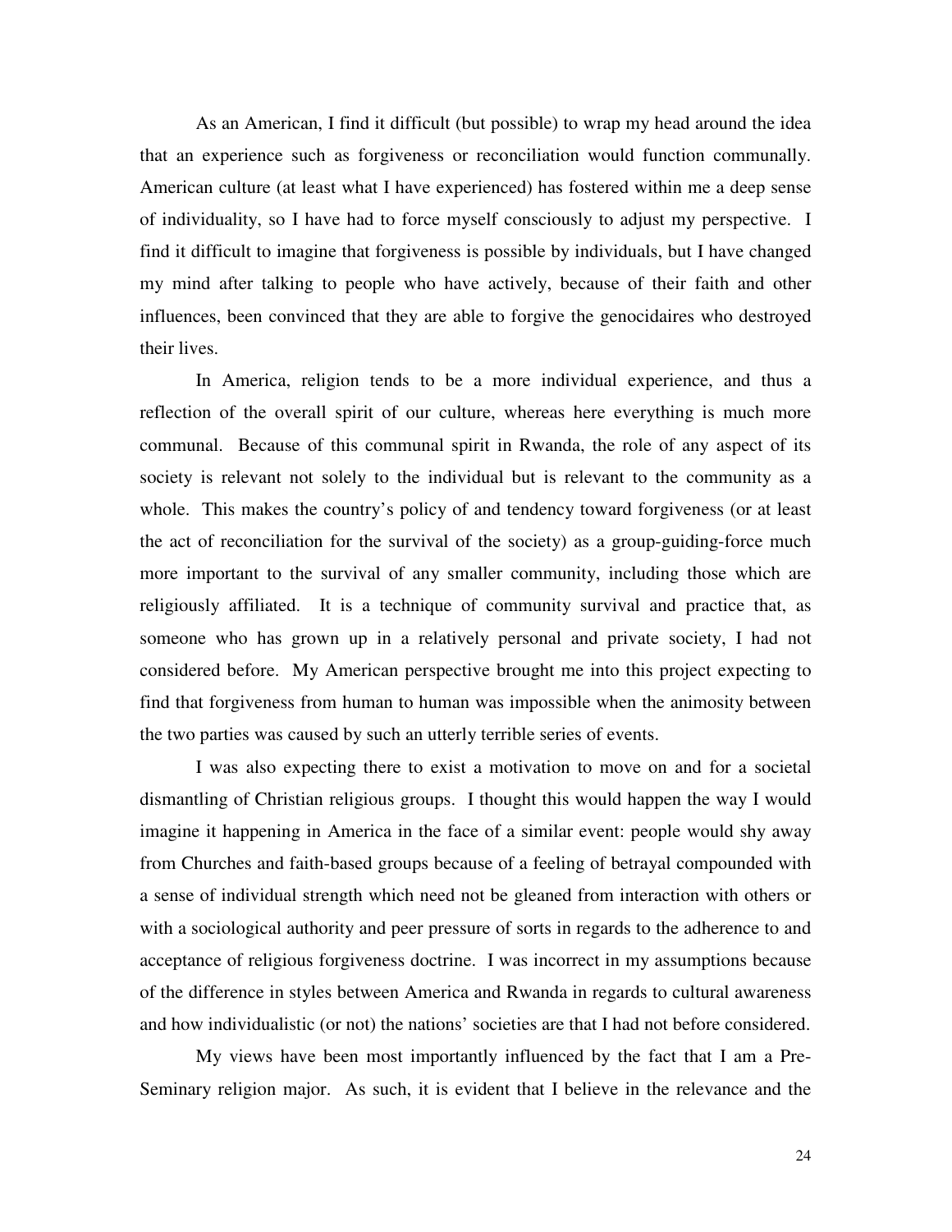As an American, I find it difficult (but possible) to wrap my head around the idea that an experience such as forgiveness or reconciliation would function communally. American culture (at least what I have experienced) has fostered within me a deep sense of individuality, so I have had to force myself consciously to adjust my perspective. I find it difficult to imagine that forgiveness is possible by individuals, but I have changed my mind after talking to people who have actively, because of their faith and other influences, been convinced that they are able to forgive the genocidaires who destroyed their lives.

In America, religion tends to be a more individual experience, and thus a reflection of the overall spirit of our culture, whereas here everything is much more communal. Because of this communal spirit in Rwanda, the role of any aspect of its society is relevant not solely to the individual but is relevant to the community as a whole. This makes the country's policy of and tendency toward forgiveness (or at least the act of reconciliation for the survival of the society) as a group-guiding-force much more important to the survival of any smaller community, including those which are religiously affiliated. It is a technique of community survival and practice that, as someone who has grown up in a relatively personal and private society, I had not considered before. My American perspective brought me into this project expecting to find that forgiveness from human to human was impossible when the animosity between the two parties was caused by such an utterly terrible series of events.

I was also expecting there to exist a motivation to move on and for a societal dismantling of Christian religious groups. I thought this would happen the way I would imagine it happening in America in the face of a similar event: people would shy away from Churches and faith-based groups because of a feeling of betrayal compounded with a sense of individual strength which need not be gleaned from interaction with others or with a sociological authority and peer pressure of sorts in regards to the adherence to and acceptance of religious forgiveness doctrine. I was incorrect in my assumptions because of the difference in styles between America and Rwanda in regards to cultural awareness and how individualistic (or not) the nations' societies are that I had not before considered.

My views have been most importantly influenced by the fact that I am a Pre-Seminary religion major. As such, it is evident that I believe in the relevance and the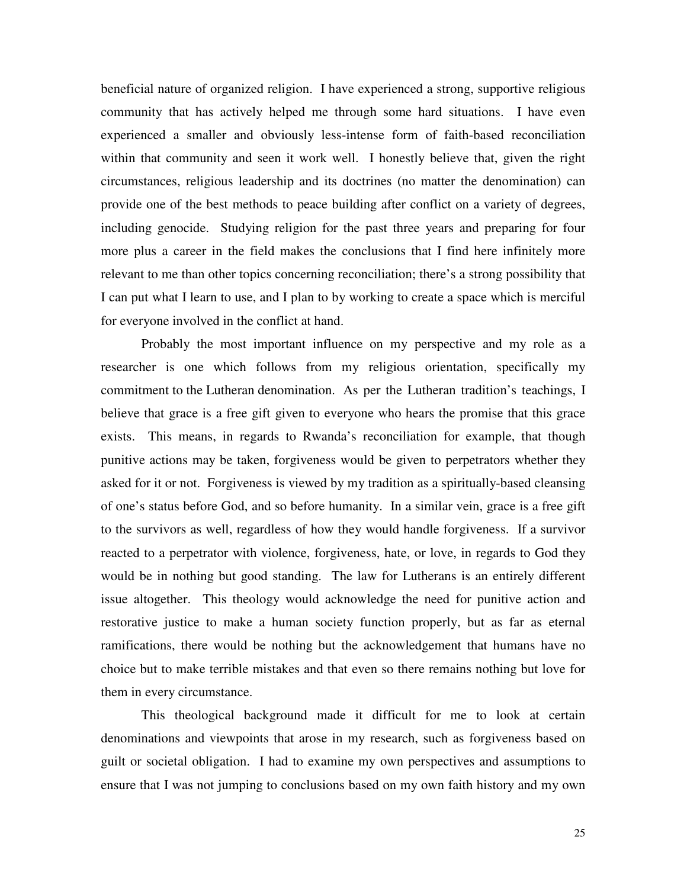beneficial nature of organized religion. I have experienced a strong, supportive religious community that has actively helped me through some hard situations. I have even experienced a smaller and obviously less-intense form of faith-based reconciliation within that community and seen it work well. I honestly believe that, given the right circumstances, religious leadership and its doctrines (no matter the denomination) can provide one of the best methods to peace building after conflict on a variety of degrees, including genocide. Studying religion for the past three years and preparing for four more plus a career in the field makes the conclusions that I find here infinitely more relevant to me than other topics concerning reconciliation; there's a strong possibility that I can put what I learn to use, and I plan to by working to create a space which is merciful for everyone involved in the conflict at hand.

Probably the most important influence on my perspective and my role as a researcher is one which follows from my religious orientation, specifically my commitment to the Lutheran denomination. As per the Lutheran tradition's teachings, I believe that grace is a free gift given to everyone who hears the promise that this grace exists. This means, in regards to Rwanda's reconciliation for example, that though punitive actions may be taken, forgiveness would be given to perpetrators whether they asked for it or not. Forgiveness is viewed by my tradition as a spiritually-based cleansing of one's status before God, and so before humanity. In a similar vein, grace is a free gift to the survivors as well, regardless of how they would handle forgiveness. If a survivor reacted to a perpetrator with violence, forgiveness, hate, or love, in regards to God they would be in nothing but good standing. The law for Lutherans is an entirely different issue altogether. This theology would acknowledge the need for punitive action and restorative justice to make a human society function properly, but as far as eternal ramifications, there would be nothing but the acknowledgement that humans have no choice but to make terrible mistakes and that even so there remains nothing but love for them in every circumstance.

This theological background made it difficult for me to look at certain denominations and viewpoints that arose in my research, such as forgiveness based on guilt or societal obligation. I had to examine my own perspectives and assumptions to ensure that I was not jumping to conclusions based on my own faith history and my own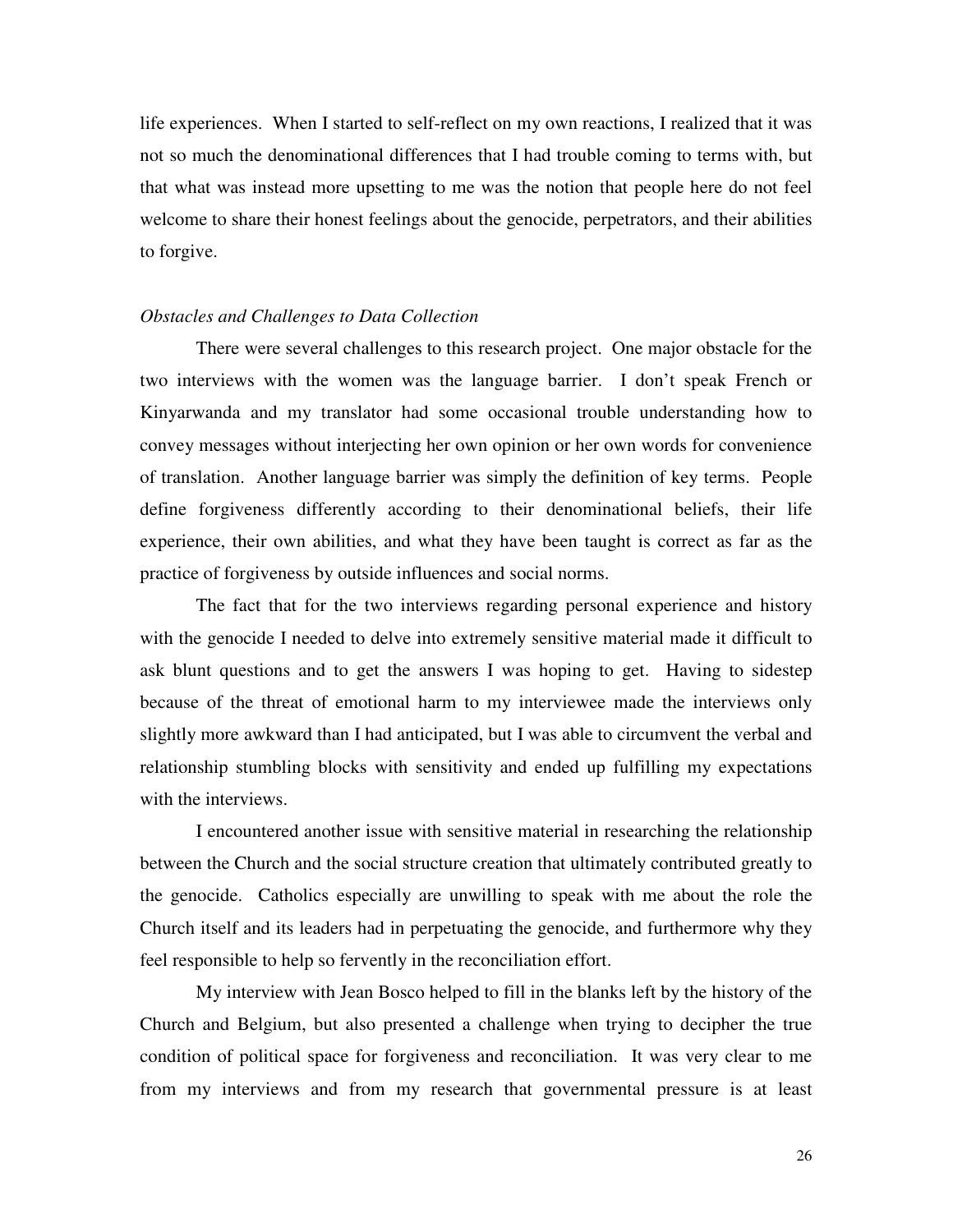life experiences. When I started to self-reflect on my own reactions, I realized that it was not so much the denominational differences that I had trouble coming to terms with, but that what was instead more upsetting to me was the notion that people here do not feel welcome to share their honest feelings about the genocide, perpetrators, and their abilities to forgive.

### *Obstacles and Challenges to Data Collection*

There were several challenges to this research project. One major obstacle for the two interviews with the women was the language barrier. I don't speak French or Kinyarwanda and my translator had some occasional trouble understanding how to convey messages without interjecting her own opinion or her own words for convenience of translation. Another language barrier was simply the definition of key terms. People define forgiveness differently according to their denominational beliefs, their life experience, their own abilities, and what they have been taught is correct as far as the practice of forgiveness by outside influences and social norms.

The fact that for the two interviews regarding personal experience and history with the genocide I needed to delve into extremely sensitive material made it difficult to ask blunt questions and to get the answers I was hoping to get. Having to sidestep because of the threat of emotional harm to my interviewee made the interviews only slightly more awkward than I had anticipated, but I was able to circumvent the verbal and relationship stumbling blocks with sensitivity and ended up fulfilling my expectations with the interviews.

I encountered another issue with sensitive material in researching the relationship between the Church and the social structure creation that ultimately contributed greatly to the genocide. Catholics especially are unwilling to speak with me about the role the Church itself and its leaders had in perpetuating the genocide, and furthermore why they feel responsible to help so fervently in the reconciliation effort.

My interview with Jean Bosco helped to fill in the blanks left by the history of the Church and Belgium, but also presented a challenge when trying to decipher the true condition of political space for forgiveness and reconciliation. It was very clear to me from my interviews and from my research that governmental pressure is at least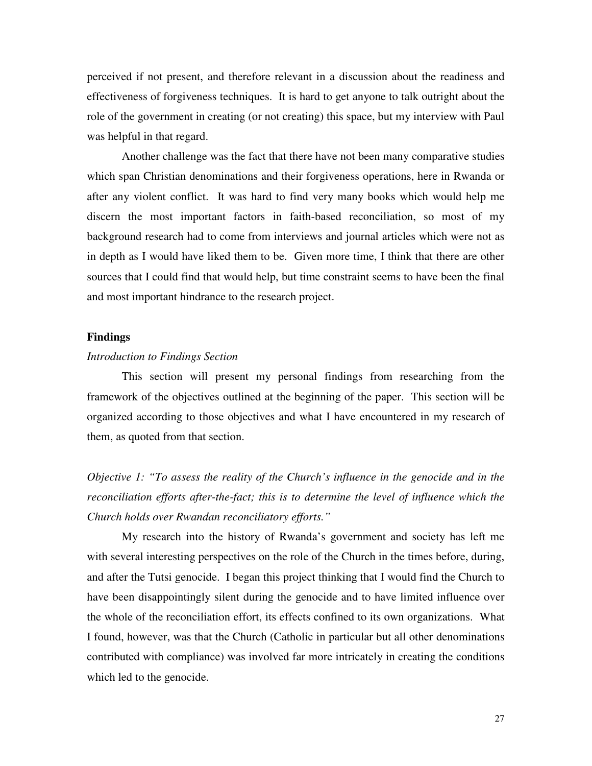perceived if not present, and therefore relevant in a discussion about the readiness and effectiveness of forgiveness techniques. It is hard to get anyone to talk outright about the role of the government in creating (or not creating) this space, but my interview with Paul was helpful in that regard.

Another challenge was the fact that there have not been many comparative studies which span Christian denominations and their forgiveness operations, here in Rwanda or after any violent conflict. It was hard to find very many books which would help me discern the most important factors in faith-based reconciliation, so most of my background research had to come from interviews and journal articles which were not as in depth as I would have liked them to be. Given more time, I think that there are other sources that I could find that would help, but time constraint seems to have been the final and most important hindrance to the research project.

## Findings

*Introduction to Findings Section*

This section will present my personal findings from researching from the framework of the objectives outlined at the beginning of the paper. This section will be organized according to those objectives and what I have encountered in my research of them, as quoted from that section.

*Objective 1: "To assess the reality of the Church's influence in the genocide and in the reconciliation efforts after-the-fact; this is to determine the level of influence which the Church holds over Rwandan reconciliatory efforts."*

My research into the history of Rwanda's government and society has left me with several interesting perspectives on the role of the Church in the times before, during, and after the Tutsi genocide. I began this project thinking that I would find the Church to have been disappointingly silent during the genocide and to have limited influence over the whole of the reconciliation effort, its effects confined to its own organizations. What I found, however, was that the Church (Catholic in particular but all other denominations contributed with compliance) was involved far more intricately in creating the conditions which led to the genocide.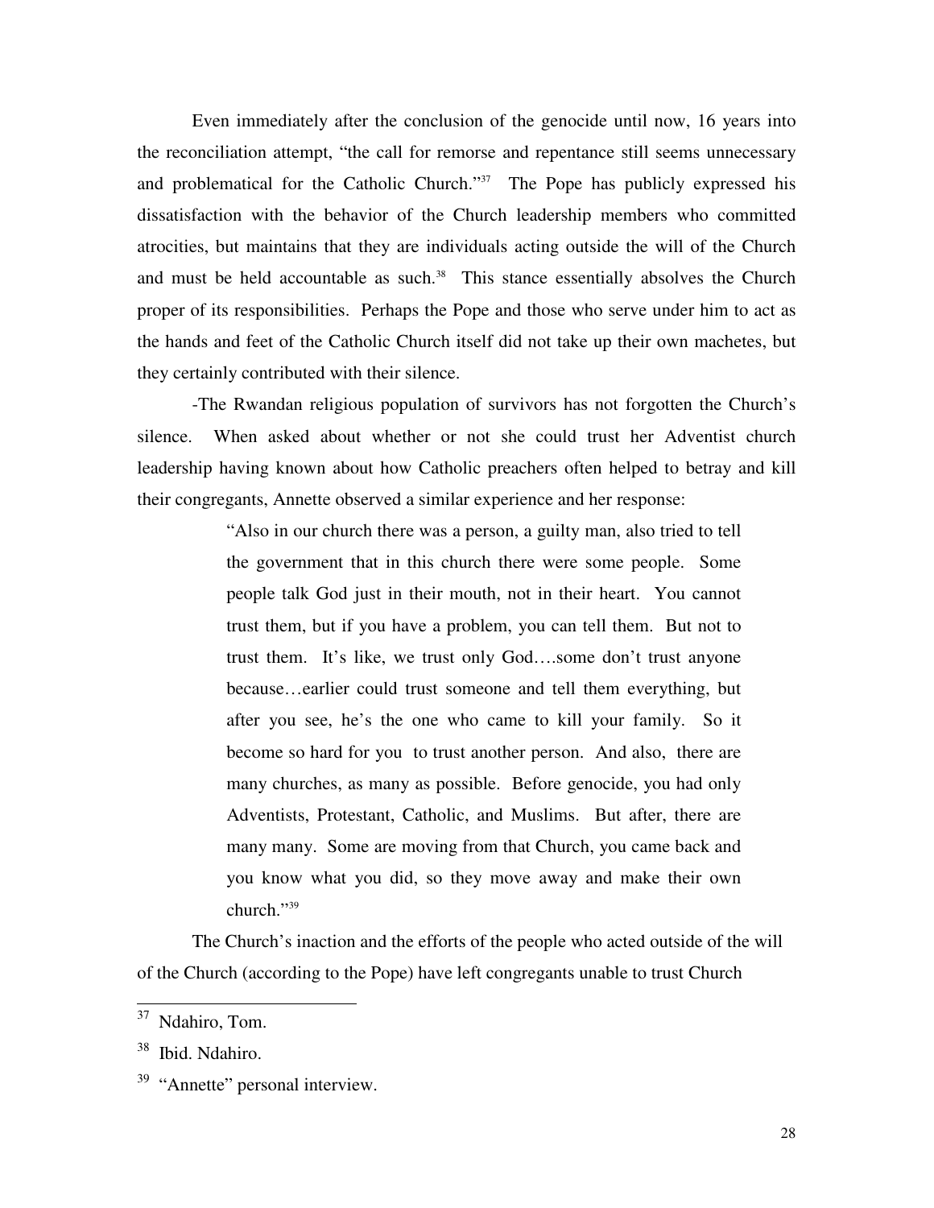Even immediately after the conclusion of the genocide until now, 16 years into the reconciliation attempt, "the call for remorse and repentance still seems unnecessary and problematical for the Catholic Church."[37] The Pope has publicly expressed his dissatisfaction with the behavior of the Church leadership members who committed atrocities, but maintains that they are individuals acting outside the will of the Church and must be held accountable as such.[38] This stance essentially absolves the Church proper of its responsibilities. Perhaps the Pope and those who serve under him to act as the hands and feet of the Catholic Church itself did not take up their own machetes, but they certainly contributed with their silence.

-The Rwandan religious population of survivors has not forgotten the Church's silence. When asked about whether or not she could trust her Adventist church leadership having known about how Catholic preachers often helped to betray and kill their congregants, Annette observed a similar experience and her response:

> "Also in our church there was a person, a guilty man, also tried to tell the government that in this church there were some people. Some people talk God just in their mouth, not in their heart. You cannot trust them, but if you have a problem, you can tell them. But not to trust them. It's like, we trust only God….some don't trust anyone because…earlier could trust someone and tell them everything, but after you see, he's the one who came to kill your family. So it become so hard for you to trust another person. And also, there are many churches, as many as possible. Before genocide, you had only Adventists, Protestant, Catholic, and Muslims. But after, there are many many. Some are moving from that Church, you came back and you know what you did, so they move away and make their own church."[39]

The Church's inaction and the efforts of the people who acted outside of the will of the Church (according to the Pope) have left congregants unable to trust Church

---

[37] Ndahiro, Tom.

[38] Ibid. Ndahiro.

[39] "Annette" personal interview.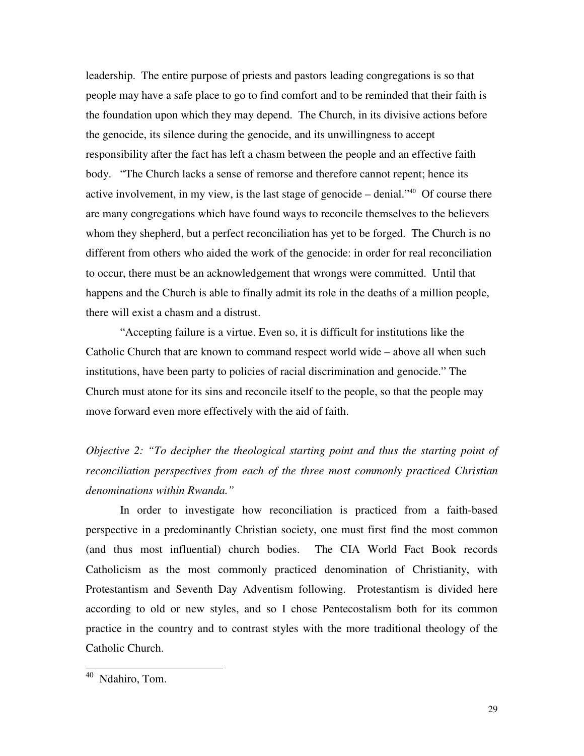leadership. The entire purpose of priests and pastors leading congregations is so that people may have a safe place to go to find comfort and to be reminded that their faith is the foundation upon which they may depend. The Church, in its divisive actions before the genocide, its silence during the genocide, and its unwillingness to accept responsibility after the fact has left a chasm between the people and an effective faith body. "The Church lacks a sense of remorse and therefore cannot repent; hence its active involvement, in my view, is the last stage of genocide – denial."[40] Of course there are many congregations which have found ways to reconcile themselves to the believers whom they shepherd, but a perfect reconciliation has yet to be forged. The Church is no different from others who aided the work of the genocide: in order for real reconciliation to occur, there must be an acknowledgement that wrongs were committed. Until that happens and the Church is able to finally admit its role in the deaths of a million people, there will exist a chasm and a distrust.

"Accepting failure is a virtue. Even so, it is difficult for institutions like the Catholic Church that are known to command respect world wide – above all when such institutions, have been party to policies of racial discrimination and genocide." The Church must atone for its sins and reconcile itself to the people, so that the people may move forward even more effectively with the aid of faith.

*Objective 2: "To decipher the theological starting point and thus the starting point of reconciliation perspectives from each of the three most commonly practiced Christian denominations within Rwanda."*

In order to investigate how reconciliation is practiced from a faith-based perspective in a predominantly Christian society, one must first find the most common (and thus most influential) church bodies. The CIA World Fact Book records Catholicism as the most commonly practiced denomination of Christianity, with Protestantism and Seventh Day Adventism following. Protestantism is divided here according to old or new styles, and so I chose Pentecostalism both for its common practice in the country and to contrast styles with the more traditional theology of the Catholic Church.

[40] Ndahiro, Tom.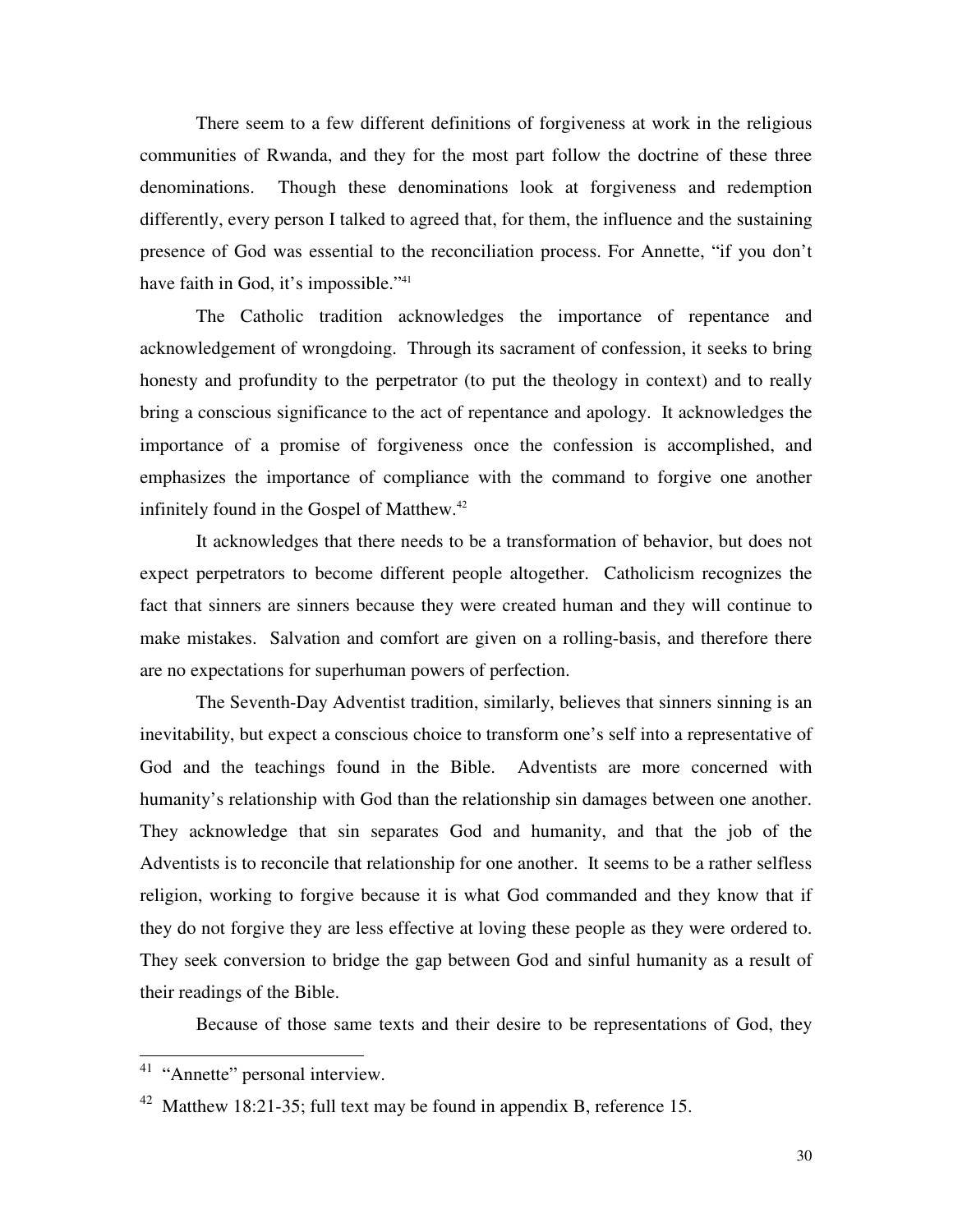There seem to a few different definitions of forgiveness at work in the religious communities of Rwanda, and they for the most part follow the doctrine of these three denominations. Though these denominations look at forgiveness and redemption differently, every person I talked to agreed that, for them, the influence and the sustaining presence of God was essential to the reconciliation process. For Annette, "if you don't have faith in God, it's impossible."[41]

The Catholic tradition acknowledges the importance of repentance and acknowledgement of wrongdoing. Through its sacrament of confession, it seeks to bring honesty and profundity to the perpetrator (to put the theology in context) and to really bring a conscious significance to the act of repentance and apology. It acknowledges the importance of a promise of forgiveness once the confession is accomplished, and emphasizes the importance of compliance with the command to forgive one another infinitely found in the Gospel of Matthew.[42]

It acknowledges that there needs to be a transformation of behavior, but does not expect perpetrators to become different people altogether. Catholicism recognizes the fact that sinners are sinners because they were created human and they will continue to make mistakes. Salvation and comfort are given on a rolling-basis, and therefore there are no expectations for superhuman powers of perfection.

The Seventh-Day Adventist tradition, similarly, believes that sinners sinning is an inevitability, but expect a conscious choice to transform one's self into a representative of God and the teachings found in the Bible. Adventists are more concerned with humanity's relationship with God than the relationship sin damages between one another. They acknowledge that sin separates God and humanity, and that the job of the Adventists is to reconcile that relationship for one another. It seems to be a rather selfless religion, working to forgive because it is what God commanded and they know that if they do not forgive they are less effective at loving these people as they were ordered to. They seek conversion to bridge the gap between God and sinful humanity as a result of their readings of the Bible.

Because of those same texts and their desire to be representations of God, they

---

[41] "Annette" personal interview.

[42] Matthew 18:21-35; full text may be found in appendix B, reference 15.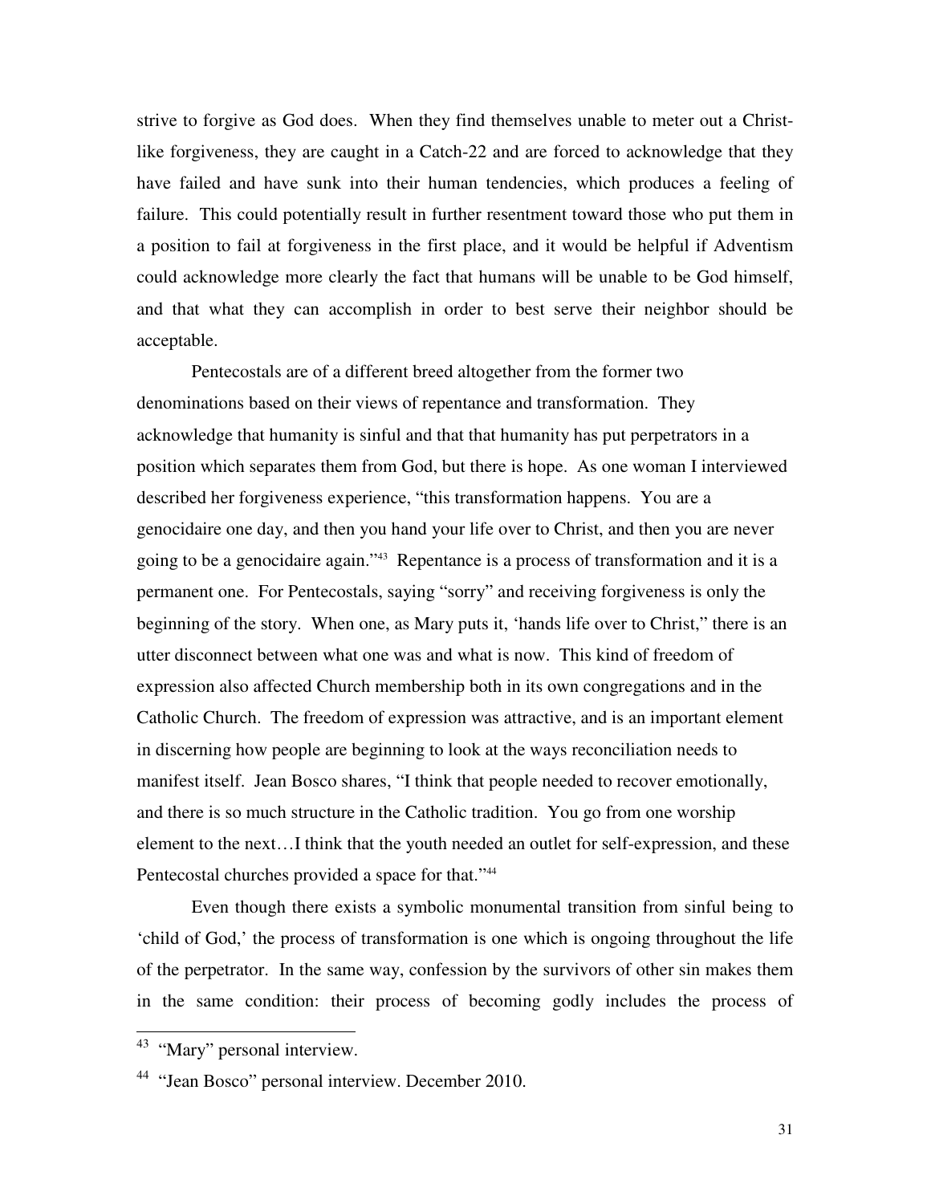strive to forgive as God does. When they find themselves unable to meter out a Christ-like forgiveness, they are caught in a Catch-22 and are forced to acknowledge that they have failed and have sunk into their human tendencies, which produces a feeling of failure. This could potentially result in further resentment toward those who put them in a position to fail at forgiveness in the first place, and it would be helpful if Adventism could acknowledge more clearly the fact that humans will be unable to be God himself, and that what they can accomplish in order to best serve their neighbor should be acceptable.

Pentecostals are of a different breed altogether from the former two denominations based on their views of repentance and transformation. They acknowledge that humanity is sinful and that that humanity has put perpetrators in a position which separates them from God, but there is hope. As one woman I interviewed described her forgiveness experience, "this transformation happens. You are a genocidaire one day, and then you hand your life over to Christ, and then you are never going to be a genocidaire again."[43] Repentance is a process of transformation and it is a permanent one. For Pentecostals, saying "sorry" and receiving forgiveness is only the beginning of the story. When one, as Mary puts it, 'hands life over to Christ," there is an utter disconnect between what one was and what is now. This kind of freedom of expression also affected Church membership both in its own congregations and in the Catholic Church. The freedom of expression was attractive, and is an important element in discerning how people are beginning to look at the ways reconciliation needs to manifest itself. Jean Bosco shares, "I think that people needed to recover emotionally, and there is so much structure in the Catholic tradition. You go from one worship element to the next…I think that the youth needed an outlet for self-expression, and these Pentecostal churches provided a space for that."[44]

Even though there exists a symbolic monumental transition from sinful being to 'child of God,' the process of transformation is one which is ongoing throughout the life of the perpetrator. In the same way, confession by the survivors of other sin makes them in the same condition: their process of becoming godly includes the process of

---

[43] "Mary" personal interview.

[44] "Jean Bosco" personal interview. December 2010.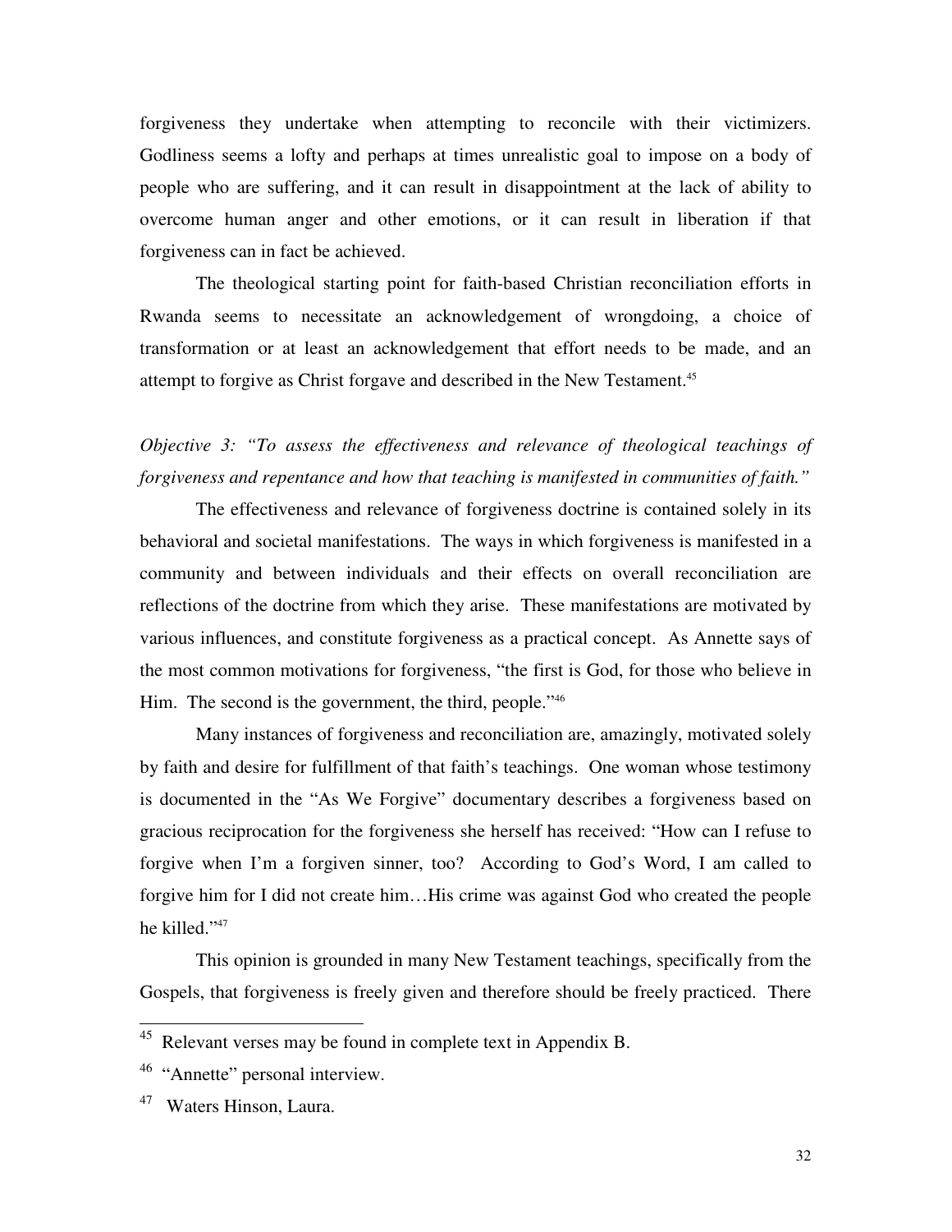forgiveness they undertake when attempting to reconcile with their victimizers. Godliness seems a lofty and perhaps at times unrealistic goal to impose on a body of people who are suffering, and it can result in disappointment at the lack of ability to overcome human anger and other emotions, or it can result in liberation if that forgiveness can in fact be achieved.

The theological starting point for faith-based Christian reconciliation efforts in Rwanda seems to necessitate an acknowledgement of wrongdoing, a choice of transformation or at least an acknowledgement that effort needs to be made, and an attempt to forgive as Christ forgave and described in the New Testament.[45]

*Objective 3: "To assess the effectiveness and relevance of theological teachings of forgiveness and repentance and how that teaching is manifested in communities of faith."*

The effectiveness and relevance of forgiveness doctrine is contained solely in its behavioral and societal manifestations. The ways in which forgiveness is manifested in a community and between individuals and their effects on overall reconciliation are reflections of the doctrine from which they arise. These manifestations are motivated by various influences, and constitute forgiveness as a practical concept. As Annette says of the most common motivations for forgiveness, "the first is God, for those who believe in Him. The second is the government, the third, people."[46]

Many instances of forgiveness and reconciliation are, amazingly, motivated solely by faith and desire for fulfillment of that faith's teachings. One woman whose testimony is documented in the "As We Forgive" documentary describes a forgiveness based on gracious reciprocation for the forgiveness she herself has received: "How can I refuse to forgive when I'm a forgiven sinner, too? According to God's Word, I am called to forgive him for I did not create him…His crime was against God who created the people he killed."[47]

This opinion is grounded in many New Testament teachings, specifically from the Gospels, that forgiveness is freely given and therefore should be freely practiced. There

---

[45] Relevant verses may be found in complete text in Appendix B.

[46] "Annette" personal interview.

[47] Waters Hinson, Laura.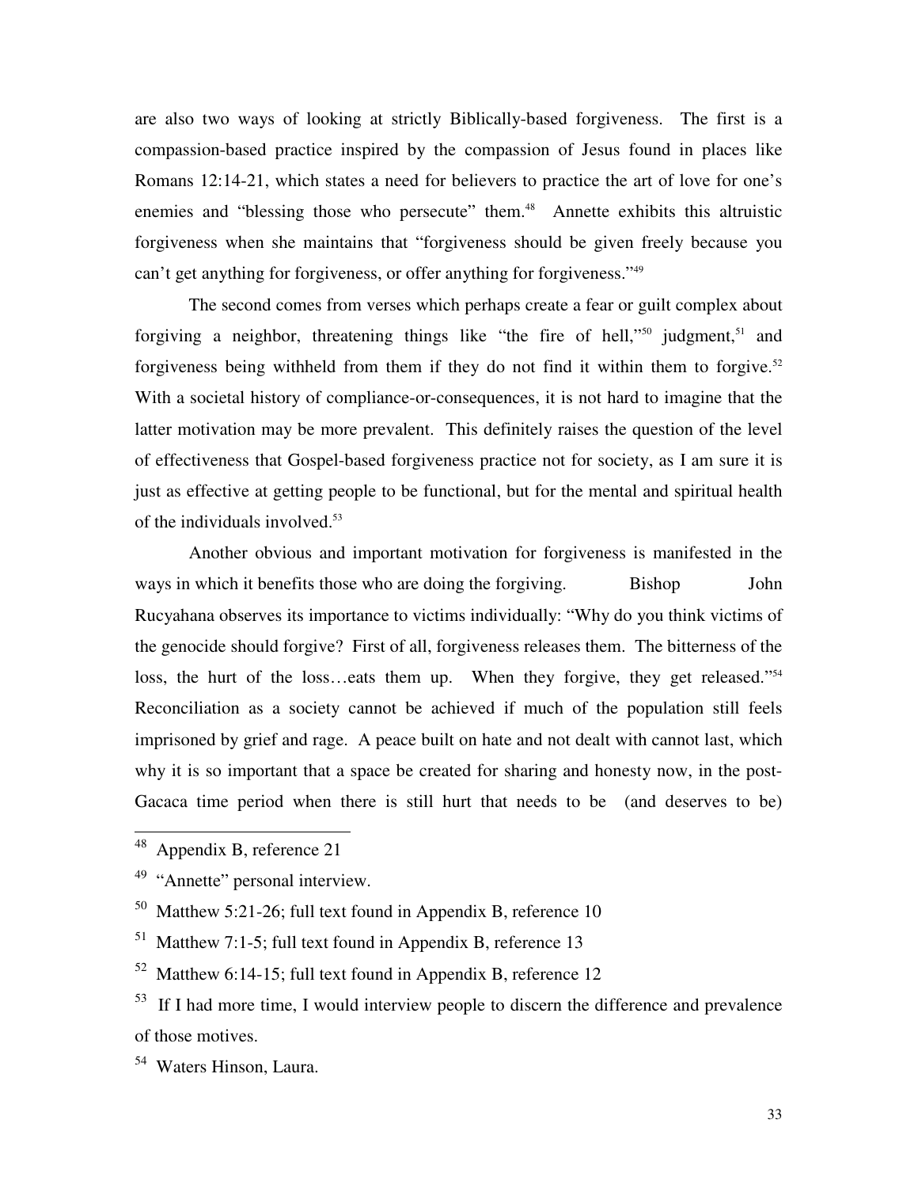are also two ways of looking at strictly Biblically-based forgiveness. The first is a compassion-based practice inspired by the compassion of Jesus found in places like Romans 12:14-21, which states a need for believers to practice the art of love for one's enemies and "blessing those who persecute" them.[48] Annette exhibits this altruistic forgiveness when she maintains that "forgiveness should be given freely because you can't get anything for forgiveness, or offer anything for forgiveness."[49]

The second comes from verses which perhaps create a fear or guilt complex about forgiving a neighbor, threatening things like "the fire of hell,"[50] judgment,[51] and forgiveness being withheld from them if they do not find it within them to forgive.[52] With a societal history of compliance-or-consequences, it is not hard to imagine that the latter motivation may be more prevalent. This definitely raises the question of the level of effectiveness that Gospel-based forgiveness practice not for society, as I am sure it is just as effective at getting people to be functional, but for the mental and spiritual health of the individuals involved.[53]

Another obvious and important motivation for forgiveness is manifested in the ways in which it benefits those who are doing the forgiving. Bishop John Rucyahana observes its importance to victims individually: "Why do you think victims of the genocide should forgive? First of all, forgiveness releases them. The bitterness of the loss, the hurt of the loss…eats them up. When they forgive, they get released."[54] Reconciliation as a society cannot be achieved if much of the population still feels imprisoned by grief and rage. A peace built on hate and not dealt with cannot last, which why it is so important that a space be created for sharing and honesty now, in the post-Gacaca time period when there is still hurt that needs to be (and deserves to be)

---

[48] Appendix B, reference 21

[49] "Annette" personal interview.

[50] Matthew 5:21-26; full text found in Appendix B, reference 10

[51] Matthew 7:1-5; full text found in Appendix B, reference 13

[52] Matthew 6:14-15; full text found in Appendix B, reference 12

[53] If I had more time, I would interview people to discern the difference and prevalence of those motives.

[54] Waters Hinson, Laura.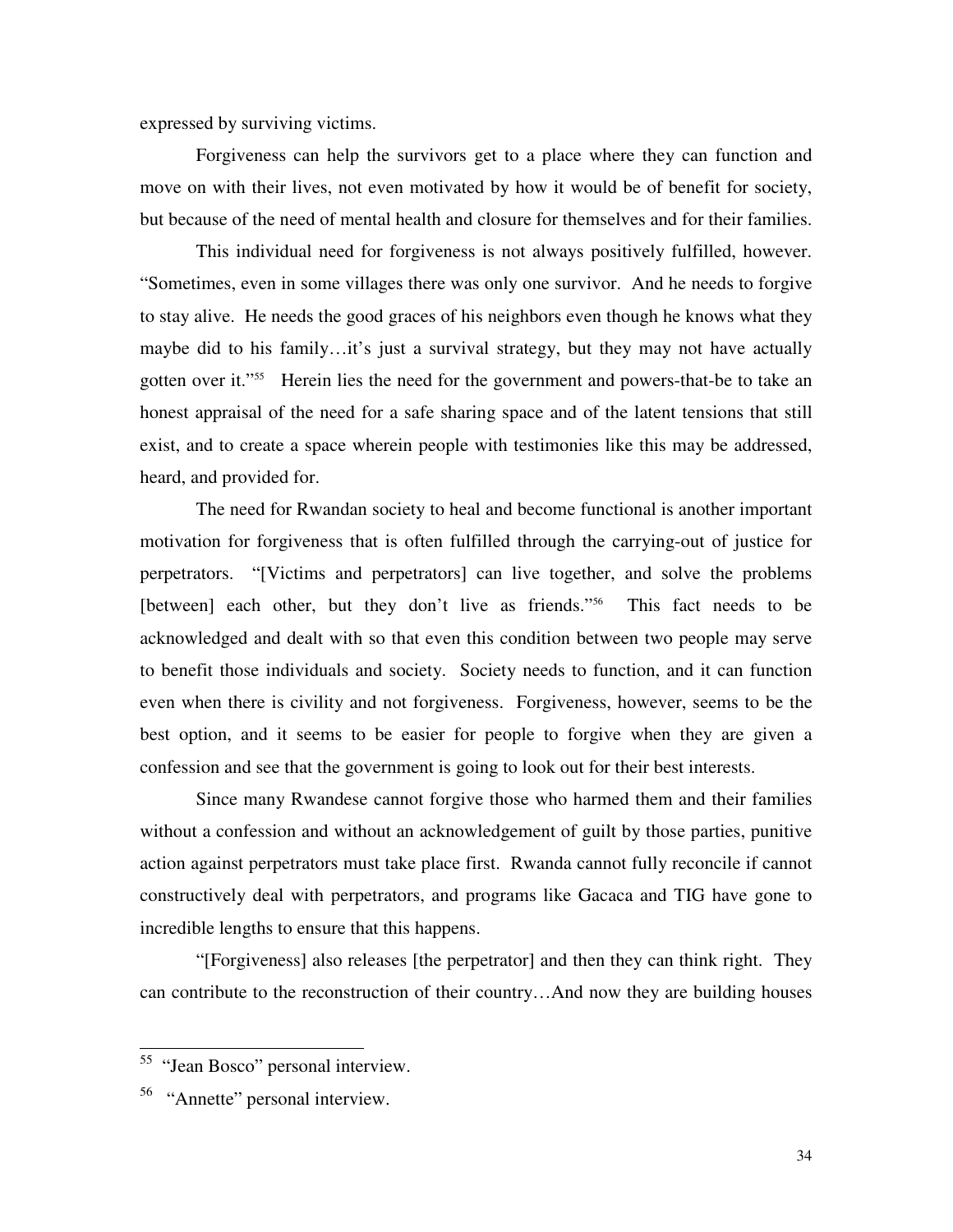expressed by surviving victims.

Forgiveness can help the survivors get to a place where they can function and move on with their lives, not even motivated by how it would be of benefit for society, but because of the need of mental health and closure for themselves and for their families.

This individual need for forgiveness is not always positively fulfilled, however. "Sometimes, even in some villages there was only one survivor. And he needs to forgive to stay alive. He needs the good graces of his neighbors even though he knows what they maybe did to his family…it's just a survival strategy, but they may not have actually gotten over it."[55] Herein lies the need for the government and powers-that-be to take an honest appraisal of the need for a safe sharing space and of the latent tensions that still exist, and to create a space wherein people with testimonies like this may be addressed, heard, and provided for.

The need for Rwandan society to heal and become functional is another important motivation for forgiveness that is often fulfilled through the carrying-out of justice for perpetrators. "[Victims and perpetrators] can live together, and solve the problems [between] each other, but they don't live as friends."[56] This fact needs to be acknowledged and dealt with so that even this condition between two people may serve to benefit those individuals and society. Society needs to function, and it can function even when there is civility and not forgiveness. Forgiveness, however, seems to be the best option, and it seems to be easier for people to forgive when they are given a confession and see that the government is going to look out for their best interests.

Since many Rwandese cannot forgive those who harmed them and their families without a confession and without an acknowledgement of guilt by those parties, punitive action against perpetrators must take place first. Rwanda cannot fully reconcile if cannot constructively deal with perpetrators, and programs like Gacaca and TIG have gone to incredible lengths to ensure that this happens.

"[Forgiveness] also releases [the perpetrator] and then they can think right. They can contribute to the reconstruction of their country…And now they are building houses

---

[55] "Jean Bosco" personal interview.

[56] "Annette" personal interview.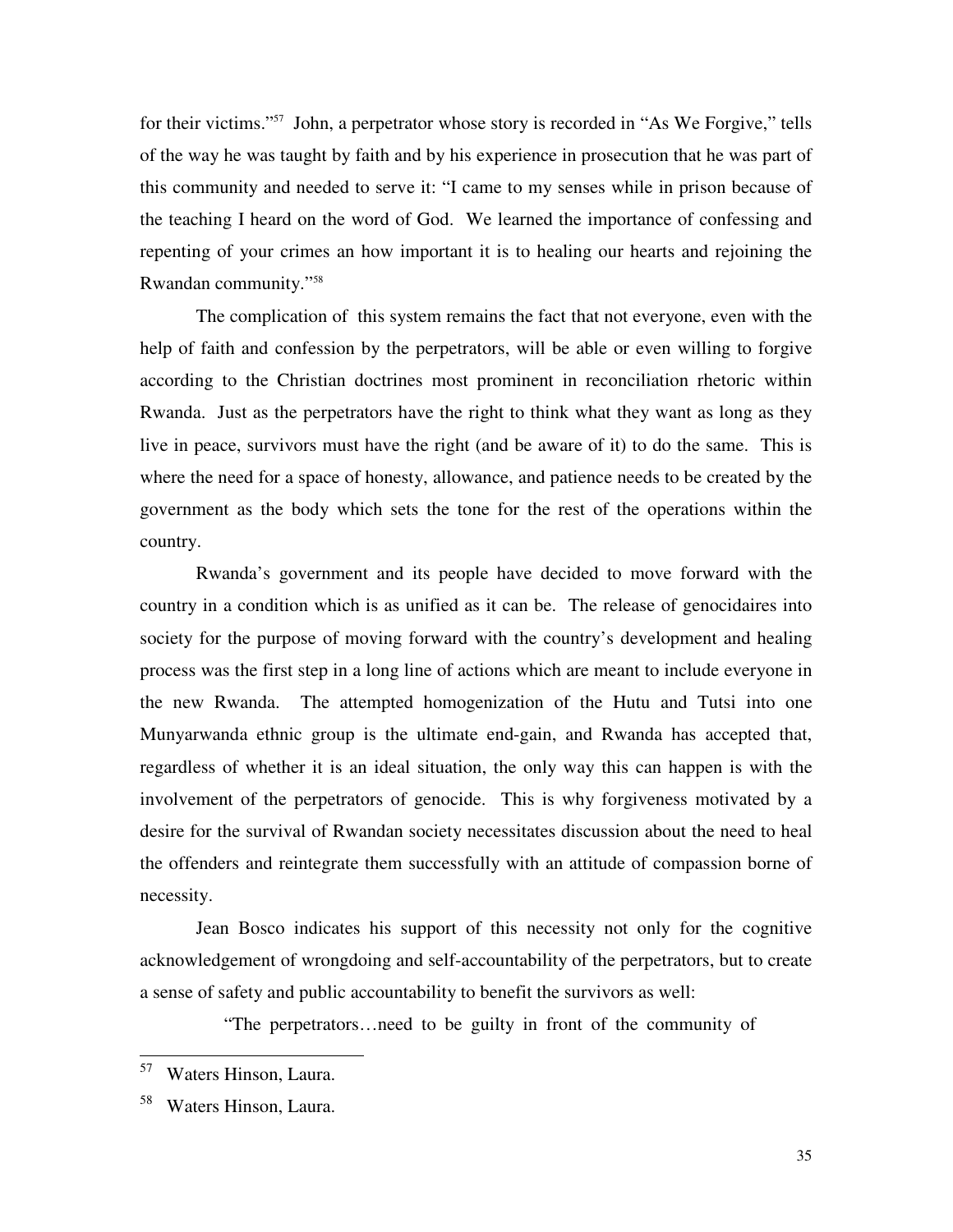for their victims."[57] John, a perpetrator whose story is recorded in "As We Forgive," tells of the way he was taught by faith and by his experience in prosecution that he was part of this community and needed to serve it: "I came to my senses while in prison because of the teaching I heard on the word of God. We learned the importance of confessing and repenting of your crimes an how important it is to healing our hearts and rejoining the Rwandan community."[58]

The complication of this system remains the fact that not everyone, even with the help of faith and confession by the perpetrators, will be able or even willing to forgive according to the Christian doctrines most prominent in reconciliation rhetoric within Rwanda. Just as the perpetrators have the right to think what they want as long as they live in peace, survivors must have the right (and be aware of it) to do the same. This is where the need for a space of honesty, allowance, and patience needs to be created by the government as the body which sets the tone for the rest of the operations within the country.

Rwanda's government and its people have decided to move forward with the country in a condition which is as unified as it can be. The release of genocidaires into society for the purpose of moving forward with the country's development and healing process was the first step in a long line of actions which are meant to include everyone in the new Rwanda. The attempted homogenization of the Hutu and Tutsi into one Munyarwanda ethnic group is the ultimate end-gain, and Rwanda has accepted that, regardless of whether it is an ideal situation, the only way this can happen is with the involvement of the perpetrators of genocide. This is why forgiveness motivated by a desire for the survival of Rwandan society necessitates discussion about the need to heal the offenders and reintegrate them successfully with an attitude of compassion borne of necessity.

Jean Bosco indicates his support of this necessity not only for the cognitive acknowledgement of wrongdoing and self-accountability of the perpetrators, but to create a sense of safety and public accountability to benefit the survivors as well:

> "The perpetrators…need to be guilty in front of the community of

---

[57] Waters Hinson, Laura.

[58] Waters Hinson, Laura.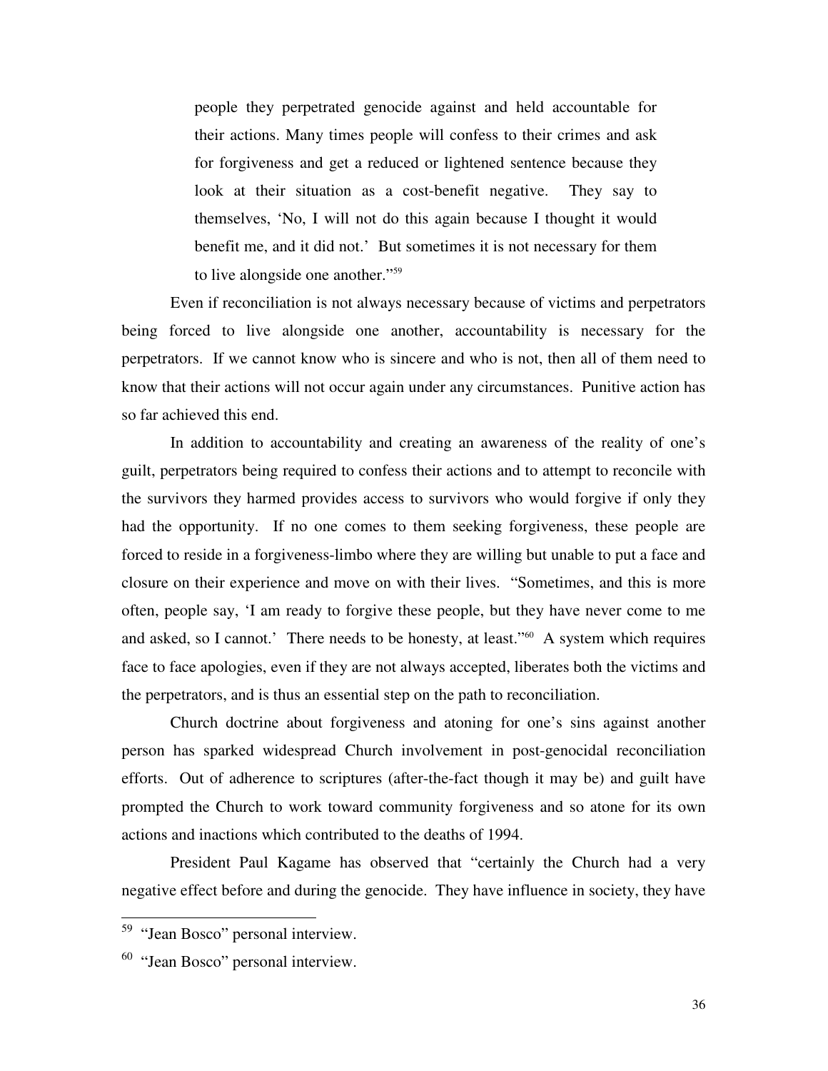> people they perpetrated genocide against and held accountable for their actions. Many times people will confess to their crimes and ask for forgiveness and get a reduced or lightened sentence because they look at their situation as a cost-benefit negative. They say to themselves, 'No, I will not do this again because I thought it would benefit me, and it did not.' But sometimes it is not necessary for them to live alongside one another."[59]

Even if reconciliation is not always necessary because of victims and perpetrators being forced to live alongside one another, accountability is necessary for the perpetrators. If we cannot know who is sincere and who is not, then all of them need to know that their actions will not occur again under any circumstances. Punitive action has so far achieved this end.

In addition to accountability and creating an awareness of the reality of one's guilt, perpetrators being required to confess their actions and to attempt to reconcile with the survivors they harmed provides access to survivors who would forgive if only they had the opportunity. If no one comes to them seeking forgiveness, these people are forced to reside in a forgiveness-limbo where they are willing but unable to put a face and closure on their experience and move on with their lives. "Sometimes, and this is more often, people say, 'I am ready to forgive these people, but they have never come to me and asked, so I cannot.' There needs to be honesty, at least."[60] A system which requires face to face apologies, even if they are not always accepted, liberates both the victims and the perpetrators, and is thus an essential step on the path to reconciliation.

Church doctrine about forgiveness and atoning for one's sins against another person has sparked widespread Church involvement in post-genocidal reconciliation efforts. Out of adherence to scriptures (after-the-fact though it may be) and guilt have prompted the Church to work toward community forgiveness and so atone for its own actions and inactions which contributed to the deaths of 1994.

President Paul Kagame has observed that "certainly the Church had a very negative effect before and during the genocide. They have influence in society, they have

---

[59] "Jean Bosco" personal interview.

[60] "Jean Bosco" personal interview.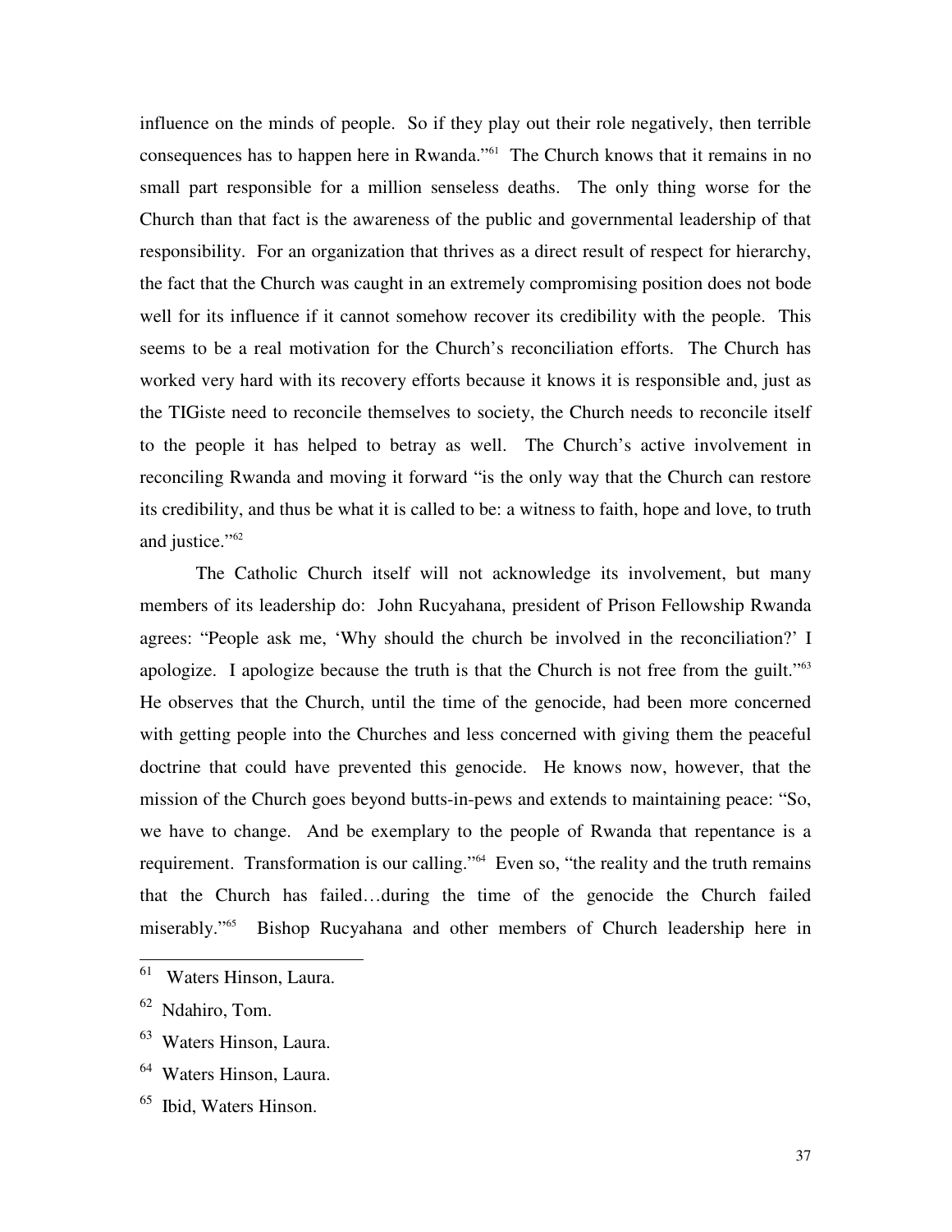influence on the minds of people. So if they play out their role negatively, then terrible consequences has to happen here in Rwanda."[61] The Church knows that it remains in no small part responsible for a million senseless deaths. The only thing worse for the Church than that fact is the awareness of the public and governmental leadership of that responsibility. For an organization that thrives as a direct result of respect for hierarchy, the fact that the Church was caught in an extremely compromising position does not bode well for its influence if it cannot somehow recover its credibility with the people. This seems to be a real motivation for the Church's reconciliation efforts. The Church has worked very hard with its recovery efforts because it knows it is responsible and, just as the TIGiste need to reconcile themselves to society, the Church needs to reconcile itself to the people it has helped to betray as well. The Church's active involvement in reconciling Rwanda and moving it forward "is the only way that the Church can restore its credibility, and thus be what it is called to be: a witness to faith, hope and love, to truth and justice."[62]

The Catholic Church itself will not acknowledge its involvement, but many members of its leadership do: John Rucyahana, president of Prison Fellowship Rwanda agrees: "People ask me, 'Why should the church be involved in the reconciliation?' I apologize. I apologize because the truth is that the Church is not free from the guilt."[63] He observes that the Church, until the time of the genocide, had been more concerned with getting people into the Churches and less concerned with giving them the peaceful doctrine that could have prevented this genocide. He knows now, however, that the mission of the Church goes beyond butts-in-pews and extends to maintaining peace: "So, we have to change. And be exemplary to the people of Rwanda that repentance is a requirement. Transformation is our calling."[64] Even so, "the reality and the truth remains that the Church has failed…during the time of the genocide the Church failed miserably."[65] Bishop Rucyahana and other members of Church leadership here in

[61] Waters Hinson, Laura.

[62] Ndahiro, Tom.

[63] Waters Hinson, Laura.

[64] Waters Hinson, Laura.

[65] Ibid, Waters Hinson.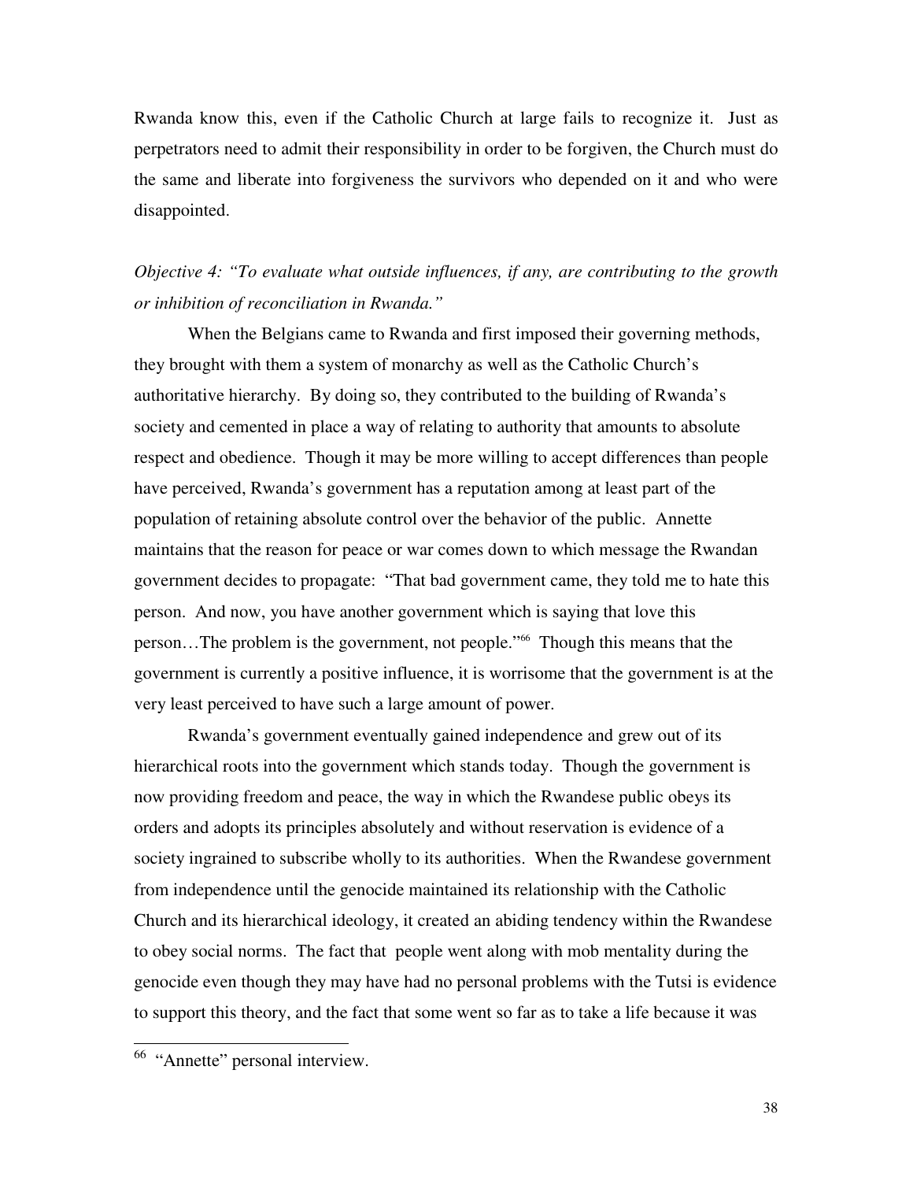Rwanda know this, even if the Catholic Church at large fails to recognize it. Just as perpetrators need to admit their responsibility in order to be forgiven, the Church must do the same and liberate into forgiveness the survivors who depended on it and who were disappointed.

*Objective 4: "To evaluate what outside influences, if any, are contributing to the growth or inhibition of reconciliation in Rwanda."*

When the Belgians came to Rwanda and first imposed their governing methods, they brought with them a system of monarchy as well as the Catholic Church's authoritative hierarchy. By doing so, they contributed to the building of Rwanda's society and cemented in place a way of relating to authority that amounts to absolute respect and obedience. Though it may be more willing to accept differences than people have perceived, Rwanda's government has a reputation among at least part of the population of retaining absolute control over the behavior of the public. Annette maintains that the reason for peace or war comes down to which message the Rwandan government decides to propagate: "That bad government came, they told me to hate this person. And now, you have another government which is saying that love this person…The problem is the government, not people."[66] Though this means that the government is currently a positive influence, it is worrisome that the government is at the very least perceived to have such a large amount of power.

Rwanda's government eventually gained independence and grew out of its hierarchical roots into the government which stands today. Though the government is now providing freedom and peace, the way in which the Rwandese public obeys its orders and adopts its principles absolutely and without reservation is evidence of a society ingrained to subscribe wholly to its authorities. When the Rwandese government from independence until the genocide maintained its relationship with the Catholic Church and its hierarchical ideology, it created an abiding tendency within the Rwandese to obey social norms. The fact that people went along with mob mentality during the genocide even though they may have had no personal problems with the Tutsi is evidence to support this theory, and the fact that some went so far as to take a life because it was

---

[66] "Annette" personal interview.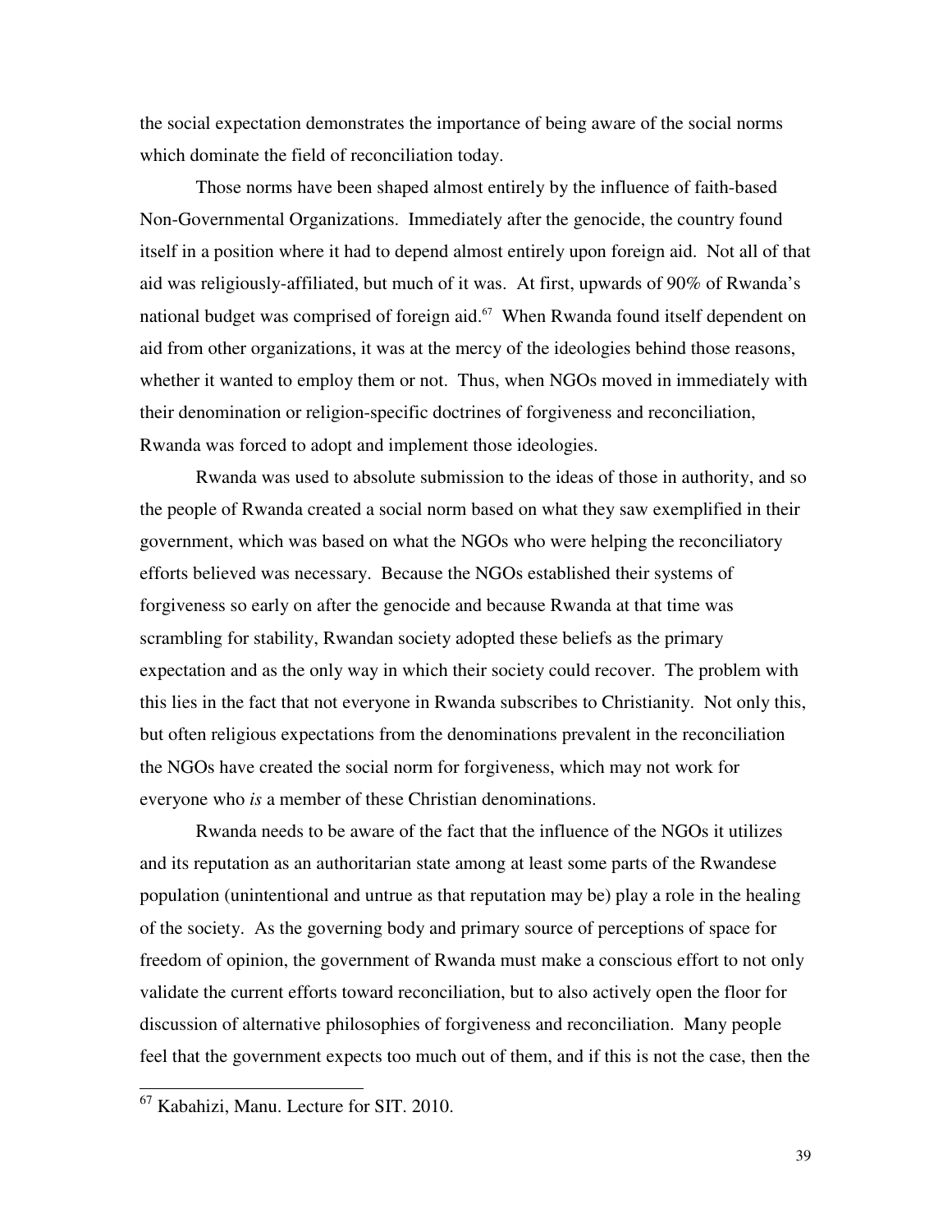the social expectation demonstrates the importance of being aware of the social norms which dominate the field of reconciliation today.

Those norms have been shaped almost entirely by the influence of faith-based Non-Governmental Organizations. Immediately after the genocide, the country found itself in a position where it had to depend almost entirely upon foreign aid. Not all of that aid was religiously-affiliated, but much of it was. At first, upwards of 90% of Rwanda's national budget was comprised of foreign aid.[67] When Rwanda found itself dependent on aid from other organizations, it was at the mercy of the ideologies behind those reasons, whether it wanted to employ them or not. Thus, when NGOs moved in immediately with their denomination or religion-specific doctrines of forgiveness and reconciliation, Rwanda was forced to adopt and implement those ideologies.

Rwanda was used to absolute submission to the ideas of those in authority, and so the people of Rwanda created a social norm based on what they saw exemplified in their government, which was based on what the NGOs who were helping the reconciliatory efforts believed was necessary. Because the NGOs established their systems of forgiveness so early on after the genocide and because Rwanda at that time was scrambling for stability, Rwandan society adopted these beliefs as the primary expectation and as the only way in which their society could recover. The problem with this lies in the fact that not everyone in Rwanda subscribes to Christianity. Not only this, but often religious expectations from the denominations prevalent in the reconciliation the NGOs have created the social norm for forgiveness, which may not work for everyone who *is* a member of these Christian denominations.

Rwanda needs to be aware of the fact that the influence of the NGOs it utilizes and its reputation as an authoritarian state among at least some parts of the Rwandese population (unintentional and untrue as that reputation may be) play a role in the healing of the society. As the governing body and primary source of perceptions of space for freedom of opinion, the government of Rwanda must make a conscious effort to not only validate the current efforts toward reconciliation, but to also actively open the floor for discussion of alternative philosophies of forgiveness and reconciliation. Many people feel that the government expects too much out of them, and if this is not the case, then the

[67] Kabahizi, Manu. Lecture for SIT. 2010.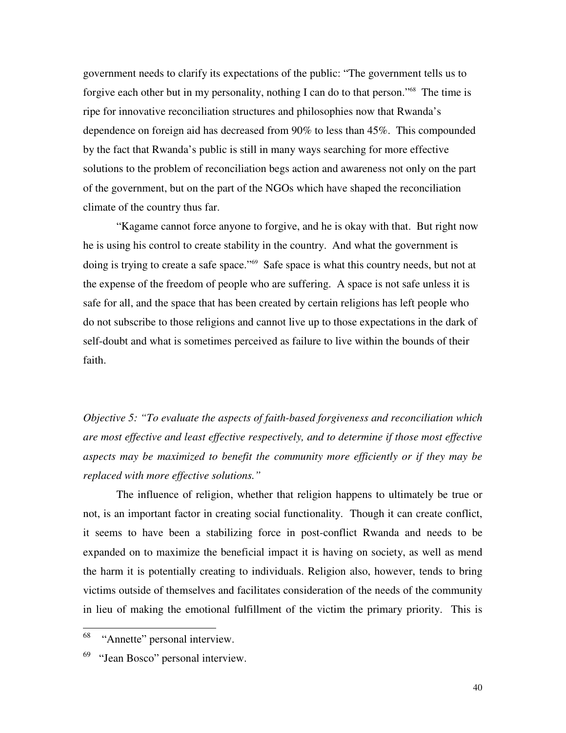government needs to clarify its expectations of the public: "The government tells us to forgive each other but in my personality, nothing I can do to that person."[68] The time is ripe for innovative reconciliation structures and philosophies now that Rwanda's dependence on foreign aid has decreased from 90% to less than 45%. This compounded by the fact that Rwanda's public is still in many ways searching for more effective solutions to the problem of reconciliation begs action and awareness not only on the part of the government, but on the part of the NGOs which have shaped the reconciliation climate of the country thus far.

"Kagame cannot force anyone to forgive, and he is okay with that. But right now he is using his control to create stability in the country. And what the government is doing is trying to create a safe space."[69] Safe space is what this country needs, but not at the expense of the freedom of people who are suffering. A space is not safe unless it is safe for all, and the space that has been created by certain religions has left people who do not subscribe to those religions and cannot live up to those expectations in the dark of self-doubt and what is sometimes perceived as failure to live within the bounds of their faith.

*Objective 5: "To evaluate the aspects of faith-based forgiveness and reconciliation which are most effective and least effective respectively, and to determine if those most effective aspects may be maximized to benefit the community more efficiently or if they may be replaced with more effective solutions."*

The influence of religion, whether that religion happens to ultimately be true or not, is an important factor in creating social functionality. Though it can create conflict, it seems to have been a stabilizing force in post-conflict Rwanda and needs to be expanded on to maximize the beneficial impact it is having on society, as well as mend the harm it is potentially creating to individuals. Religion also, however, tends to bring victims outside of themselves and facilitates consideration of the needs of the community in lieu of making the emotional fulfillment of the victim the primary priority. This is

---

[68] "Annette" personal interview.

[69] "Jean Bosco" personal interview.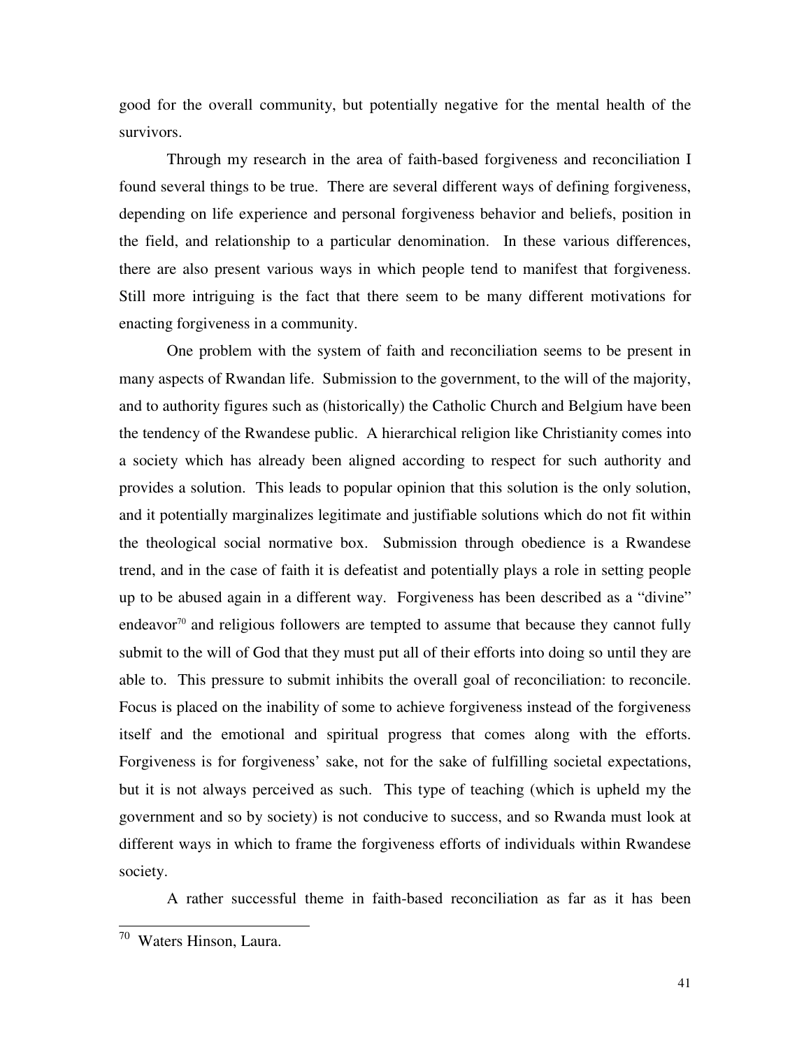good for the overall community, but potentially negative for the mental health of the survivors.

Through my research in the area of faith-based forgiveness and reconciliation I found several things to be true. There are several different ways of defining forgiveness, depending on life experience and personal forgiveness behavior and beliefs, position in the field, and relationship to a particular denomination. In these various differences, there are also present various ways in which people tend to manifest that forgiveness. Still more intriguing is the fact that there seem to be many different motivations for enacting forgiveness in a community.

One problem with the system of faith and reconciliation seems to be present in many aspects of Rwandan life. Submission to the government, to the will of the majority, and to authority figures such as (historically) the Catholic Church and Belgium have been the tendency of the Rwandese public. A hierarchical religion like Christianity comes into a society which has already been aligned according to respect for such authority and provides a solution. This leads to popular opinion that this solution is the only solution, and it potentially marginalizes legitimate and justifiable solutions which do not fit within the theological social normative box. Submission through obedience is a Rwandese trend, and in the case of faith it is defeatist and potentially plays a role in setting people up to be abused again in a different way. Forgiveness has been described as a "divine" endeavor[70] and religious followers are tempted to assume that because they cannot fully submit to the will of God that they must put all of their efforts into doing so until they are able to. This pressure to submit inhibits the overall goal of reconciliation: to reconcile. Focus is placed on the inability of some to achieve forgiveness instead of the forgiveness itself and the emotional and spiritual progress that comes along with the efforts. Forgiveness is for forgiveness' sake, not for the sake of fulfilling societal expectations, but it is not always perceived as such. This type of teaching (which is upheld my the government and so by society) is not conducive to success, and so Rwanda must look at different ways in which to frame the forgiveness efforts of individuals within Rwandese society.

A rather successful theme in faith-based reconciliation as far as it has been

---

[70] Waters Hinson, Laura.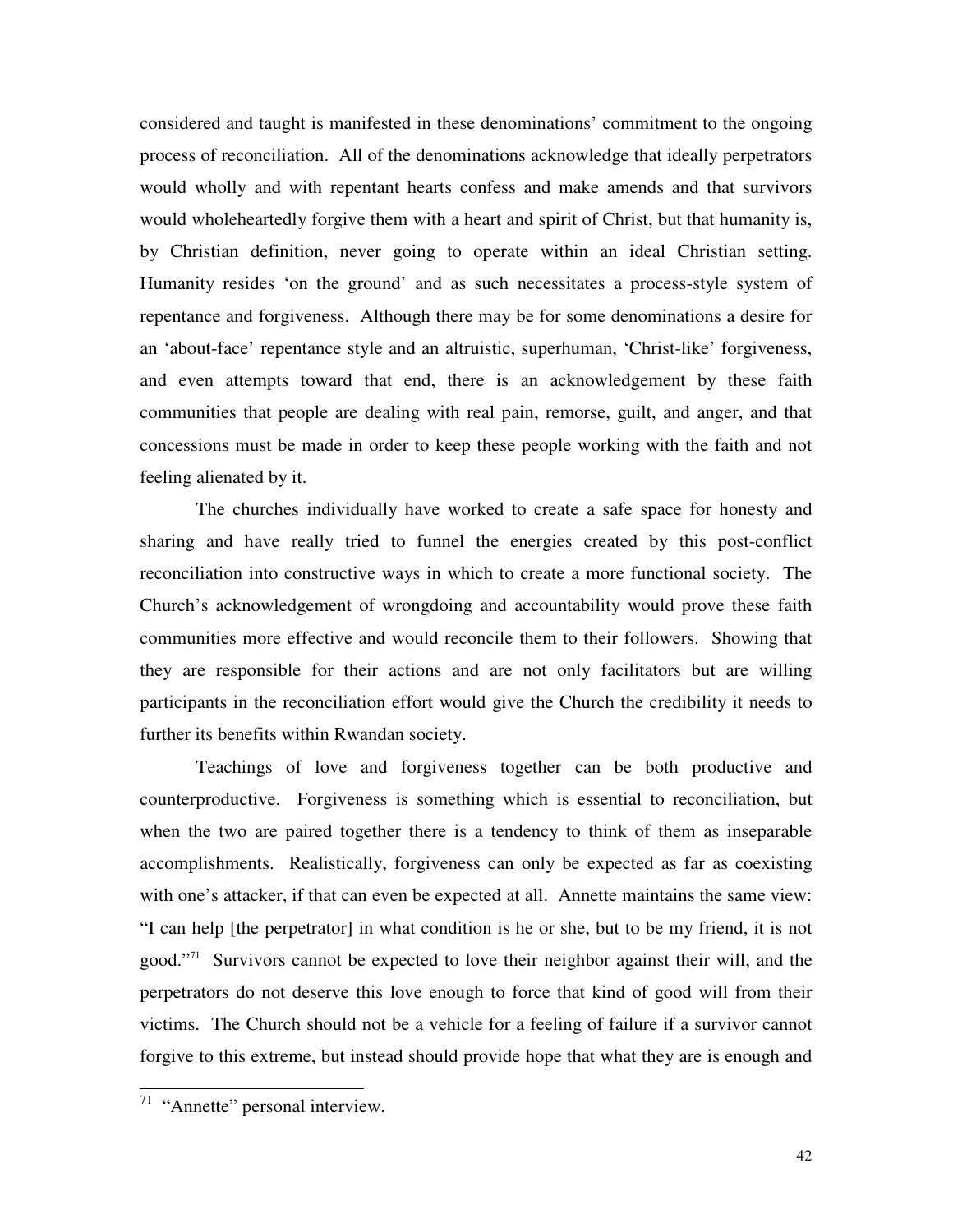considered and taught is manifested in these denominations' commitment to the ongoing process of reconciliation. All of the denominations acknowledge that ideally perpetrators would wholly and with repentant hearts confess and make amends and that survivors would wholeheartedly forgive them with a heart and spirit of Christ, but that humanity is, by Christian definition, never going to operate within an ideal Christian setting. Humanity resides 'on the ground' and as such necessitates a process-style system of repentance and forgiveness. Although there may be for some denominations a desire for an 'about-face' repentance style and an altruistic, superhuman, 'Christ-like' forgiveness, and even attempts toward that end, there is an acknowledgement by these faith communities that people are dealing with real pain, remorse, guilt, and anger, and that concessions must be made in order to keep these people working with the faith and not feeling alienated by it.

The churches individually have worked to create a safe space for honesty and sharing and have really tried to funnel the energies created by this post-conflict reconciliation into constructive ways in which to create a more functional society. The Church's acknowledgement of wrongdoing and accountability would prove these faith communities more effective and would reconcile them to their followers. Showing that they are responsible for their actions and are not only facilitators but are willing participants in the reconciliation effort would give the Church the credibility it needs to further its benefits within Rwandan society.

Teachings of love and forgiveness together can be both productive and counterproductive. Forgiveness is something which is essential to reconciliation, but when the two are paired together there is a tendency to think of them as inseparable accomplishments. Realistically, forgiveness can only be expected as far as coexisting with one's attacker, if that can even be expected at all. Annette maintains the same view: "I can help [the perpetrator] in what condition is he or she, but to be my friend, it is not good."[71] Survivors cannot be expected to love their neighbor against their will, and the perpetrators do not deserve this love enough to force that kind of good will from their victims. The Church should not be a vehicle for a feeling of failure if a survivor cannot forgive to this extreme, but instead should provide hope that what they are is enough and

---

[71] "Annette" personal interview.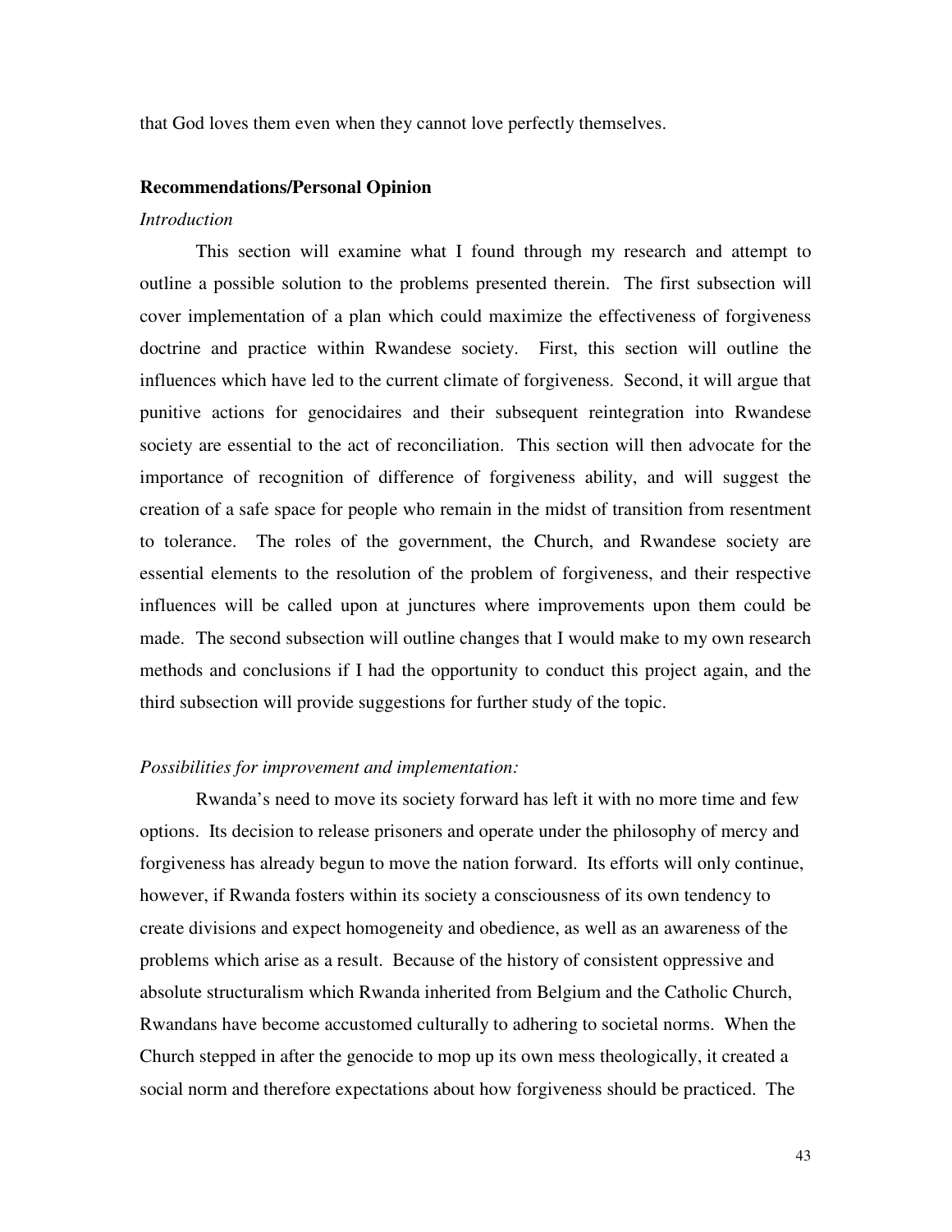that God loves them even when they cannot love perfectly themselves.

## Recommendations/Personal Opinion

*Introduction*

This section will examine what I found through my research and attempt to outline a possible solution to the problems presented therein. The first subsection will cover implementation of a plan which could maximize the effectiveness of forgiveness doctrine and practice within Rwandese society. First, this section will outline the influences which have led to the current climate of forgiveness. Second, it will argue that punitive actions for genocidaires and their subsequent reintegration into Rwandese society are essential to the act of reconciliation. This section will then advocate for the importance of recognition of difference of forgiveness ability, and will suggest the creation of a safe space for people who remain in the midst of transition from resentment to tolerance. The roles of the government, the Church, and Rwandese society are essential elements to the resolution of the problem of forgiveness, and their respective influences will be called upon at junctures where improvements upon them could be made. The second subsection will outline changes that I would make to my own research methods and conclusions if I had the opportunity to conduct this project again, and the third subsection will provide suggestions for further study of the topic.

*Possibilities for improvement and implementation:*

Rwanda's need to move its society forward has left it with no more time and few options. Its decision to release prisoners and operate under the philosophy of mercy and forgiveness has already begun to move the nation forward. Its efforts will only continue, however, if Rwanda fosters within its society a consciousness of its own tendency to create divisions and expect homogeneity and obedience, as well as an awareness of the problems which arise as a result. Because of the history of consistent oppressive and absolute structuralism which Rwanda inherited from Belgium and the Catholic Church, Rwandans have become accustomed culturally to adhering to societal norms. When the Church stepped in after the genocide to mop up its own mess theologically, it created a social norm and therefore expectations about how forgiveness should be practiced. The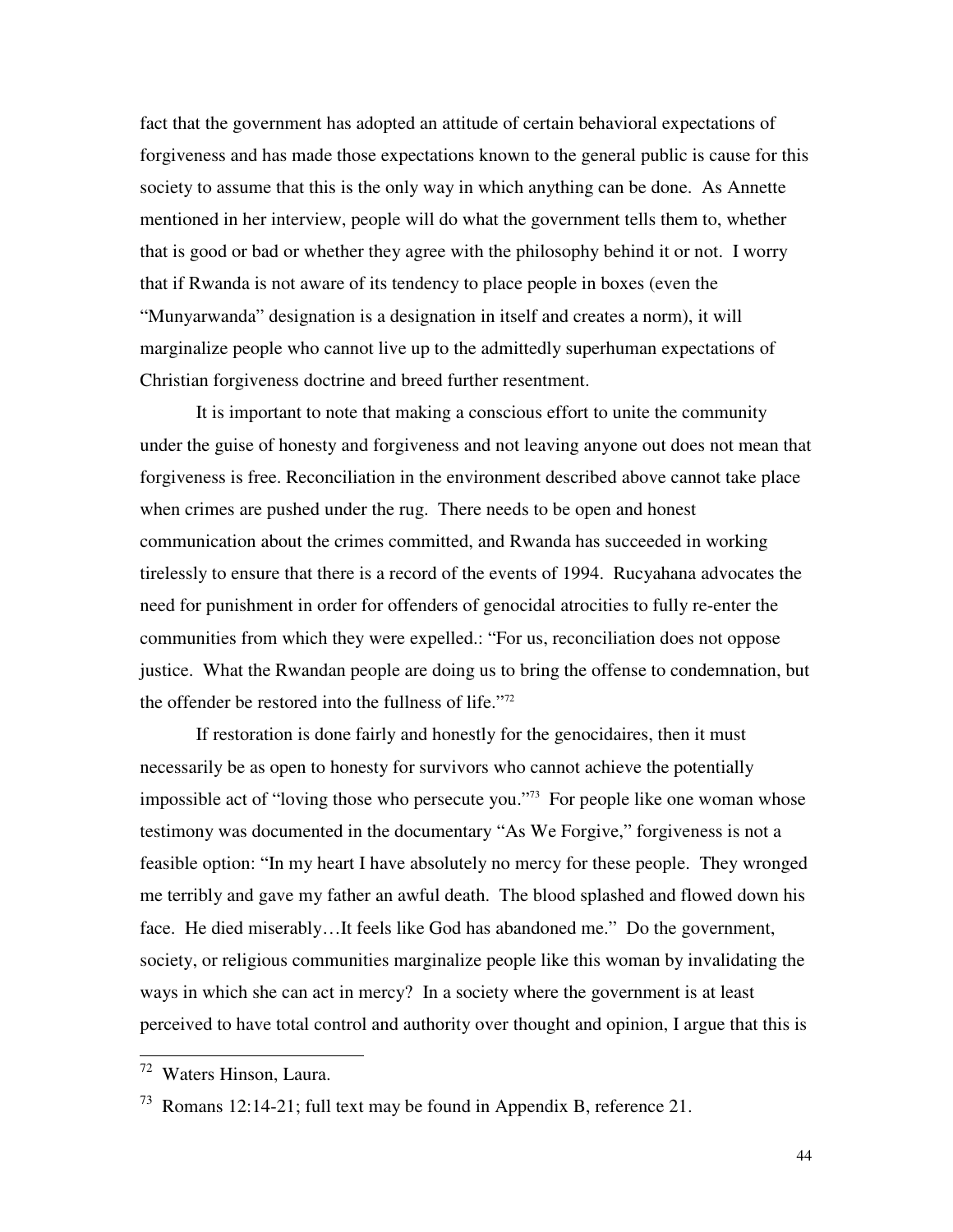fact that the government has adopted an attitude of certain behavioral expectations of forgiveness and has made those expectations known to the general public is cause for this society to assume that this is the only way in which anything can be done. As Annette mentioned in her interview, people will do what the government tells them to, whether that is good or bad or whether they agree with the philosophy behind it or not. I worry that if Rwanda is not aware of its tendency to place people in boxes (even the "Munyarwanda" designation is a designation in itself and creates a norm), it will marginalize people who cannot live up to the admittedly superhuman expectations of Christian forgiveness doctrine and breed further resentment.

It is important to note that making a conscious effort to unite the community under the guise of honesty and forgiveness and not leaving anyone out does not mean that forgiveness is free. Reconciliation in the environment described above cannot take place when crimes are pushed under the rug. There needs to be open and honest communication about the crimes committed, and Rwanda has succeeded in working tirelessly to ensure that there is a record of the events of 1994. Rucyahana advocates the need for punishment in order for offenders of genocidal atrocities to fully re-enter the communities from which they were expelled.: "For us, reconciliation does not oppose justice. What the Rwandan people are doing us to bring the offense to condemnation, but the offender be restored into the fullness of life."[72]

If restoration is done fairly and honestly for the genocidaires, then it must necessarily be as open to honesty for survivors who cannot achieve the potentially impossible act of "loving those who persecute you."[73] For people like one woman whose testimony was documented in the documentary "As We Forgive," forgiveness is not a feasible option: "In my heart I have absolutely no mercy for these people. They wronged me terribly and gave my father an awful death. The blood splashed and flowed down his face. He died miserably…It feels like God has abandoned me." Do the government, society, or religious communities marginalize people like this woman by invalidating the ways in which she can act in mercy? In a society where the government is at least perceived to have total control and authority over thought and opinion, I argue that this is

---

[72] Waters Hinson, Laura.

[73] Romans 12:14-21; full text may be found in Appendix B, reference 21.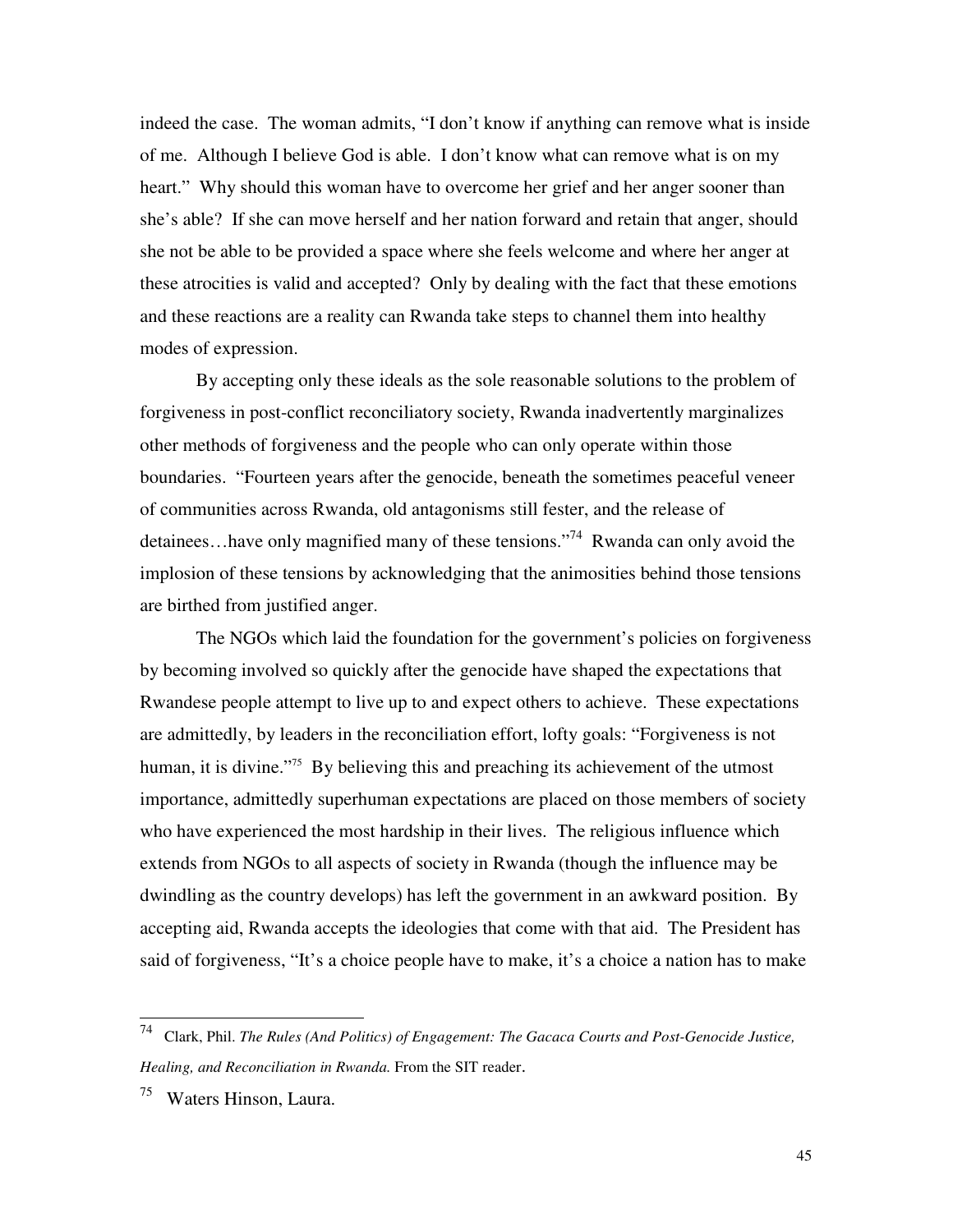indeed the case. The woman admits, "I don't know if anything can remove what is inside of me. Although I believe God is able. I don't know what can remove what is on my heart." Why should this woman have to overcome her grief and her anger sooner than she's able? If she can move herself and her nation forward and retain that anger, should she not be able to be provided a space where she feels welcome and where her anger at these atrocities is valid and accepted? Only by dealing with the fact that these emotions and these reactions are a reality can Rwanda take steps to channel them into healthy modes of expression.

By accepting only these ideals as the sole reasonable solutions to the problem of forgiveness in post-conflict reconciliatory society, Rwanda inadvertently marginalizes other methods of forgiveness and the people who can only operate within those boundaries. "Fourteen years after the genocide, beneath the sometimes peaceful veneer of communities across Rwanda, old antagonisms still fester, and the release of detainees…have only magnified many of these tensions."[74] Rwanda can only avoid the implosion of these tensions by acknowledging that the animosities behind those tensions are birthed from justified anger.

The NGOs which laid the foundation for the government's policies on forgiveness by becoming involved so quickly after the genocide have shaped the expectations that Rwandese people attempt to live up to and expect others to achieve. These expectations are admittedly, by leaders in the reconciliation effort, lofty goals: "Forgiveness is not human, it is divine."[75] By believing this and preaching its achievement of the utmost importance, admittedly superhuman expectations are placed on those members of society who have experienced the most hardship in their lives. The religious influence which extends from NGOs to all aspects of society in Rwanda (though the influence may be dwindling as the country develops) has left the government in an awkward position. By accepting aid, Rwanda accepts the ideologies that come with that aid. The President has said of forgiveness, "It's a choice people have to make, it's a choice a nation has to make

---

[74] Clark, Phil. *The Rules (And Politics) of Engagement: The Gacaca Courts and Post-Genocide Justice, Healing, and Reconciliation in Rwanda.* From the SIT reader.

[75] Waters Hinson, Laura.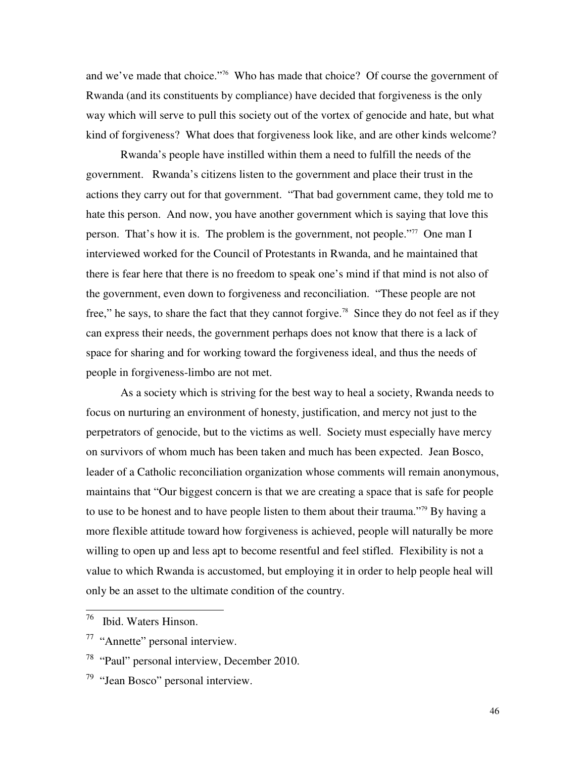and we've made that choice."[76] Who has made that choice? Of course the government of Rwanda (and its constituents by compliance) have decided that forgiveness is the only way which will serve to pull this society out of the vortex of genocide and hate, but what kind of forgiveness? What does that forgiveness look like, and are other kinds welcome?

Rwanda's people have instilled within them a need to fulfill the needs of the government. Rwanda's citizens listen to the government and place their trust in the actions they carry out for that government. "That bad government came, they told me to hate this person. And now, you have another government which is saying that love this person. That's how it is. The problem is the government, not people."[77] One man I interviewed worked for the Council of Protestants in Rwanda, and he maintained that there is fear here that there is no freedom to speak one's mind if that mind is not also of the government, even down to forgiveness and reconciliation. "These people are not free," he says, to share the fact that they cannot forgive.[78] Since they do not feel as if they can express their needs, the government perhaps does not know that there is a lack of space for sharing and for working toward the forgiveness ideal, and thus the needs of people in forgiveness-limbo are not met.

As a society which is striving for the best way to heal a society, Rwanda needs to focus on nurturing an environment of honesty, justification, and mercy not just to the perpetrators of genocide, but to the victims as well. Society must especially have mercy on survivors of whom much has been taken and much has been expected. Jean Bosco, leader of a Catholic reconciliation organization whose comments will remain anonymous, maintains that "Our biggest concern is that we are creating a space that is safe for people to use to be honest and to have people listen to them about their trauma."[79] By having a more flexible attitude toward how forgiveness is achieved, people will naturally be more willing to open up and less apt to become resentful and feel stifled. Flexibility is not a value to which Rwanda is accustomed, but employing it in order to help people heal will only be an asset to the ultimate condition of the country.

---

[76] Ibid. Waters Hinson.

[77] "Annette" personal interview.

[78] "Paul" personal interview, December 2010.

[79] "Jean Bosco" personal interview.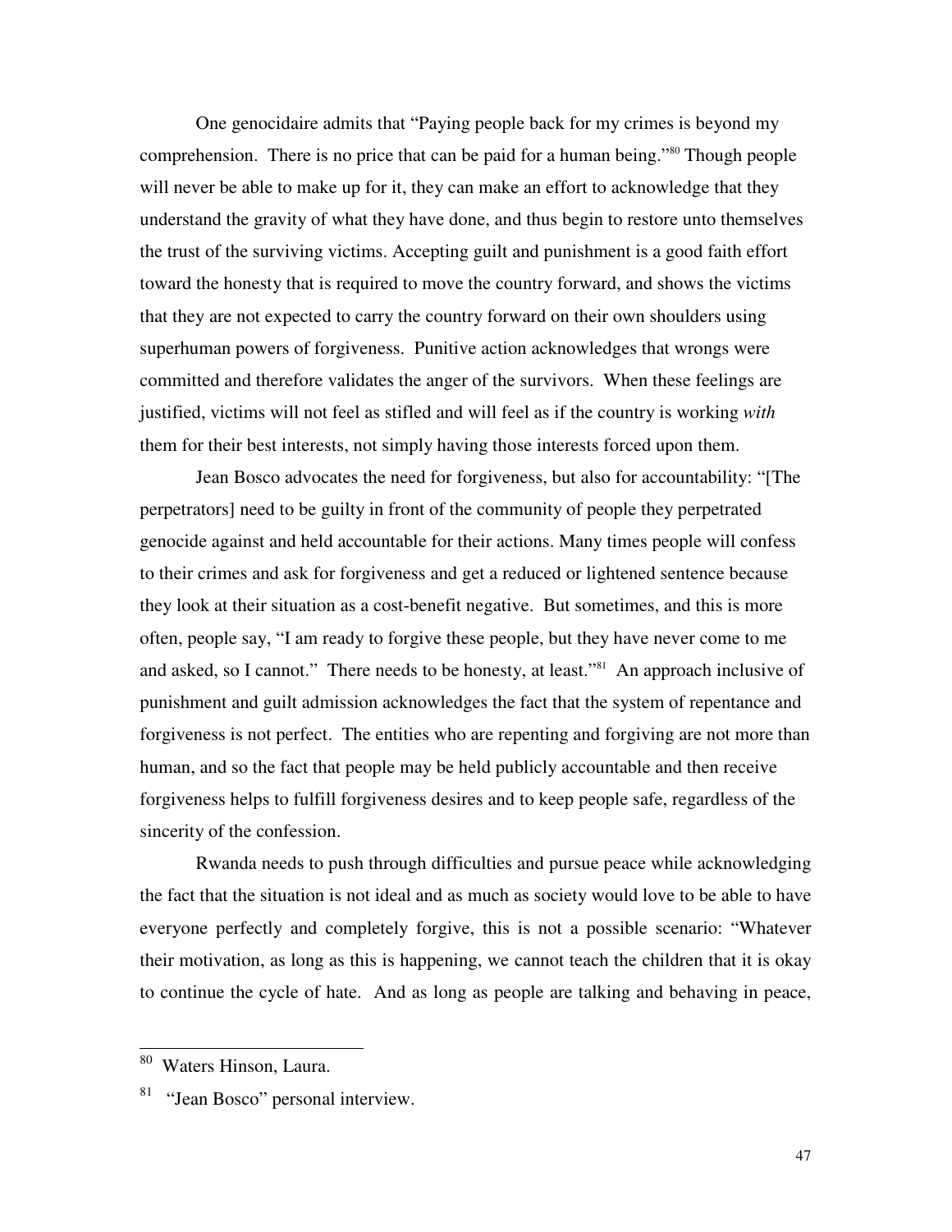One genocidaire admits that "Paying people back for my crimes is beyond my comprehension. There is no price that can be paid for a human being."[80] Though people will never be able to make up for it, they can make an effort to acknowledge that they understand the gravity of what they have done, and thus begin to restore unto themselves the trust of the surviving victims. Accepting guilt and punishment is a good faith effort toward the honesty that is required to move the country forward, and shows the victims that they are not expected to carry the country forward on their own shoulders using superhuman powers of forgiveness. Punitive action acknowledges that wrongs were committed and therefore validates the anger of the survivors. When these feelings are justified, victims will not feel as stifled and will feel as if the country is working *with* them for their best interests, not simply having those interests forced upon them.

Jean Bosco advocates the need for forgiveness, but also for accountability: "[The perpetrators] need to be guilty in front of the community of people they perpetrated genocide against and held accountable for their actions. Many times people will confess to their crimes and ask for forgiveness and get a reduced or lightened sentence because they look at their situation as a cost-benefit negative. But sometimes, and this is more often, people say, "I am ready to forgive these people, but they have never come to me and asked, so I cannot." There needs to be honesty, at least."[81] An approach inclusive of punishment and guilt admission acknowledges the fact that the system of repentance and forgiveness is not perfect. The entities who are repenting and forgiving are not more than human, and so the fact that people may be held publicly accountable and then receive forgiveness helps to fulfill forgiveness desires and to keep people safe, regardless of the sincerity of the confession.

Rwanda needs to push through difficulties and pursue peace while acknowledging the fact that the situation is not ideal and as much as society would love to be able to have everyone perfectly and completely forgive, this is not a possible scenario: "Whatever their motivation, as long as this is happening, we cannot teach the children that it is okay to continue the cycle of hate. And as long as people are talking and behaving in peace,

---

[80] Waters Hinson, Laura.

[81] "Jean Bosco" personal interview.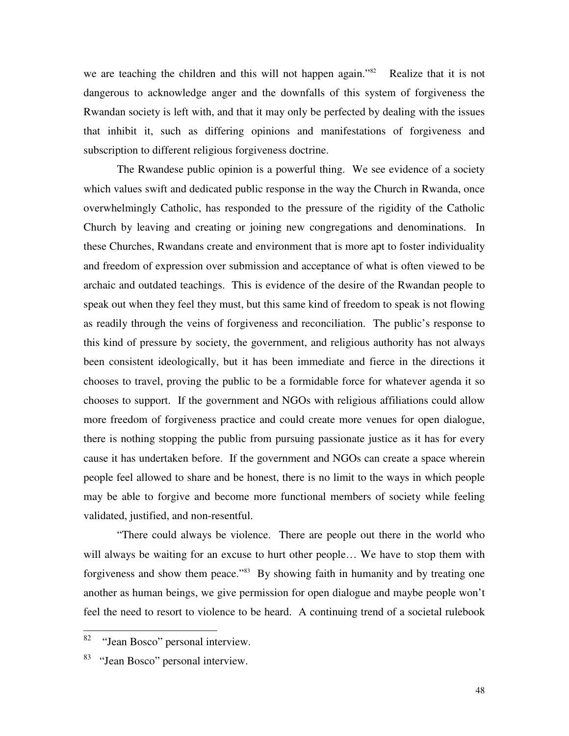we are teaching the children and this will not happen again."[82] Realize that it is not dangerous to acknowledge anger and the downfalls of this system of forgiveness the Rwandan society is left with, and that it may only be perfected by dealing with the issues that inhibit it, such as differing opinions and manifestations of forgiveness and subscription to different religious forgiveness doctrine.

The Rwandese public opinion is a powerful thing. We see evidence of a society which values swift and dedicated public response in the way the Church in Rwanda, once overwhelmingly Catholic, has responded to the pressure of the rigidity of the Catholic Church by leaving and creating or joining new congregations and denominations. In these Churches, Rwandans create and environment that is more apt to foster individuality and freedom of expression over submission and acceptance of what is often viewed to be archaic and outdated teachings. This is evidence of the desire of the Rwandan people to speak out when they feel they must, but this same kind of freedom to speak is not flowing as readily through the veins of forgiveness and reconciliation. The public's response to this kind of pressure by society, the government, and religious authority has not always been consistent ideologically, but it has been immediate and fierce in the directions it chooses to travel, proving the public to be a formidable force for whatever agenda it so chooses to support. If the government and NGOs with religious affiliations could allow more freedom of forgiveness practice and could create more venues for open dialogue, there is nothing stopping the public from pursuing passionate justice as it has for every cause it has undertaken before. If the government and NGOs can create a space wherein people feel allowed to share and be honest, there is no limit to the ways in which people may be able to forgive and become more functional members of society while feeling validated, justified, and non-resentful.

"There could always be violence. There are people out there in the world who will always be waiting for an excuse to hurt other people… We have to stop them with forgiveness and show them peace."[83] By showing faith in humanity and by treating one another as human beings, we give permission for open dialogue and maybe people won't feel the need to resort to violence to be heard. A continuing trend of a societal rulebook

---

[82] "Jean Bosco" personal interview.

[83] "Jean Bosco" personal interview.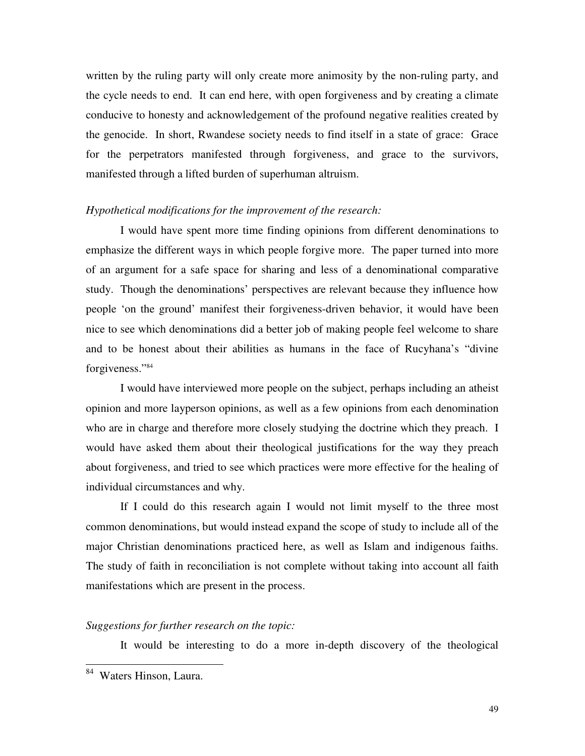written by the ruling party will only create more animosity by the non-ruling party, and the cycle needs to end. It can end here, with open forgiveness and by creating a climate conducive to honesty and acknowledgement of the profound negative realities created by the genocide. In short, Rwandese society needs to find itself in a state of grace: Grace for the perpetrators manifested through forgiveness, and grace to the survivors, manifested through a lifted burden of superhuman altruism.

*Hypothetical modifications for the improvement of the research:*

I would have spent more time finding opinions from different denominations to emphasize the different ways in which people forgive more. The paper turned into more of an argument for a safe space for sharing and less of a denominational comparative study. Though the denominations' perspectives are relevant because they influence how people 'on the ground' manifest their forgiveness-driven behavior, it would have been nice to see which denominations did a better job of making people feel welcome to share and to be honest about their abilities as humans in the face of Rucyhana's "divine forgiveness."[84]

I would have interviewed more people on the subject, perhaps including an atheist opinion and more layperson opinions, as well as a few opinions from each denomination who are in charge and therefore more closely studying the doctrine which they preach. I would have asked them about their theological justifications for the way they preach about forgiveness, and tried to see which practices were more effective for the healing of individual circumstances and why.

If I could do this research again I would not limit myself to the three most common denominations, but would instead expand the scope of study to include all of the major Christian denominations practiced here, as well as Islam and indigenous faiths. The study of faith in reconciliation is not complete without taking into account all faith manifestations which are present in the process.

*Suggestions for further research on the topic:*

It would be interesting to do a more in-depth discovery of the theological

[84] Waters Hinson, Laura.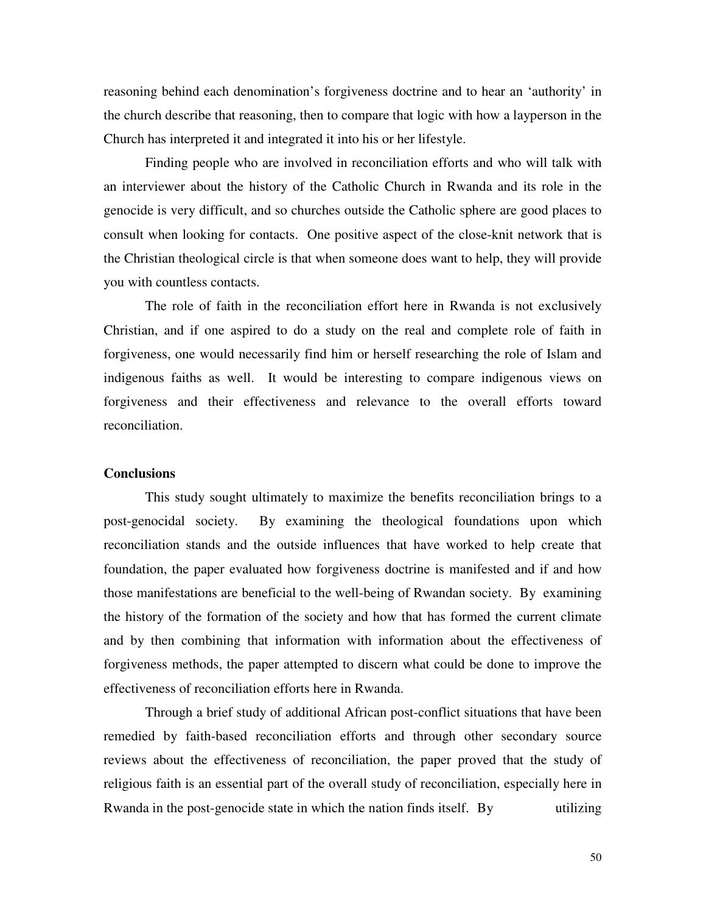reasoning behind each denomination's forgiveness doctrine and to hear an 'authority' in the church describe that reasoning, then to compare that logic with how a layperson in the Church has interpreted it and integrated it into his or her lifestyle.

Finding people who are involved in reconciliation efforts and who will talk with an interviewer about the history of the Catholic Church in Rwanda and its role in the genocide is very difficult, and so churches outside the Catholic sphere are good places to consult when looking for contacts. One positive aspect of the close-knit network that is the Christian theological circle is that when someone does want to help, they will provide you with countless contacts.

The role of faith in the reconciliation effort here in Rwanda is not exclusively Christian, and if one aspired to do a study on the real and complete role of faith in forgiveness, one would necessarily find him or herself researching the role of Islam and indigenous faiths as well. It would be interesting to compare indigenous views on forgiveness and their effectiveness and relevance to the overall efforts toward reconciliation.

**Conclusions**

This study sought ultimately to maximize the benefits reconciliation brings to a post-genocidal society. By examining the theological foundations upon which reconciliation stands and the outside influences that have worked to help create that foundation, the paper evaluated how forgiveness doctrine is manifested and if and how those manifestations are beneficial to the well-being of Rwandan society. By examining the history of the formation of the society and how that has formed the current climate and by then combining that information with information about the effectiveness of forgiveness methods, the paper attempted to discern what could be done to improve the effectiveness of reconciliation efforts here in Rwanda.

Through a brief study of additional African post-conflict situations that have been remedied by faith-based reconciliation efforts and through other secondary source reviews about the effectiveness of reconciliation, the paper proved that the study of religious faith is an essential part of the overall study of reconciliation, especially here in Rwanda in the post-genocide state in which the nation finds itself. By utilizing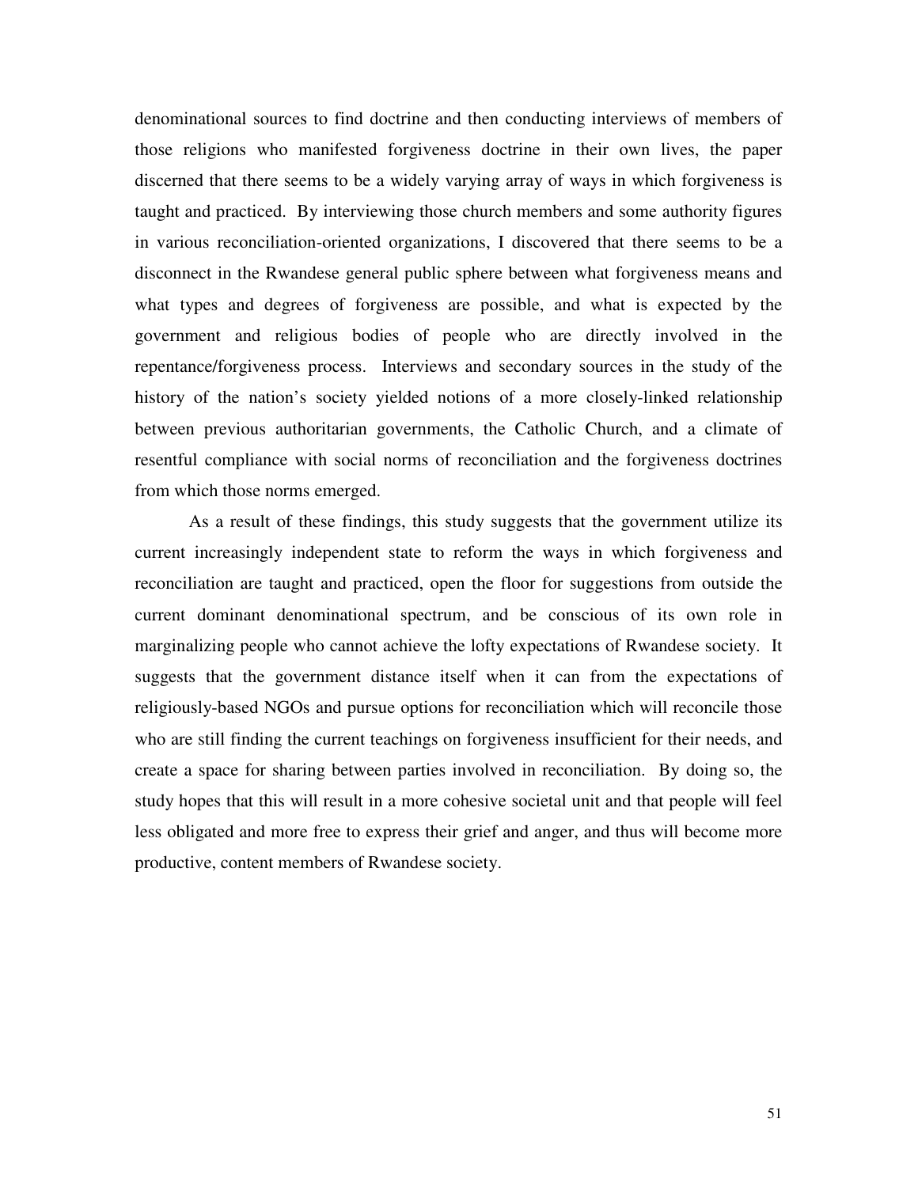denominational sources to find doctrine and then conducting interviews of members of those religions who manifested forgiveness doctrine in their own lives, the paper discerned that there seems to be a widely varying array of ways in which forgiveness is taught and practiced. By interviewing those church members and some authority figures in various reconciliation-oriented organizations, I discovered that there seems to be a disconnect in the Rwandese general public sphere between what forgiveness means and what types and degrees of forgiveness are possible, and what is expected by the government and religious bodies of people who are directly involved in the repentance/forgiveness process. Interviews and secondary sources in the study of the history of the nation's society yielded notions of a more closely-linked relationship between previous authoritarian governments, the Catholic Church, and a climate of resentful compliance with social norms of reconciliation and the forgiveness doctrines from which those norms emerged.

As a result of these findings, this study suggests that the government utilize its current increasingly independent state to reform the ways in which forgiveness and reconciliation are taught and practiced, open the floor for suggestions from outside the current dominant denominational spectrum, and be conscious of its own role in marginalizing people who cannot achieve the lofty expectations of Rwandese society. It suggests that the government distance itself when it can from the expectations of religiously-based NGOs and pursue options for reconciliation which will reconcile those who are still finding the current teachings on forgiveness insufficient for their needs, and create a space for sharing between parties involved in reconciliation. By doing so, the study hopes that this will result in a more cohesive societal unit and that people will feel less obligated and more free to express their grief and anger, and thus will become more productive, content members of Rwandese society.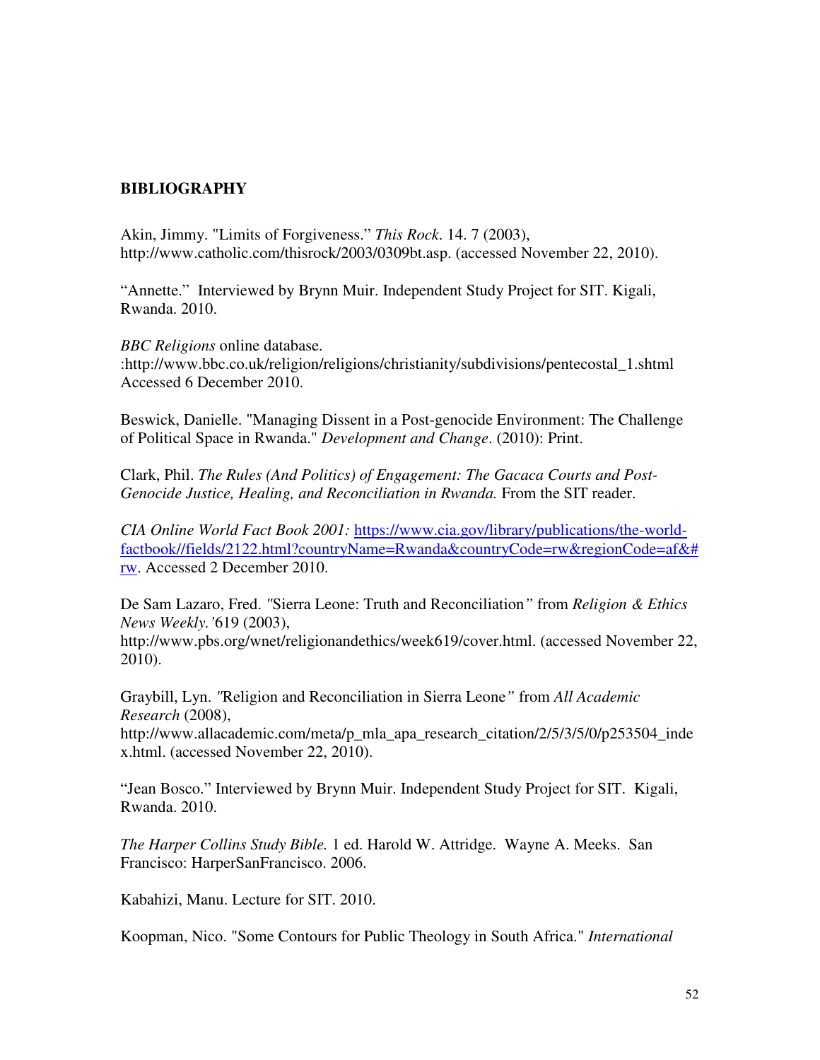## BIBLIOGRAPHY

Akin, Jimmy. "Limits of Forgiveness." *This Rock*. 14. 7 (2003), http://www.catholic.com/thisrock/2003/0309bt.asp. (accessed November 22, 2010).

"Annette." Interviewed by Brynn Muir. Independent Study Project for SIT. Kigali, Rwanda. 2010.

*BBC Religions* online database. :http://www.bbc.co.uk/religion/religions/christianity/subdivisions/pentecostal_1.shtml Accessed 6 December 2010.

Beswick, Danielle. "Managing Dissent in a Post-genocide Environment: The Challenge of Political Space in Rwanda." *Development and Change*. (2010): Print.

Clark, Phil. *The Rules (And Politics) of Engagement: The Gacaca Courts and Post-Genocide Justice, Healing, and Reconciliation in Rwanda.* From the SIT reader.

*CIA Online World Fact Book 2001:* [https://www.cia.gov/library/publications/the-world-factbook//fields/2122.html?countryName=Rwanda&countryCode=rw&regionCode=af&#rw](https://www.cia.gov/library/publications/the-world-factbook//fields/2122.html?countryName=Rwanda&countryCode=rw&regionCode=af&#rw). Accessed 2 December 2010.

De Sam Lazaro, Fred. *"*Sierra Leone: Truth and Reconciliation*"* from *Religion & Ethics News Weekly.'*619 (2003), http://www.pbs.org/wnet/religionandethics/week619/cover.html. (accessed November 22, 2010).

Graybill, Lyn. *"*Religion and Reconciliation in Sierra Leone*"* from *All Academic Research* (2008), http://www.allacademic.com/meta/p_mla_apa_research_citation/2/5/3/5/0/p253504_index.html. (accessed November 22, 2010).

"Jean Bosco." Interviewed by Brynn Muir. Independent Study Project for SIT. Kigali, Rwanda. 2010.

*The Harper Collins Study Bible.* 1 ed. Harold W. Attridge. Wayne A. Meeks. San Francisco: HarperSanFrancisco. 2006.

Kabahizi, Manu. Lecture for SIT. 2010.

Koopman, Nico. "Some Contours for Public Theology in South Africa." *International*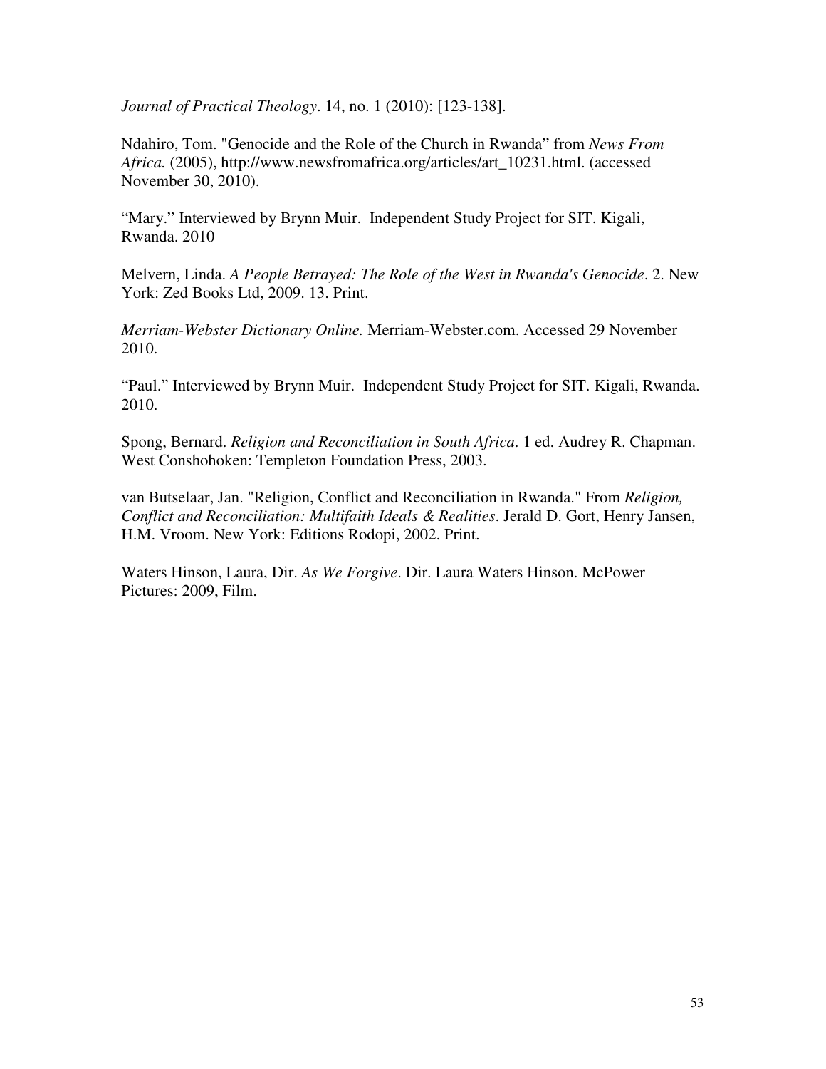*Journal of Practical Theology*. 14, no. 1 (2010): [123-138].

Ndahiro, Tom. "Genocide and the Role of the Church in Rwanda" from *News From Africa.* (2005), http://www.newsfromafrica.org/articles/art_10231.html. (accessed November 30, 2010).

"Mary." Interviewed by Brynn Muir. Independent Study Project for SIT. Kigali, Rwanda. 2010

Melvern, Linda. *A People Betrayed: The Role of the West in Rwanda's Genocide*. 2. New York: Zed Books Ltd, 2009. 13. Print.

*Merriam-Webster Dictionary Online.* Merriam-Webster.com. Accessed 29 November 2010.

"Paul." Interviewed by Brynn Muir. Independent Study Project for SIT. Kigali, Rwanda. 2010.

Spong, Bernard. *Religion and Reconciliation in South Africa*. 1 ed. Audrey R. Chapman. West Conshohocken: Templeton Foundation Press, 2003.

van Butselaar, Jan. "Religion, Conflict and Reconciliation in Rwanda." From *Religion, Conflict and Reconciliation: Multifaith Ideals & Realities*. Jerald D. Gort, Henry Jansen, H.M. Vroom. New York: Editions Rodopi, 2002. Print.

Waters Hinson, Laura, Dir. *As We Forgive*. Dir. Laura Waters Hinson. McPower Pictures: 2009, Film.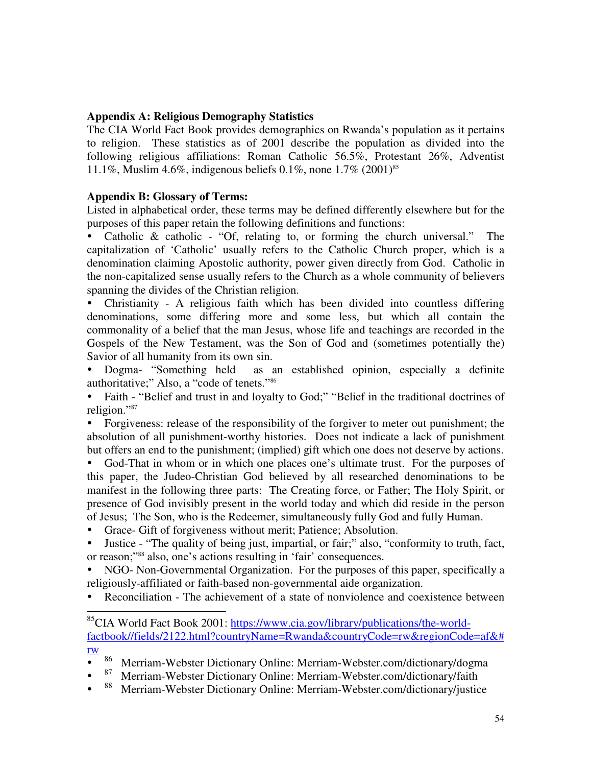**Appendix A: Religious Demography Statistics**

The CIA World Fact Book provides demographics on Rwanda's population as it pertains to religion. These statistics as of 2001 describe the population as divided into the following religious affiliations: Roman Catholic 56.5%, Protestant 26%, Adventist 11.1%, Muslim 4.6%, indigenous beliefs 0.1%, none 1.7% (2001)[85]

**Appendix B: Glossary of Terms:**

Listed in alphabetical order, these terms may be defined differently elsewhere but for the purposes of this paper retain the following definitions and functions:

- Catholic & catholic - "Of, relating to, or forming the church universal." The capitalization of 'Catholic' usually refers to the Catholic Church proper, which is a denomination claiming Apostolic authority, power given directly from God. Catholic in the non-capitalized sense usually refers to the Church as a whole community of believers spanning the divides of the Christian religion.
- Christianity - A religious faith which has been divided into countless differing denominations, some differing more and some less, but which all contain the commonality of a belief that the man Jesus, whose life and teachings are recorded in the Gospels of the New Testament, was the Son of God and (sometimes potentially the) Savior of all humanity from its own sin.
- Dogma- "Something held as an established opinion, especially a definite authoritative;" Also, a "code of tenets."[86]
- Faith - "Belief and trust in and loyalty to God;" "Belief in the traditional doctrines of religion."[87]
- Forgiveness: release of the responsibility of the forgiver to meter out punishment; the absolution of all punishment-worthy histories. Does not indicate a lack of punishment but offers an end to the punishment; (implied) gift which one does not deserve by actions.
- God-That in whom or in which one places one's ultimate trust. For the purposes of this paper, the Judeo-Christian God believed by all researched denominations to be manifest in the following three parts: The Creating force, or Father; The Holy Spirit, or presence of God invisibly present in the world today and which did reside in the person of Jesus; The Son, who is the Redeemer, simultaneously fully God and fully Human.
- Grace- Gift of forgiveness without merit; Patience; Absolution.
- Justice - "The quality of being just, impartial, or fair;" also, "conformity to truth, fact, or reason;"[88] also, one's actions resulting in 'fair' consequences.
- NGO- Non-Governmental Organization. For the purposes of this paper, specifically a religiously-affiliated or faith-based non-governmental aide organization.
- Reconciliation - The achievement of a state of nonviolence and coexistence between

---

[85] CIA World Fact Book 2001: https://www.cia.gov/library/publications/the-world-factbook//fields/2122.html?countryName=Rwanda&countryCode=rw&regionCode=af&#rw

- [86] Merriam-Webster Dictionary Online: Merriam-Webster.com/dictionary/dogma
- [87] Merriam-Webster Dictionary Online: Merriam-Webster.com/dictionary/faith
- [88] Merriam-Webster Dictionary Online: Merriam-Webster.com/dictionary/justice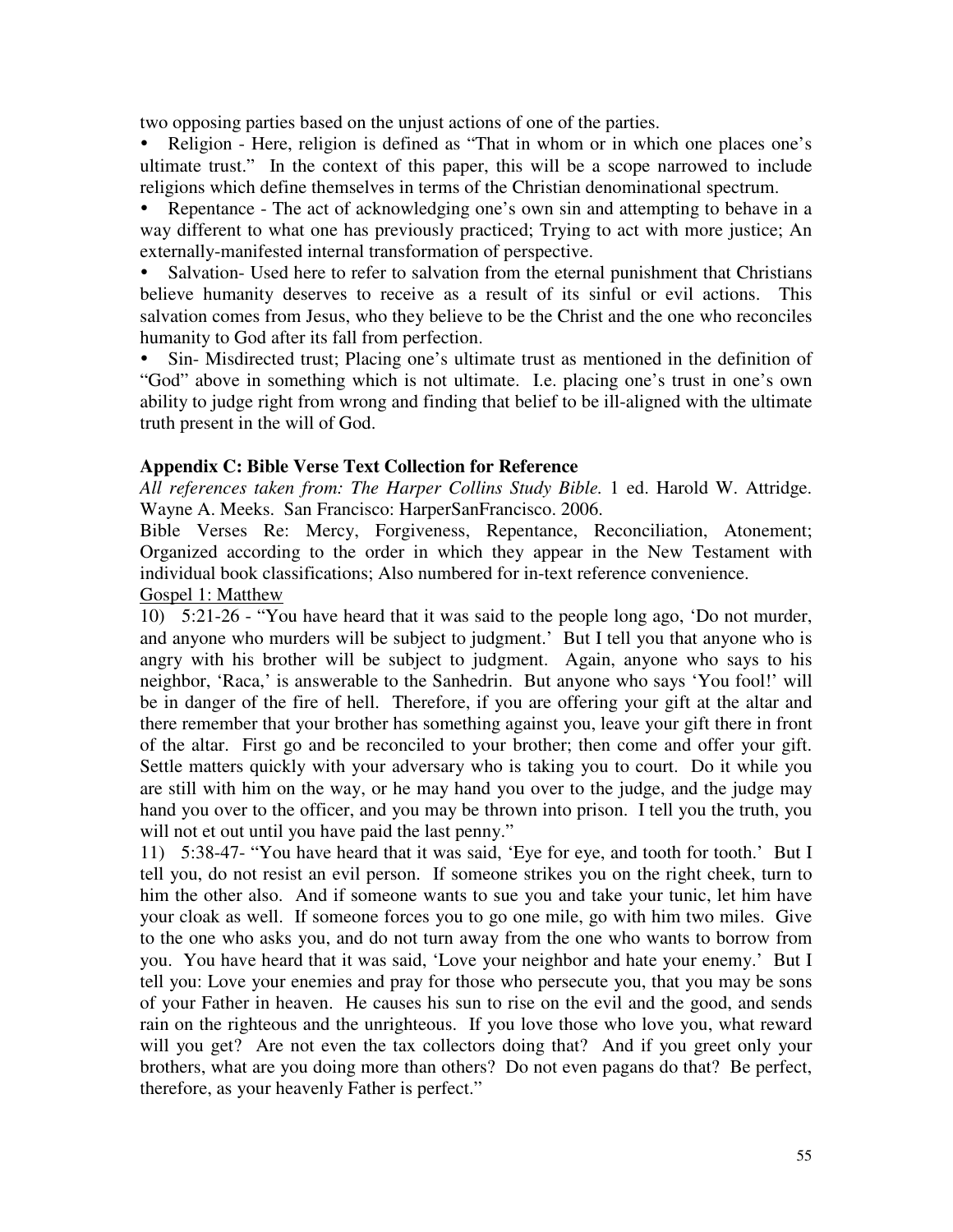two opposing parties based on the unjust actions of one of the parties.

- Religion - Here, religion is defined as "That in whom or in which one places one's ultimate trust." In the context of this paper, this will be a scope narrowed to include religions which define themselves in terms of the Christian denominational spectrum.
- Repentance - The act of acknowledging one's own sin and attempting to behave in a way different to what one has previously practiced; Trying to act with more justice; An externally-manifested internal transformation of perspective.
- Salvation- Used here to refer to salvation from the eternal punishment that Christians believe humanity deserves to receive as a result of its sinful or evil actions. This salvation comes from Jesus, who they believe to be the Christ and the one who reconciles humanity to God after its fall from perfection.
- Sin- Misdirected trust; Placing one's ultimate trust as mentioned in the definition of "God" above in something which is not ultimate. I.e. placing one's trust in one's own ability to judge right from wrong and finding that belief to be ill-aligned with the ultimate truth present in the will of God.

### Appendix C: Bible Verse Text Collection for Reference

*All references taken from: The Harper Collins Study Bible.* 1 ed. Harold W. Attridge. Wayne A. Meeks. San Francisco: HarperSanFrancisco. 2006.

Bible Verses Re: Mercy, Forgiveness, Repentance, Reconciliation, Atonement; Organized according to the order in which they appear in the New Testament with individual book classifications; Also numbered for in-text reference convenience.

<u>Gospel 1: Matthew</u>

10) 5:21-26 - "You have heard that it was said to the people long ago, 'Do not murder, and anyone who murders will be subject to judgment.' But I tell you that anyone who is angry with his brother will be subject to judgment. Again, anyone who says to his neighbor, 'Raca,' is answerable to the Sanhedrin. But anyone who says 'You fool!' will be in danger of the fire of hell. Therefore, if you are offering your gift at the altar and there remember that your brother has something against you, leave your gift there in front of the altar. First go and be reconciled to your brother; then come and offer your gift. Settle matters quickly with your adversary who is taking you to court. Do it while you are still with him on the way, or he may hand you over to the judge, and the judge may hand you over to the officer, and you may be thrown into prison. I tell you the truth, you will not et out until you have paid the last penny."

11) 5:38-47- "You have heard that it was said, 'Eye for eye, and tooth for tooth.' But I tell you, do not resist an evil person. If someone strikes you on the right cheek, turn to him the other also. And if someone wants to sue you and take your tunic, let him have your cloak as well. If someone forces you to go one mile, go with him two miles. Give to the one who asks you, and do not turn away from the one who wants to borrow from you. You have heard that it was said, 'Love your neighbor and hate your enemy.' But I tell you: Love your enemies and pray for those who persecute you, that you may be sons of your Father in heaven. He causes his sun to rise on the evil and the good, and sends rain on the righteous and the unrighteous. If you love those who love you, what reward will you get? Are not even the tax collectors doing that? And if you greet only your brothers, what are you doing more than others? Do not even pagans do that? Be perfect, therefore, as your heavenly Father is perfect."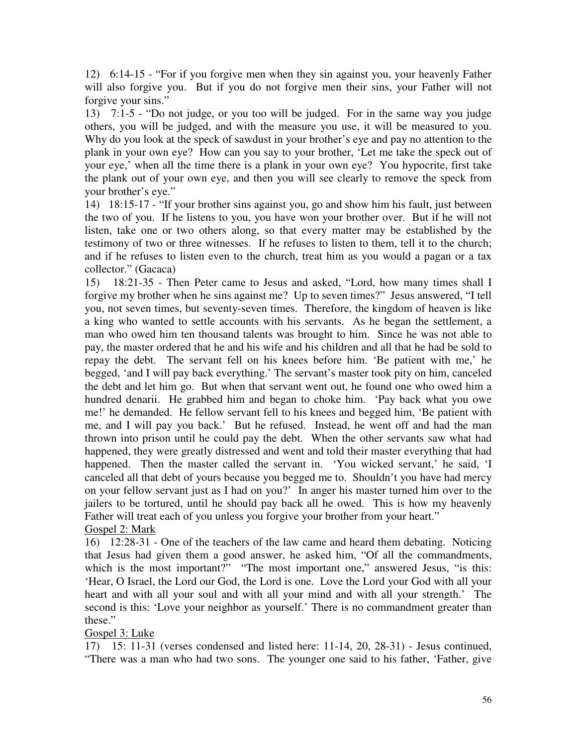12) 6:14-15 - "For if you forgive men when they sin against you, your heavenly Father will also forgive you. But if you do not forgive men their sins, your Father will not forgive your sins."

13) 7:1-5 - "Do not judge, or you too will be judged. For in the same way you judge others, you will be judged, and with the measure you use, it will be measured to you. Why do you look at the speck of sawdust in your brother's eye and pay no attention to the plank in your own eye? How can you say to your brother, 'Let me take the speck out of your eye,' when all the time there is a plank in your own eye? You hypocrite, first take the plank out of your own eye, and then you will see clearly to remove the speck from your brother's eye."

14) 18:15-17 - "If your brother sins against you, go and show him his fault, just between the two of you. If he listens to you, you have won your brother over. But if he will not listen, take one or two others along, so that every matter may be established by the testimony of two or three witnesses. If he refuses to listen to them, tell it to the church; and if he refuses to listen even to the church, treat him as you would a pagan or a tax collector." (Gacaca)

15) 18:21-35 - Then Peter came to Jesus and asked, "Lord, how many times shall I forgive my brother when he sins against me? Up to seven times?" Jesus answered, "I tell you, not seven times, but seventy-seven times. Therefore, the kingdom of heaven is like a king who wanted to settle accounts with his servants. As he began the settlement, a man who owed him ten thousand talents was brought to him. Since he was not able to pay, the master ordered that he and his wife and his children and all that he had be sold to repay the debt. The servant fell on his knees before him. 'Be patient with me,' he begged, 'and I will pay back everything.' The servant's master took pity on him, canceled the debt and let him go. But when that servant went out, he found one who owed him a hundred denarii. He grabbed him and began to choke him. 'Pay back what you owe me!' he demanded. He fellow servant fell to his knees and begged him, 'Be patient with me, and I will pay you back.' But he refused. Instead, he went off and had the man thrown into prison until he could pay the debt. When the other servants saw what had happened, they were greatly distressed and went and told their master everything that had happened. Then the master called the servant in. 'You wicked servant,' he said, 'I canceled all that debt of yours because you begged me to. Shouldn't you have had mercy on your fellow servant just as I had on you?' In anger his master turned him over to the jailers to be tortured, until he should pay back all he owed. This is how my heavenly Father will treat each of you unless you forgive your brother from your heart."

<u>Gospel 2: Mark</u>

16) 12:28-31 - One of the teachers of the law came and heard them debating. Noticing that Jesus had given them a good answer, he asked him, "Of all the commandments, which is the most important?" "The most important one," answered Jesus, "is this: 'Hear, O Israel, the Lord our God, the Lord is one. Love the Lord your God with all your heart and with all your soul and with all your mind and with all your strength.' The second is this: 'Love your neighbor as yourself.' There is no commandment greater than these."

<u>Gospel 3: Luke</u>

17) 15: 11-31 (verses condensed and listed here: 11-14, 20, 28-31) - Jesus continued, "There was a man who had two sons. The younger one said to his father, 'Father, give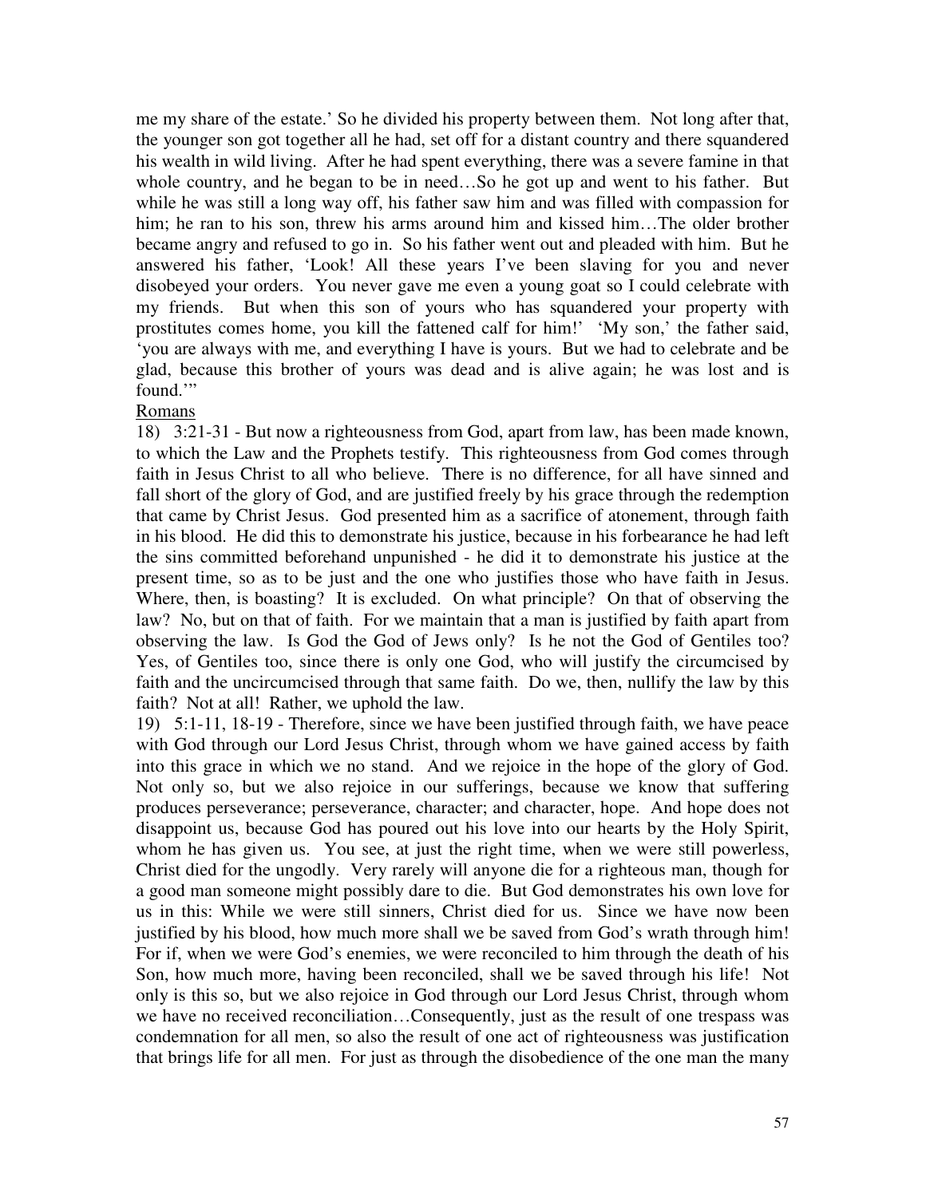me my share of the estate.' So he divided his property between them. Not long after that, the younger son got together all he had, set off for a distant country and there squandered his wealth in wild living. After he had spent everything, there was a severe famine in that whole country, and he began to be in need…So he got up and went to his father. But while he was still a long way off, his father saw him and was filled with compassion for him; he ran to his son, threw his arms around him and kissed him…The older brother became angry and refused to go in. So his father went out and pleaded with him. But he answered his father, 'Look! All these years I've been slaving for you and never disobeyed your orders. You never gave me even a young goat so I could celebrate with my friends. But when this son of yours who has squandered your property with prostitutes comes home, you kill the fattened calf for him!' 'My son,' the father said, 'you are always with me, and everything I have is yours. But we had to celebrate and be glad, because this brother of yours was dead and is alive again; he was lost and is found.'"

Romans

18) 3:21-31 - But now a righteousness from God, apart from law, has been made known, to which the Law and the Prophets testify. This righteousness from God comes through faith in Jesus Christ to all who believe. There is no difference, for all have sinned and fall short of the glory of God, and are justified freely by his grace through the redemption that came by Christ Jesus. God presented him as a sacrifice of atonement, through faith in his blood. He did this to demonstrate his justice, because in his forbearance he had left the sins committed beforehand unpunished - he did it to demonstrate his justice at the present time, so as to be just and the one who justifies those who have faith in Jesus. Where, then, is boasting? It is excluded. On what principle? On that of observing the law? No, but on that of faith. For we maintain that a man is justified by faith apart from observing the law. Is God the God of Jews only? Is he not the God of Gentiles too? Yes, of Gentiles too, since there is only one God, who will justify the circumcised by faith and the uncircumcised through that same faith. Do we, then, nullify the law by this faith? Not at all! Rather, we uphold the law.

19) 5:1-11, 18-19 - Therefore, since we have been justified through faith, we have peace with God through our Lord Jesus Christ, through whom we have gained access by faith into this grace in which we no stand. And we rejoice in the hope of the glory of God. Not only so, but we also rejoice in our sufferings, because we know that suffering produces perseverance; perseverance, character; and character, hope. And hope does not disappoint us, because God has poured out his love into our hearts by the Holy Spirit, whom he has given us. You see, at just the right time, when we were still powerless, Christ died for the ungodly. Very rarely will anyone die for a righteous man, though for a good man someone might possibly dare to die. But God demonstrates his own love for us in this: While we were still sinners, Christ died for us. Since we have now been justified by his blood, how much more shall we be saved from God's wrath through him! For if, when we were God's enemies, we were reconciled to him through the death of his Son, how much more, having been reconciled, shall we be saved through his life! Not only is this so, but we also rejoice in God through our Lord Jesus Christ, through whom we have no received reconciliation…Consequently, just as the result of one trespass was condemnation for all men, so also the result of one act of righteousness was justification that brings life for all men. For just as through the disobedience of the one man the many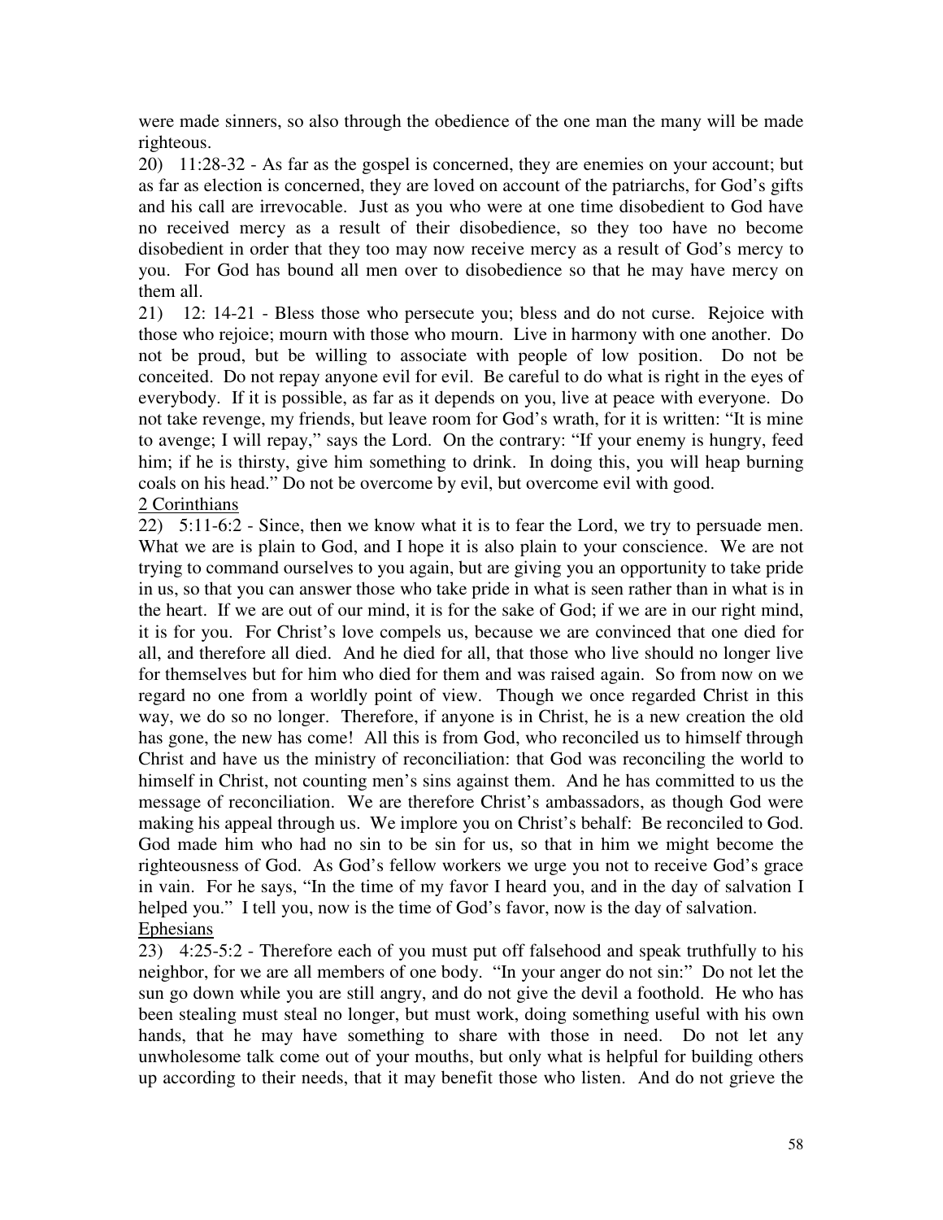were made sinners, so also through the obedience of the one man the many will be made righteous.

20) 11:28-32 - As far as the gospel is concerned, they are enemies on your account; but as far as election is concerned, they are loved on account of the patriarchs, for God's gifts and his call are irrevocable. Just as you who were at one time disobedient to God have no received mercy as a result of their disobedience, so they too have no become disobedient in order that they too may now receive mercy as a result of God's mercy to you. For God has bound all men over to disobedience so that he may have mercy on them all.

21) 12: 14-21 - Bless those who persecute you; bless and do not curse. Rejoice with those who rejoice; mourn with those who mourn. Live in harmony with one another. Do not be proud, but be willing to associate with people of low position. Do not be conceited. Do not repay anyone evil for evil. Be careful to do what is right in the eyes of everybody. If it is possible, as far as it depends on you, live at peace with everyone. Do not take revenge, my friends, but leave room for God's wrath, for it is written: "It is mine to avenge; I will repay," says the Lord. On the contrary: "If your enemy is hungry, feed him; if he is thirsty, give him something to drink. In doing this, you will heap burning coals on his head." Do not be overcome by evil, but overcome evil with good.

<u>2 Corinthians</u>

22) 5:11-6:2 - Since, then we know what it is to fear the Lord, we try to persuade men. What we are is plain to God, and I hope it is also plain to your conscience. We are not trying to command ourselves to you again, but are giving you an opportunity to take pride in us, so that you can answer those who take pride in what is seen rather than in what is in the heart. If we are out of our mind, it is for the sake of God; if we are in our right mind, it is for you. For Christ's love compels us, because we are convinced that one died for all, and therefore all died. And he died for all, that those who live should no longer live for themselves but for him who died for them and was raised again. So from now on we regard no one from a worldly point of view. Though we once regarded Christ in this way, we do so no longer. Therefore, if anyone is in Christ, he is a new creation the old has gone, the new has come! All this is from God, who reconciled us to himself through Christ and have us the ministry of reconciliation: that God was reconciling the world to himself in Christ, not counting men's sins against them. And he has committed to us the message of reconciliation. We are therefore Christ's ambassadors, as though God were making his appeal through us. We implore you on Christ's behalf: Be reconciled to God. God made him who had no sin to be sin for us, so that in him we might become the righteousness of God. As God's fellow workers we urge you not to receive God's grace in vain. For he says, "In the time of my favor I heard you, and in the day of salvation I helped you." I tell you, now is the time of God's favor, now is the day of salvation.

<u>Ephesians</u>

23) 4:25-5:2 - Therefore each of you must put off falsehood and speak truthfully to his neighbor, for we are all members of one body. "In your anger do not sin:" Do not let the sun go down while you are still angry, and do not give the devil a foothold. He who has been stealing must steal no longer, but must work, doing something useful with his own hands, that he may have something to share with those in need. Do not let any unwholesome talk come out of your mouths, but only what is helpful for building others up according to their needs, that it may benefit those who listen. And do not grieve the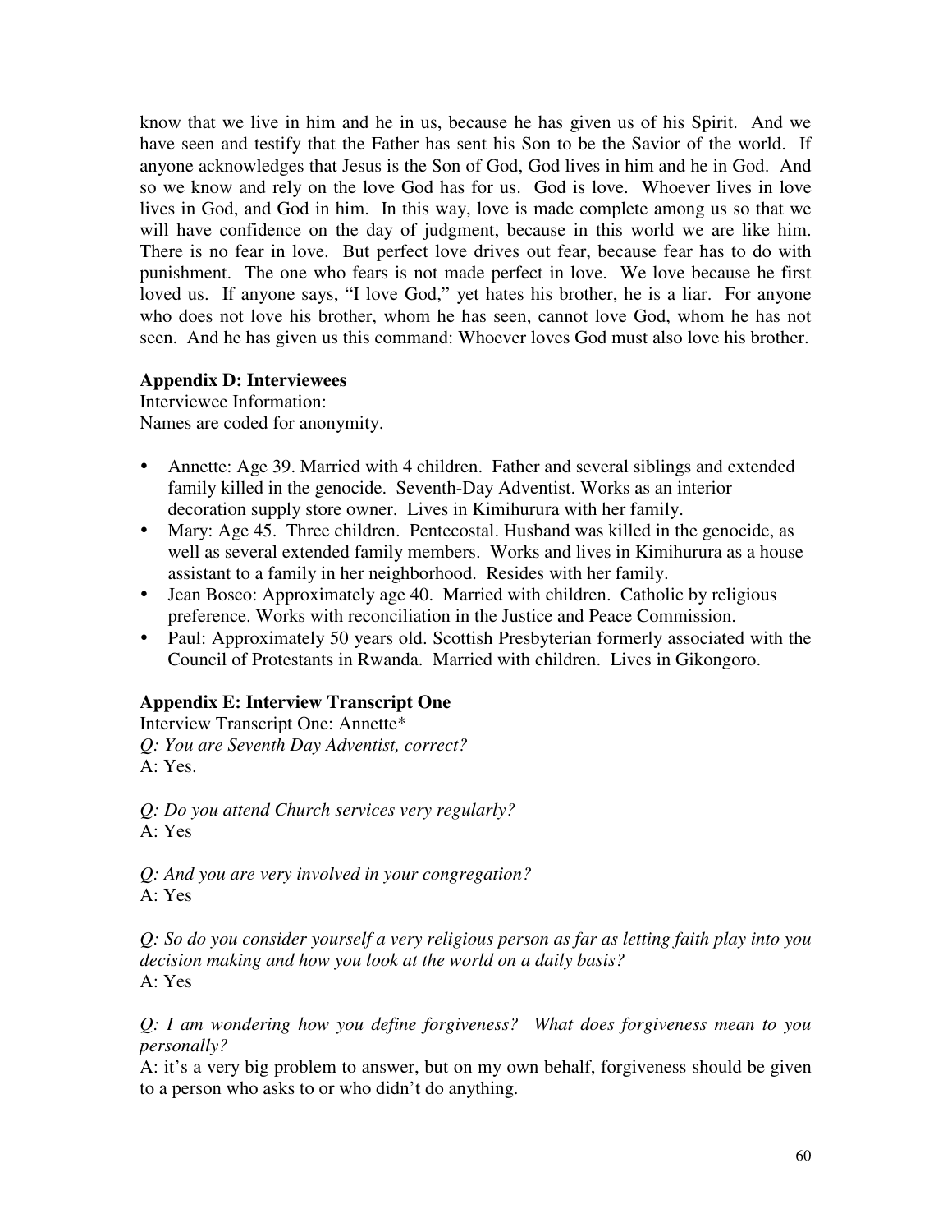know that we live in him and he in us, because he has given us of his Spirit. And we have seen and testify that the Father has sent his Son to be the Savior of the world. If anyone acknowledges that Jesus is the Son of God, God lives in him and he in God. And so we know and rely on the love God has for us. God is love. Whoever lives in love lives in God, and God in him. In this way, love is made complete among us so that we will have confidence on the day of judgment, because in this world we are like him. There is no fear in love. But perfect love drives out fear, because fear has to do with punishment. The one who fears is not made perfect in love. We love because he first loved us. If anyone says, "I love God," yet hates his brother, he is a liar. For anyone who does not love his brother, whom he has seen, cannot love God, whom he has not seen. And he has given us this command: Whoever loves God must also love his brother.

### Appendix D: Interviewees

Interviewee Information:
Names are coded for anonymity.

- Annette: Age 39. Married with 4 children. Father and several siblings and extended family killed in the genocide. Seventh-Day Adventist. Works as an interior decoration supply store owner. Lives in Kimihurura with her family.
- Mary: Age 45. Three children. Pentecostal. Husband was killed in the genocide, as well as several extended family members. Works and lives in Kimihurura as a house assistant to a family in her neighborhood. Resides with her family.
- Jean Bosco: Approximately age 40. Married with children. Catholic by religious preference. Works with reconciliation in the Justice and Peace Commission.
- Paul: Approximately 50 years old. Scottish Presbyterian formerly associated with the Council of Protestants in Rwanda. Married with children. Lives in Gikongoro.

### Appendix E: Interview Transcript One

Interview Transcript One: Annette*

*Q: You are Seventh Day Adventist, correct?*
A: Yes.

*Q: Do you attend Church services very regularly?*
A: Yes

*Q: And you are very involved in your congregation?*
A: Yes

*Q: So do you consider yourself a very religious person as far as letting faith play into you decision making and how you look at the world on a daily basis?*
A: Yes

*Q: I am wondering how you define forgiveness? What does forgiveness mean to you personally?*
A: it's a very big problem to answer, but on my own behalf, forgiveness should be given to a person who asks to or who didn't do anything.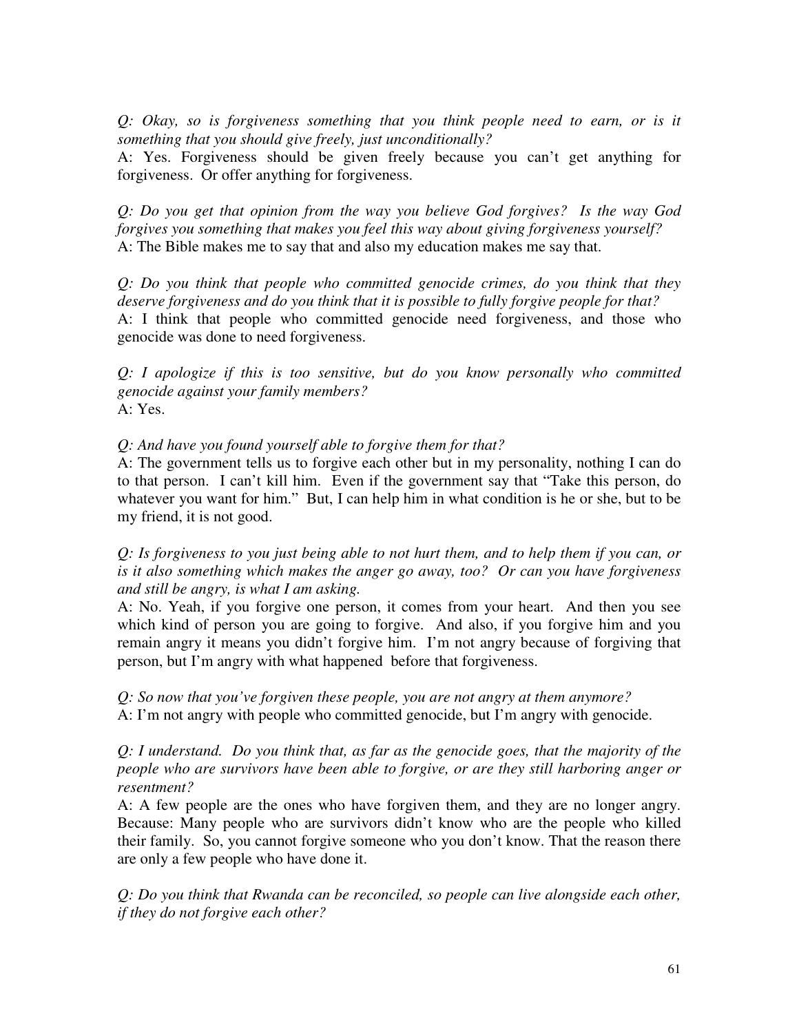*Q: Okay, so is forgiveness something that you think people need to earn, or is it something that you should give freely, just unconditionally?*
A: Yes. Forgiveness should be given freely because you can't get anything for forgiveness. Or offer anything for forgiveness.

*Q: Do you get that opinion from the way you believe God forgives? Is the way God forgives you something that makes you feel this way about giving forgiveness yourself?*
A: The Bible makes me to say that and also my education makes me say that.

*Q: Do you think that people who committed genocide crimes, do you think that they deserve forgiveness and do you think that it is possible to fully forgive people for that?*
A: I think that people who committed genocide need forgiveness, and those who genocide was done to need forgiveness.

*Q: I apologize if this is too sensitive, but do you know personally who committed genocide against your family members?*
A: Yes.

*Q: And have you found yourself able to forgive them for that?*
A: The government tells us to forgive each other but in my personality, nothing I can do to that person. I can't kill him. Even if the government say that "Take this person, do whatever you want for him." But, I can help him in what condition is he or she, but to be my friend, it is not good.

*Q: Is forgiveness to you just being able to not hurt them, and to help them if you can, or is it also something which makes the anger go away, too? Or can you have forgiveness and still be angry, is what I am asking.*
A: No. Yeah, if you forgive one person, it comes from your heart. And then you see which kind of person you are going to forgive. And also, if you forgive him and you remain angry it means you didn't forgive him. I'm not angry because of forgiving that person, but I'm angry with what happened before that forgiveness.

*Q: So now that you've forgiven these people, you are not angry at them anymore?*
A: I'm not angry with people who committed genocide, but I'm angry with genocide.

*Q: I understand. Do you think that, as far as the genocide goes, that the majority of the people who are survivors have been able to forgive, or are they still harboring anger or resentment?*
A: A few people are the ones who have forgiven them, and they are no longer angry. Because: Many people who are survivors didn't know who are the people who killed their family. So, you cannot forgive someone who you don't know. That the reason there are only a few people who have done it.

*Q: Do you think that Rwanda can be reconciled, so people can live alongside each other, if they do not forgive each other?*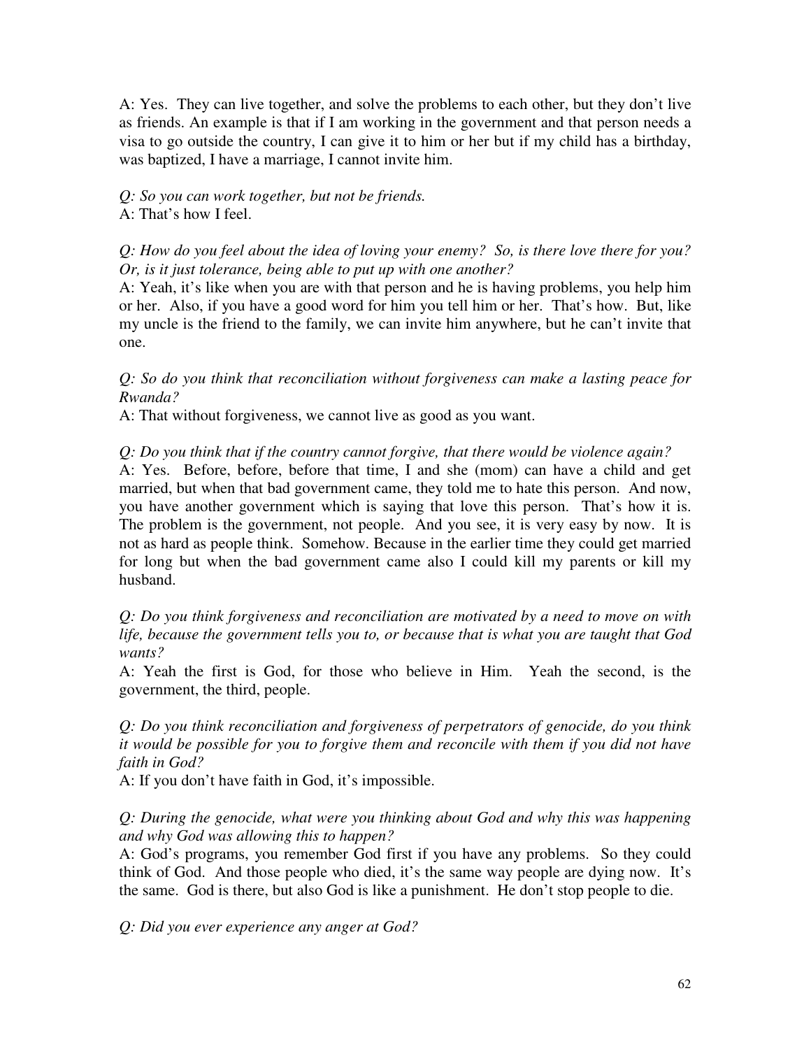A: Yes. They can live together, and solve the problems to each other, but they don't live as friends. An example is that if I am working in the government and that person needs a visa to go outside the country, I can give it to him or her but if my child has a birthday, was baptized, I have a marriage, I cannot invite him.

*Q: So you can work together, but not be friends.*
A: That's how I feel.

*Q: How do you feel about the idea of loving your enemy? So, is there love there for you? Or, is it just tolerance, being able to put up with one another?*
A: Yeah, it's like when you are with that person and he is having problems, you help him or her. Also, if you have a good word for him you tell him or her. That's how. But, like my uncle is the friend to the family, we can invite him anywhere, but he can't invite that one.

*Q: So do you think that reconciliation without forgiveness can make a lasting peace for Rwanda?*
A: That without forgiveness, we cannot live as good as you want.

*Q: Do you think that if the country cannot forgive, that there would be violence again?*
A: Yes. Before, before, before that time, I and she (mom) can have a child and get married, but when that bad government came, they told me to hate this person. And now, you have another government which is saying that love this person. That's how it is. The problem is the government, not people. And you see, it is very easy by now. It is not as hard as people think. Somehow. Because in the earlier time they could get married for long but when the bad government came also I could kill my parents or kill my husband.

*Q: Do you think forgiveness and reconciliation are motivated by a need to move on with life, because the government tells you to, or because that is what you are taught that God wants?*
A: Yeah the first is God, for those who believe in Him. Yeah the second, is the government, the third, people.

*Q: Do you think reconciliation and forgiveness of perpetrators of genocide, do you think it would be possible for you to forgive them and reconcile with them if you did not have faith in God?*
A: If you don't have faith in God, it's impossible.

*Q: During the genocide, what were you thinking about God and why this was happening and why God was allowing this to happen?*
A: God's programs, you remember God first if you have any problems. So they could think of God. And those people who died, it's the same way people are dying now. It's the same. God is there, but also God is like a punishment. He don't stop people to die.

*Q: Did you ever experience any anger at God?*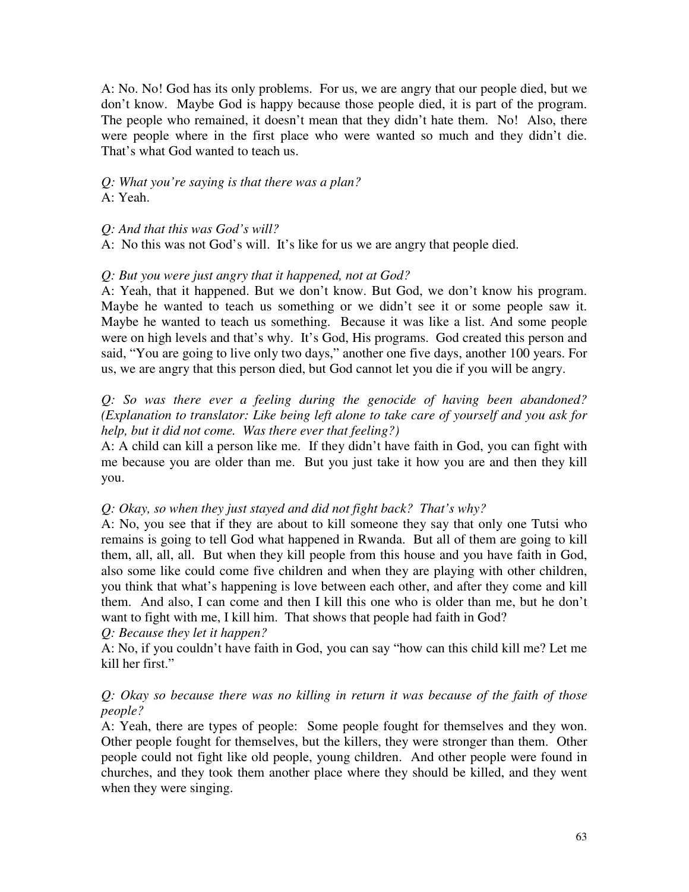A: No. No! God has its only problems. For us, we are angry that our people died, but we don't know. Maybe God is happy because those people died, it is part of the program. The people who remained, it doesn't mean that they didn't hate them. No! Also, there were people where in the first place who were wanted so much and they didn't die. That's what God wanted to teach us.

*Q: What you're saying is that there was a plan?*
A: Yeah.

*Q: And that this was God's will?*
A: No this was not God's will. It's like for us we are angry that people died.

*Q: But you were just angry that it happened, not at God?*
A: Yeah, that it happened. But we don't know. But God, we don't know his program. Maybe he wanted to teach us something or we didn't see it or some people saw it. Maybe he wanted to teach us something. Because it was like a list. And some people were on high levels and that's why. It's God, His programs. God created this person and said, "You are going to live only two days," another one five days, another 100 years. For us, we are angry that this person died, but God cannot let you die if you will be angry.

*Q: So was there ever a feeling during the genocide of having been abandoned? (Explanation to translator: Like being left alone to take care of yourself and you ask for help, but it did not come. Was there ever that feeling?)*
A: A child can kill a person like me. If they didn't have faith in God, you can fight with me because you are older than me. But you just take it how you are and then they kill you.

*Q: Okay, so when they just stayed and did not fight back? That's why?*
A: No, you see that if they are about to kill someone they say that only one Tutsi who remains is going to tell God what happened in Rwanda. But all of them are going to kill them, all, all, all. But when they kill people from this house and you have faith in God, also some like could come five children and when they are playing with other children, you think that what's happening is love between each other, and after they come and kill them. And also, I can come and then I kill this one who is older than me, but he don't want to fight with me, I kill him. That shows that people had faith in God?
*Q: Because they let it happen?*
A: No, if you couldn't have faith in God, you can say "how can this child kill me? Let me kill her first."

*Q: Okay so because there was no killing in return it was because of the faith of those people?*
A: Yeah, there are types of people: Some people fought for themselves and they won. Other people fought for themselves, but the killers, they were stronger than them. Other people could not fight like old people, young children. And other people were found in churches, and they took them another place where they should be killed, and they went when they were singing.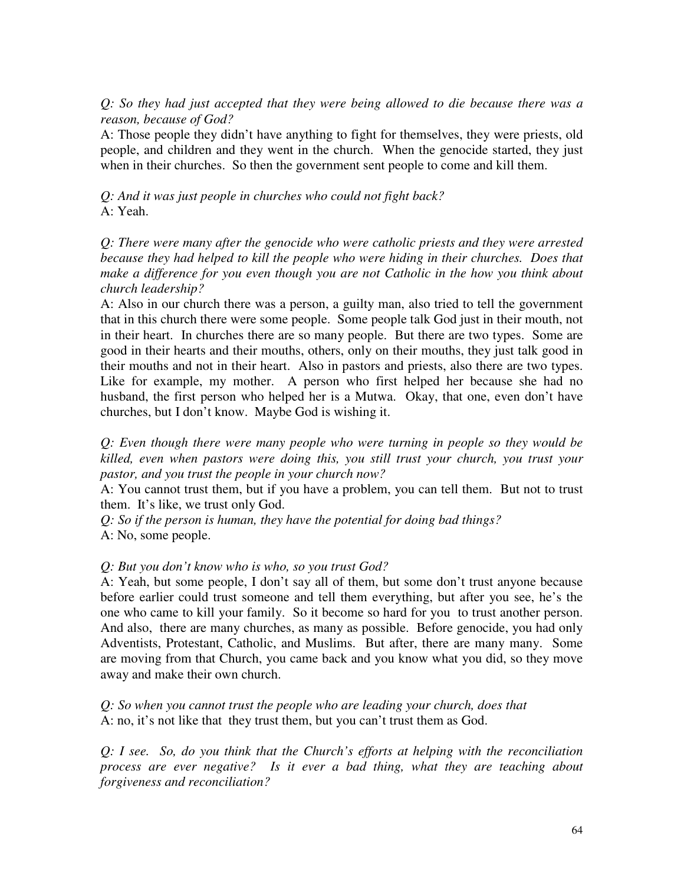*Q: So they had just accepted that they were being allowed to die because there was a reason, because of God?*

A: Those people they didn't have anything to fight for themselves, they were priests, old people, and children and they went in the church. When the genocide started, they just when in their churches. So then the government sent people to come and kill them.

*Q: And it was just people in churches who could not fight back?*

A: Yeah.

*Q: There were many after the genocide who were catholic priests and they were arrested because they had helped to kill the people who were hiding in their churches. Does that make a difference for you even though you are not Catholic in the how you think about church leadership?*

A: Also in our church there was a person, a guilty man, also tried to tell the government that in this church there were some people. Some people talk God just in their mouth, not in their heart. In churches there are so many people. But there are two types. Some are good in their hearts and their mouths, others, only on their mouths, they just talk good in their mouths and not in their heart. Also in pastors and priests, also there are two types. Like for example, my mother. A person who first helped her because she had no husband, the first person who helped her is a Mutwa. Okay, that one, even don't have churches, but I don't know. Maybe God is wishing it.

*Q: Even though there were many people who were turning in people so they would be killed, even when pastors were doing this, you still trust your church, you trust your pastor, and you trust the people in your church now?*

A: You cannot trust them, but if you have a problem, you can tell them. But not to trust them. It's like, we trust only God.

*Q: So if the person is human, they have the potential for doing bad things?*

A: No, some people.

*Q: But you don't know who is who, so you trust God?*

A: Yeah, but some people, I don't say all of them, but some don't trust anyone because before earlier could trust someone and tell them everything, but after you see, he's the one who came to kill your family. So it become so hard for you to trust another person. And also, there are many churches, as many as possible. Before genocide, you had only Adventists, Protestant, Catholic, and Muslims. But after, there are many many. Some are moving from that Church, you came back and you know what you did, so they move away and make their own church.

*Q: So when you cannot trust the people who are leading your church, does that*

A: no, it's not like that they trust them, but you can't trust them as God.

*Q: I see. So, do you think that the Church's efforts at helping with the reconciliation process are ever negative? Is it ever a bad thing, what they are teaching about forgiveness and reconciliation?*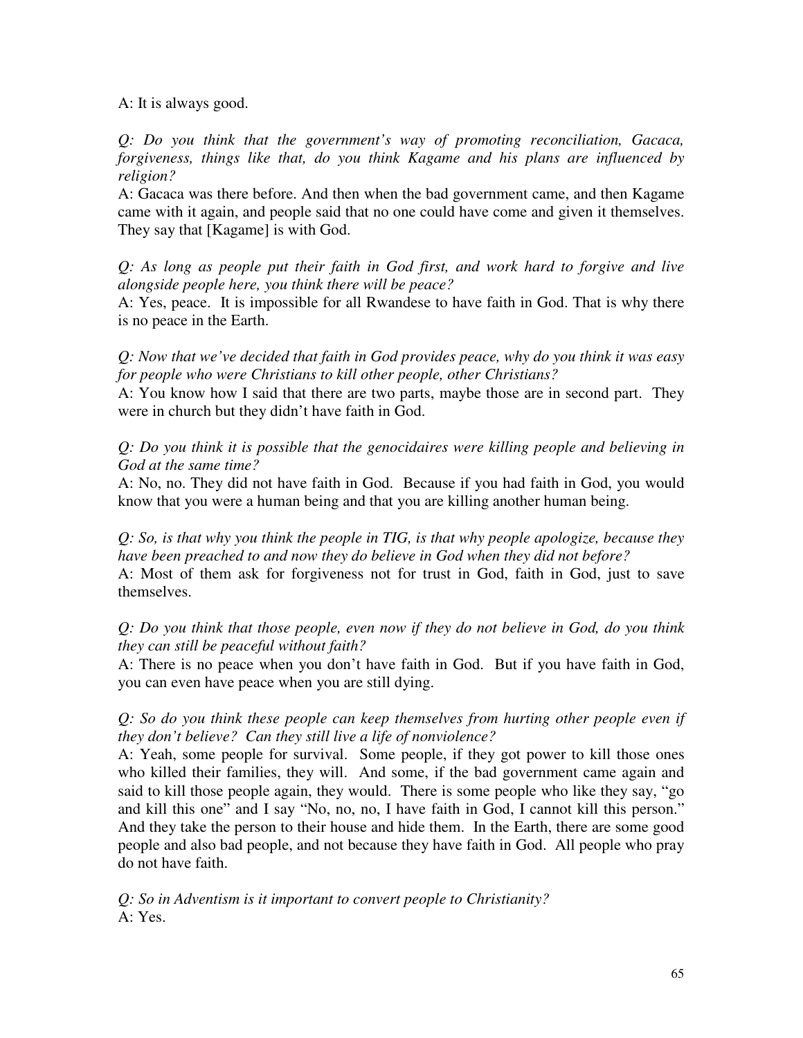A: It is always good.

*Q: Do you think that the government's way of promoting reconciliation, Gacaca, forgiveness, things like that, do you think Kagame and his plans are influenced by religion?*

A: Gacaca was there before. And then when the bad government came, and then Kagame came with it again, and people said that no one could have come and given it themselves. They say that [Kagame] is with God.

*Q: As long as people put their faith in God first, and work hard to forgive and live alongside people here, you think there will be peace?*

A: Yes, peace. It is impossible for all Rwandese to have faith in God. That is why there is no peace in the Earth.

*Q: Now that we've decided that faith in God provides peace, why do you think it was easy for people who were Christians to kill other people, other Christians?*

A: You know how I said that there are two parts, maybe those are in second part. They were in church but they didn't have faith in God.

*Q: Do you think it is possible that the genocidaires were killing people and believing in God at the same time?*

A: No, no. They did not have faith in God. Because if you had faith in God, you would know that you were a human being and that you are killing another human being.

*Q: So, is that why you think the people in TIG, is that why people apologize, because they have been preached to and now they do believe in God when they did not before?*

A: Most of them ask for forgiveness not for trust in God, faith in God, just to save themselves.

*Q: Do you think that those people, even now if they do not believe in God, do you think they can still be peaceful without faith?*

A: There is no peace when you don't have faith in God. But if you have faith in God, you can even have peace when you are still dying.

*Q: So do you think these people can keep themselves from hurting other people even if they don't believe? Can they still live a life of nonviolence?*

A: Yeah, some people for survival. Some people, if they got power to kill those ones who killed their families, they will. And some, if the bad government came again and said to kill those people again, they would. There is some people who like they say, "go and kill this one" and I say "No, no, no, I have faith in God, I cannot kill this person." And they take the person to their house and hide them. In the Earth, there are some good people and also bad people, and not because they have faith in God. All people who pray do not have faith.

*Q: So in Adventism is it important to convert people to Christianity?*

A: Yes.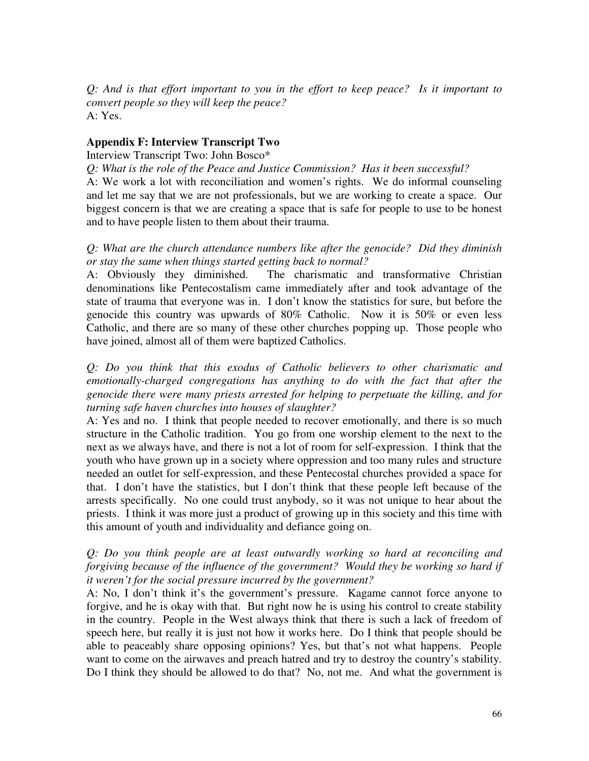*Q: And is that effort important to you in the effort to keep peace? Is it important to convert people so they will keep the peace?*
A: Yes.

**Appendix F: Interview Transcript Two**

Interview Transcript Two: John Bosco*

*Q: What is the role of the Peace and Justice Commission? Has it been successful?*
A: We work a lot with reconciliation and women's rights. We do informal counseling and let me say that we are not professionals, but we are working to create a space. Our biggest concern is that we are creating a space that is safe for people to use to be honest and to have people listen to them about their trauma.

*Q: What are the church attendance numbers like after the genocide? Did they diminish or stay the same when things started getting back to normal?*
A: Obviously they diminished. The charismatic and transformative Christian denominations like Pentecostalism came immediately after and took advantage of the state of trauma that everyone was in. I don't know the statistics for sure, but before the genocide this country was upwards of 80% Catholic. Now it is 50% or even less Catholic, and there are so many of these other churches popping up. Those people who have joined, almost all of them were baptized Catholics.

*Q: Do you think that this exodus of Catholic believers to other charismatic and emotionally-charged congregations has anything to do with the fact that after the genocide there were many priests arrested for helping to perpetuate the killing, and for turning safe haven churches into houses of slaughter?*
A: Yes and no. I think that people needed to recover emotionally, and there is so much structure in the Catholic tradition. You go from one worship element to the next to the next as we always have, and there is not a lot of room for self-expression. I think that the youth who have grown up in a society where oppression and too many rules and structure needed an outlet for self-expression, and these Pentecostal churches provided a space for that. I don't have the statistics, but I don't think that these people left because of the arrests specifically. No one could trust anybody, so it was not unique to hear about the priests. I think it was more just a product of growing up in this society and this time with this amount of youth and individuality and defiance going on.

*Q: Do you think people are at least outwardly working so hard at reconciling and forgiving because of the influence of the government? Would they be working so hard if it weren't for the social pressure incurred by the government?*
A: No, I don't think it's the government's pressure. Kagame cannot force anyone to forgive, and he is okay with that. But right now he is using his control to create stability in the country. People in the West always think that there is such a lack of freedom of speech here, but really it is just not how it works here. Do I think that people should be able to peaceably share opposing opinions? Yes, but that's not what happens. People want to come on the airwaves and preach hatred and try to destroy the country's stability. Do I think they should be allowed to do that? No, not me. And what the government is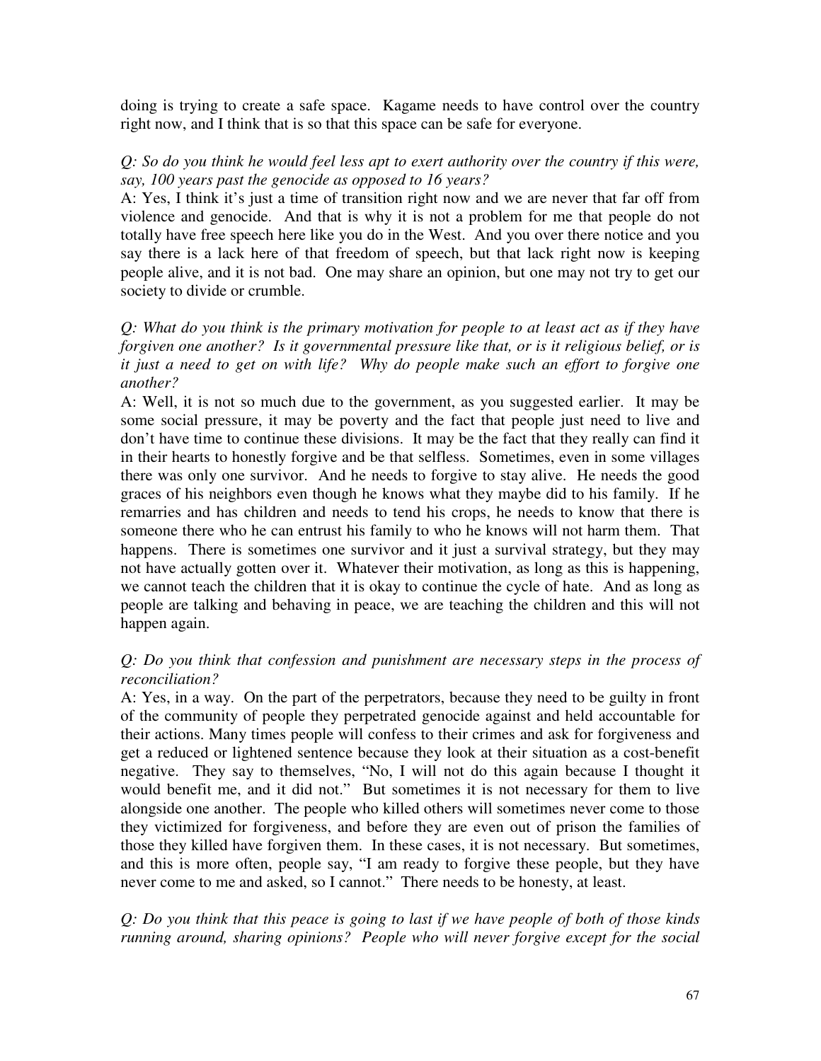doing is trying to create a safe space. Kagame needs to have control over the country right now, and I think that is so that this space can be safe for everyone.

*Q: So do you think he would feel less apt to exert authority over the country if this were, say, 100 years past the genocide as opposed to 16 years?*

A: Yes, I think it's just a time of transition right now and we are never that far off from violence and genocide. And that is why it is not a problem for me that people do not totally have free speech here like you do in the West. And you over there notice and you say there is a lack here of that freedom of speech, but that lack right now is keeping people alive, and it is not bad. One may share an opinion, but one may not try to get our society to divide or crumble.

*Q: What do you think is the primary motivation for people to at least act as if they have forgiven one another? Is it governmental pressure like that, or is it religious belief, or is it just a need to get on with life? Why do people make such an effort to forgive one another?*

A: Well, it is not so much due to the government, as you suggested earlier. It may be some social pressure, it may be poverty and the fact that people just need to live and don't have time to continue these divisions. It may be the fact that they really can find it in their hearts to honestly forgive and be that selfless. Sometimes, even in some villages there was only one survivor. And he needs to forgive to stay alive. He needs the good graces of his neighbors even though he knows what they maybe did to his family. If he remarries and has children and needs to tend his crops, he needs to know that there is someone there who he can entrust his family to who he knows will not harm them. That happens. There is sometimes one survivor and it just a survival strategy, but they may not have actually gotten over it. Whatever their motivation, as long as this is happening, we cannot teach the children that it is okay to continue the cycle of hate. And as long as people are talking and behaving in peace, we are teaching the children and this will not happen again.

*Q: Do you think that confession and punishment are necessary steps in the process of reconciliation?*

A: Yes, in a way. On the part of the perpetrators, because they need to be guilty in front of the community of people they perpetrated genocide against and held accountable for their actions. Many times people will confess to their crimes and ask for forgiveness and get a reduced or lightened sentence because they look at their situation as a cost-benefit negative. They say to themselves, "No, I will not do this again because I thought it would benefit me, and it did not." But sometimes it is not necessary for them to live alongside one another. The people who killed others will sometimes never come to those they victimized for forgiveness, and before they are even out of prison the families of those they killed have forgiven them. In these cases, it is not necessary. But sometimes, and this is more often, people say, "I am ready to forgive these people, but they have never come to me and asked, so I cannot." There needs to be honesty, at least.

*Q: Do you think that this peace is going to last if we have people of both of those kinds running around, sharing opinions? People who will never forgive except for the social*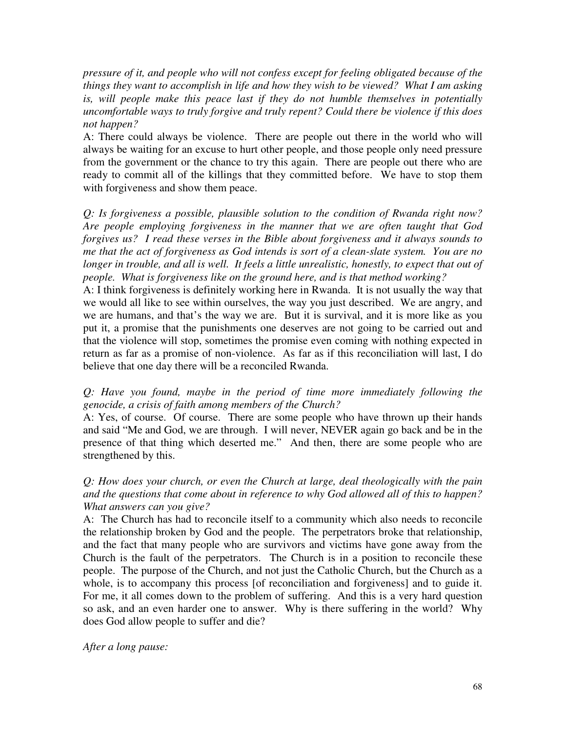*pressure of it, and people who will not confess except for feeling obligated because of the things they want to accomplish in life and how they wish to be viewed? What I am asking is, will people make this peace last if they do not humble themselves in potentially uncomfortable ways to truly forgive and truly repent? Could there be violence if this does not happen?*

A: There could always be violence. There are people out there in the world who will always be waiting for an excuse to hurt other people, and those people only need pressure from the government or the chance to try this again. There are people out there who are ready to commit all of the killings that they committed before. We have to stop them with forgiveness and show them peace.

*Q: Is forgiveness a possible, plausible solution to the condition of Rwanda right now? Are people employing forgiveness in the manner that we are often taught that God forgives us? I read these verses in the Bible about forgiveness and it always sounds to me that the act of forgiveness as God intends is sort of a clean-slate system. You are no longer in trouble, and all is well. It feels a little unrealistic, honestly, to expect that out of people. What is forgiveness like on the ground here, and is that method working?*

A: I think forgiveness is definitely working here in Rwanda. It is not usually the way that we would all like to see within ourselves, the way you just described. We are angry, and we are humans, and that's the way we are. But it is survival, and it is more like as you put it, a promise that the punishments one deserves are not going to be carried out and that the violence will stop, sometimes the promise even coming with nothing expected in return as far as a promise of non-violence. As far as if this reconciliation will last, I do believe that one day there will be a reconciled Rwanda.

*Q: Have you found, maybe in the period of time more immediately following the genocide, a crisis of faith among members of the Church?*

A: Yes, of course. Of course. There are some people who have thrown up their hands and said "Me and God, we are through. I will never, NEVER again go back and be in the presence of that thing which deserted me." And then, there are some people who are strengthened by this.

*Q: How does your church, or even the Church at large, deal theologically with the pain and the questions that come about in reference to why God allowed all of this to happen? What answers can you give?*

A: The Church has had to reconcile itself to a community which also needs to reconcile the relationship broken by God and the people. The perpetrators broke that relationship, and the fact that many people who are survivors and victims have gone away from the Church is the fault of the perpetrators. The Church is in a position to reconcile these people. The purpose of the Church, and not just the Catholic Church, but the Church as a whole, is to accompany this process [of reconciliation and forgiveness] and to guide it. For me, it all comes down to the problem of suffering. And this is a very hard question so ask, and an even harder one to answer. Why is there suffering in the world? Why does God allow people to suffer and die?

*After a long pause:*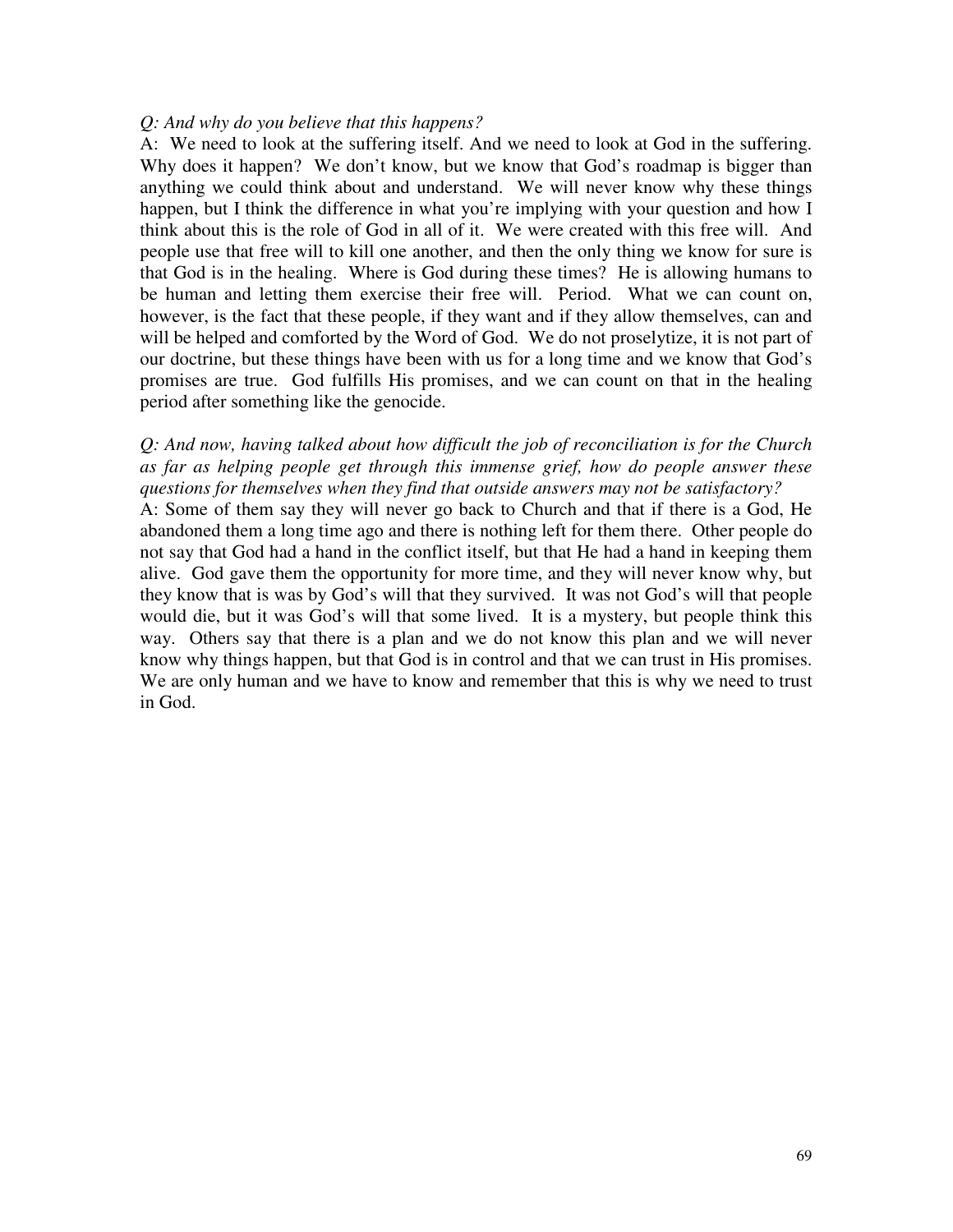*Q: And why do you believe that this happens?*

A: We need to look at the suffering itself. And we need to look at God in the suffering. Why does it happen? We don't know, but we know that God's roadmap is bigger than anything we could think about and understand. We will never know why these things happen, but I think the difference in what you're implying with your question and how I think about this is the role of God in all of it. We were created with this free will. And people use that free will to kill one another, and then the only thing we know for sure is that God is in the healing. Where is God during these times? He is allowing humans to be human and letting them exercise their free will. Period. What we can count on, however, is the fact that these people, if they want and if they allow themselves, can and will be helped and comforted by the Word of God. We do not proselytize, it is not part of our doctrine, but these things have been with us for a long time and we know that God's promises are true. God fulfills His promises, and we can count on that in the healing period after something like the genocide.

*Q: And now, having talked about how difficult the job of reconciliation is for the Church as far as helping people get through this immense grief, how do people answer these questions for themselves when they find that outside answers may not be satisfactory?*

A: Some of them say they will never go back to Church and that if there is a God, He abandoned them a long time ago and there is nothing left for them there. Other people do not say that God had a hand in the conflict itself, but that He had a hand in keeping them alive. God gave them the opportunity for more time, and they will never know why, but they know that is was by God's will that they survived. It was not God's will that people would die, but it was God's will that some lived. It is a mystery, but people think this way. Others say that there is a plan and we do not know this plan and we will never know why things happen, but that God is in control and that we can trust in His promises. We are only human and we have to know and remember that this is why we need to trust in God.